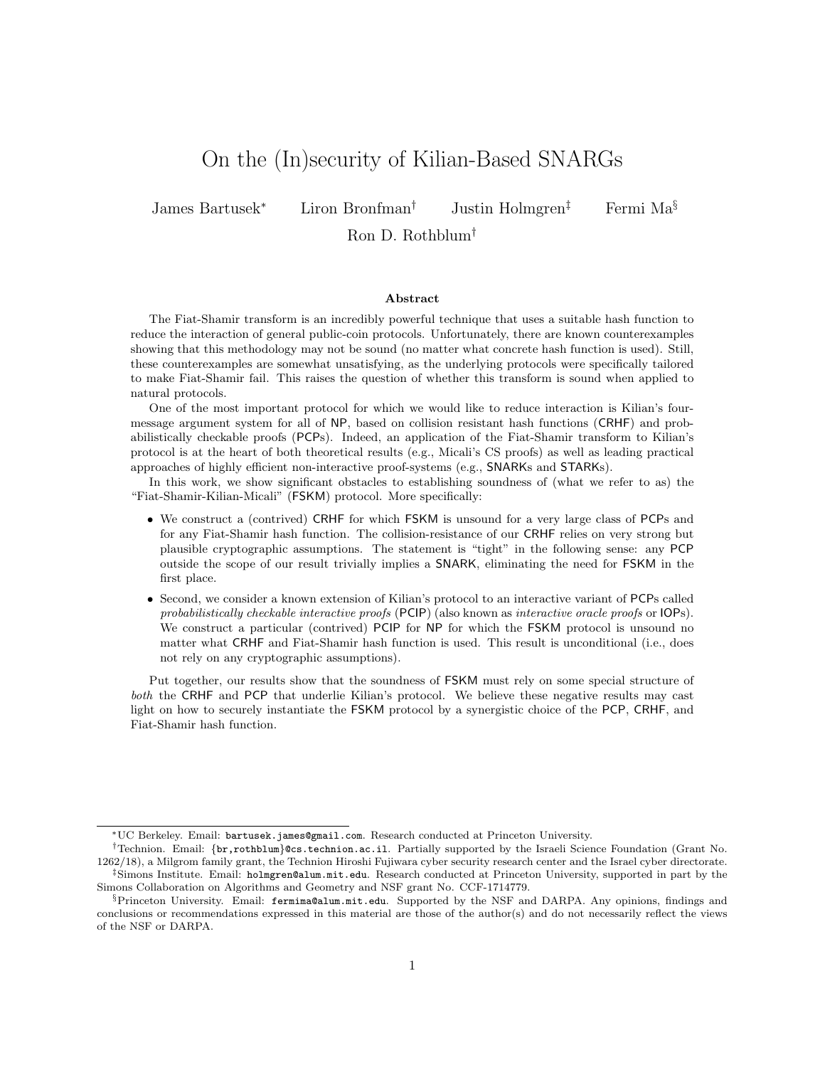# On the (In)security of Kilian-Based SNARGs

James Bartusek[*] Liron Bronfman[†] Justin Holmgren[‡] Fermi Ma[§]

Ron D. Rothblum[†]

### Abstract

The Fiat-Shamir transform is an incredibly powerful technique that uses a suitable hash function to reduce the interaction of general public-coin protocols. Unfortunately, there are known counterexamples showing that this methodology may not be sound (no matter what concrete hash function is used). Still, these counterexamples are somewhat unsatisfying, as the underlying protocols were specifically tailored to make Fiat-Shamir fail. This raises the question of whether this transform is sound when applied to natural protocols.

One of the most important protocol for which we would like to reduce interaction is Kilian's four-message argument system for all of NP, based on collision resistant hash functions (CRHF) and probabilistically checkable proofs (PCPs). Indeed, an application of the Fiat-Shamir transform to Kilian's protocol is at the heart of both theoretical results (e.g., Micali's CS proofs) as well as leading practical approaches of highly efficient non-interactive proof-systems (e.g., SNARKs and STARKs).

In this work, we show significant obstacles to establishing soundness of (what we refer to as) the "Fiat-Shamir-Kilian-Micali" (FSKM) protocol. More specifically:

- We construct a (contrived) CRHF for which FSKM is unsound for a very large class of PCPs and for any Fiat-Shamir hash function. The collision-resistance of our CRHF relies on very strong but plausible cryptographic assumptions. The statement is "tight" in the following sense: any PCP outside the scope of our result trivially implies a SNARK, eliminating the need for FSKM in the first place.
- Second, we consider a known extension of Kilian's protocol to an interactive variant of PCPs called *probabilistically checkable interactive proofs* (PCIP) (also known as *interactive oracle proofs* or IOPs). We construct a particular (contrived) PCIP for NP for which the FSKM protocol is unsound no matter what CRHF and Fiat-Shamir hash function is used. This result is unconditional (i.e., does not rely on any cryptographic assumptions).

Put together, our results show that the soundness of FSKM must rely on some special structure of *both* the CRHF and PCP that underlie Kilian's protocol. We believe these negative results may cast light on how to securely instantiate the FSKM protocol by a synergistic choice of the PCP, CRHF, and Fiat-Shamir hash function.

---

[*] UC Berkeley. Email: bartusek.james@gmail.com. Research conducted at Princeton University.

[†] Technion. Email: {br,rothblum}@cs.technion.ac.il. Partially supported by the Israeli Science Foundation (Grant No. 1262/18), a Milgrom family grant, the Technion Hiroshi Fujiwara cyber security research center and the Israel cyber directorate.

[‡] Simons Institute. Email: holmgren@alum.mit.edu. Research conducted at Princeton University, supported in part by the Simons Collaboration on Algorithms and Geometry and NSF grant No. CCF-1714779.

[§] Princeton University. Email: fermima@alum.mit.edu. Supported by the NSF and DARPA. Any opinions, findings and conclusions or recommendations expressed in this material are those of the author(s) and do not necessarily reflect the views of the NSF or DARPA.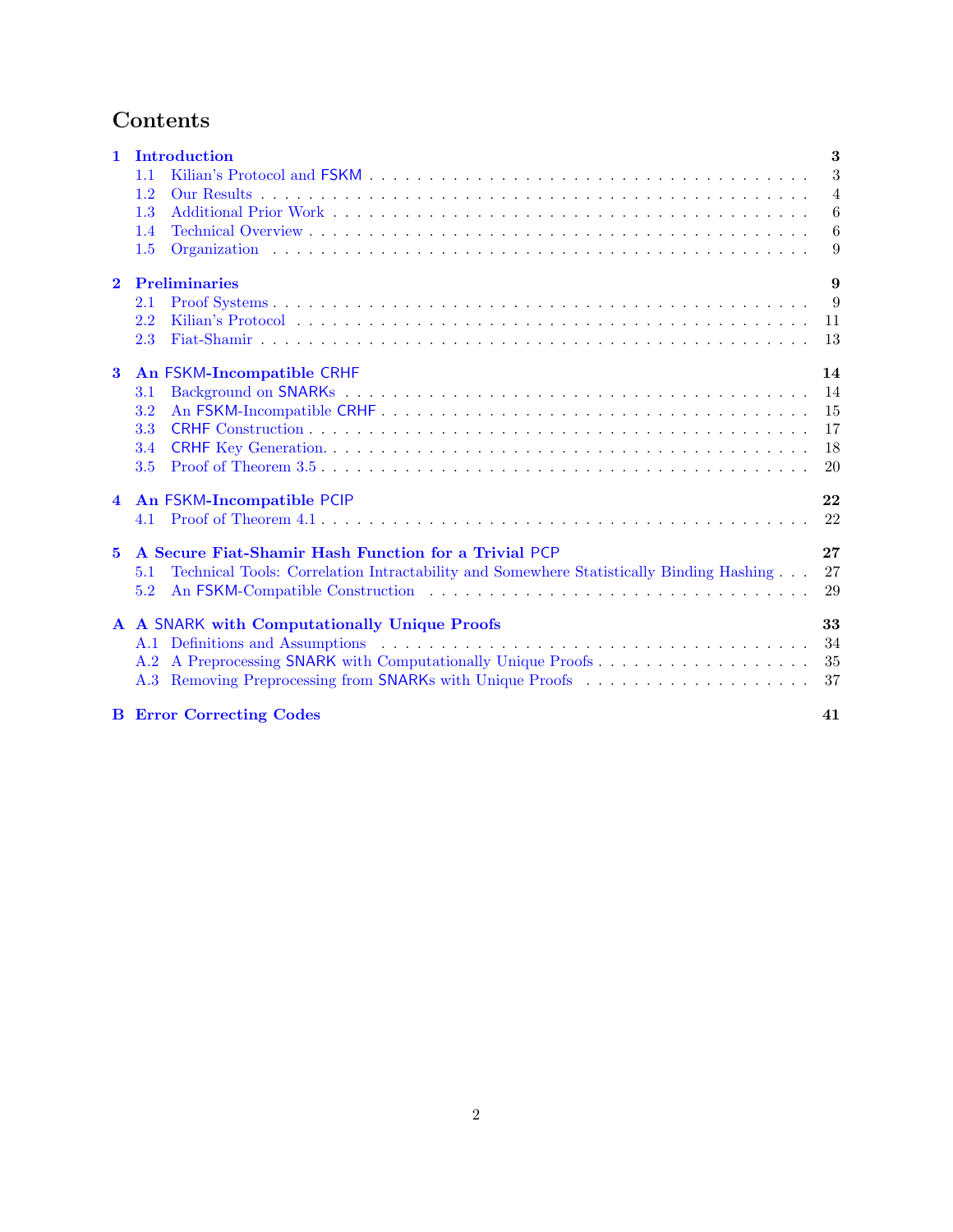# Contents

**1 Introduction** **3**
- 1.1 Kilian's Protocol and FSKM . . . 3
- 1.2 Our Results . . . 4
- 1.3 Additional Prior Work . . . 6
- 1.4 Technical Overview . . . 6
- 1.5 Organization . . . 9

**2 Preliminaries** **9**
- 2.1 Proof Systems . . . 9
- 2.2 Kilian's Protocol . . . 11
- 2.3 Fiat-Shamir . . . 13

**3 An FSKM-Incompatible CRHF** **14**
- 3.1 Background on SNARKs . . . 14
- 3.2 An FSKM-Incompatible CRHF . . . 15
- 3.3 CRHF Construction . . . 17
- 3.4 CRHF Key Generation. . . . 18
- 3.5 Proof of Theorem 3.5 . . . 20

**4 An FSKM-Incompatible PCIP** **22**
- 4.1 Proof of Theorem 4.1 . . . 22

**5 A Secure Fiat-Shamir Hash Function for a Trivial PCP** **27**
- 5.1 Technical Tools: Correlation Intractability and Somewhere Statistically Binding Hashing . . . 27
- 5.2 An FSKM-Compatible Construction . . . 29

**A A SNARK with Computationally Unique Proofs** **33**
- A.1 Definitions and Assumptions . . . 34
- A.2 A Preprocessing SNARK with Computationally Unique Proofs . . . 35
- A.3 Removing Preprocessing from SNARKs with Unique Proofs . . . 37

**B Error Correcting Codes** **41**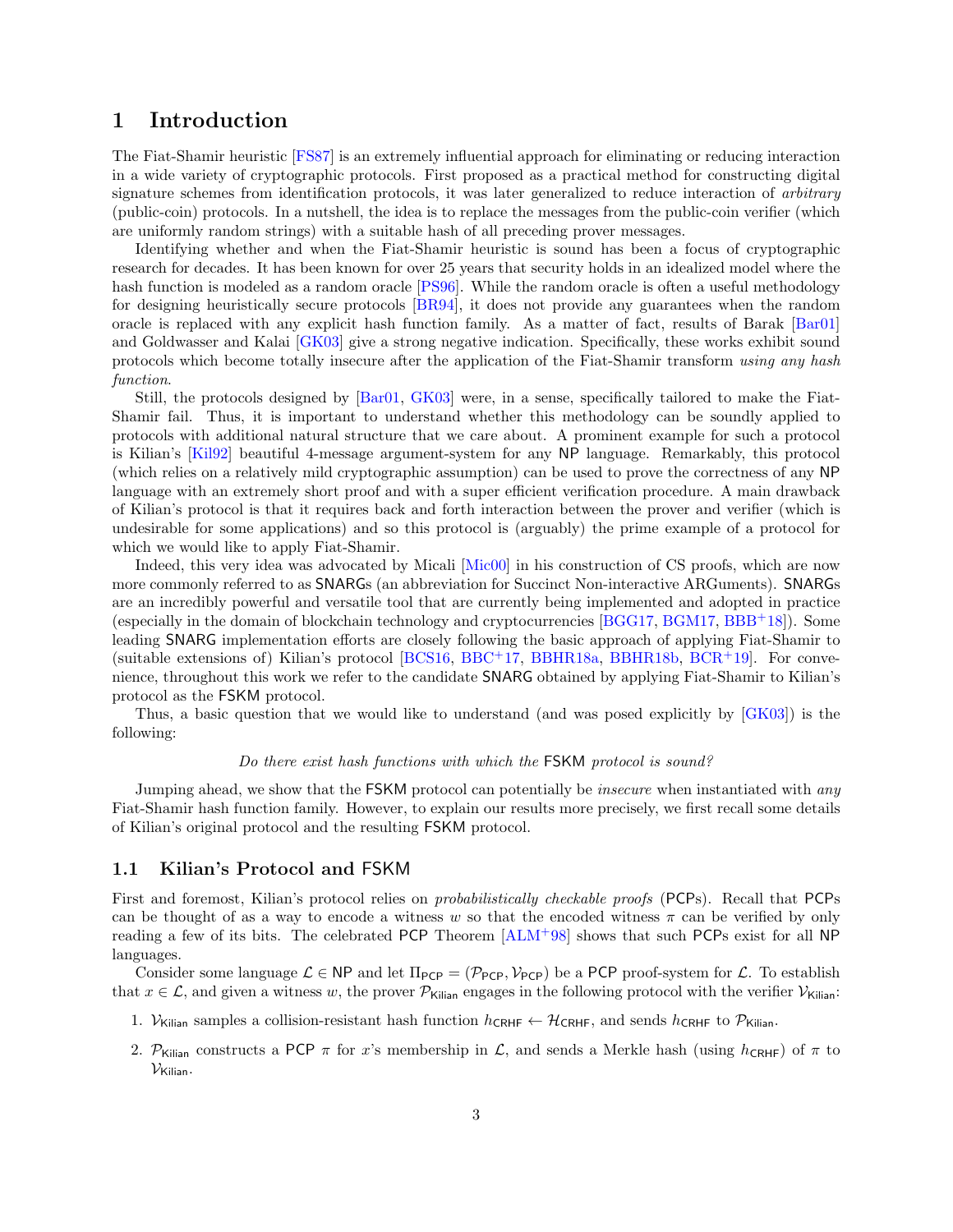# 1 Introduction

The Fiat-Shamir heuristic [FS87] is an extremely influential approach for eliminating or reducing interaction in a wide variety of cryptographic protocols. First proposed as a practical method for constructing digital signature schemes from identification protocols, it was later generalized to reduce interaction of *arbitrary* (public-coin) protocols. In a nutshell, the idea is to replace the messages from the public-coin verifier (which are uniformly random strings) with a suitable hash of all preceding prover messages.

Identifying whether and when the Fiat-Shamir heuristic is sound has been a focus of cryptographic research for decades. It has been known for over 25 years that security holds in an idealized model where the hash function is modeled as a random oracle [PS96]. While the random oracle is often a useful methodology for designing heuristically secure protocols [BR94], it does not provide any guarantees when the random oracle is replaced with any explicit hash function family. As a matter of fact, results of Barak [Bar01] and Goldwasser and Kalai [GK03] give a strong negative indication. Specifically, these works exhibit sound protocols which become totally insecure after the application of the Fiat-Shamir transform *using any hash function*.

Still, the protocols designed by [Bar01, GK03] were, in a sense, specifically tailored to make the Fiat-Shamir fail. Thus, it is important to understand whether this methodology can be soundly applied to protocols with additional natural structure that we care about. A prominent example for such a protocol is Kilian's [Kil92] beautiful 4-message argument-system for any NP language. Remarkably, this protocol (which relies on a relatively mild cryptographic assumption) can be used to prove the correctness of any NP language with an extremely short proof and with a super efficient verification procedure. A main drawback of Kilian's protocol is that it requires back and forth interaction between the prover and verifier (which is undesirable for some applications) and so this protocol is (arguably) the prime example of a protocol for which we would like to apply Fiat-Shamir.

Indeed, this very idea was advocated by Micali [Mic00] in his construction of CS proofs, which are now more commonly referred to as SNARGs (an abbreviation for Succinct Non-interactive ARGuments). SNARGs are an incredibly powerful and versatile tool that are currently being implemented and adopted in practice (especially in the domain of blockchain technology and cryptocurrencies [BGG17, BGM17, BBB+18]). Some leading SNARG implementation efforts are closely following the basic approach of applying Fiat-Shamir to (suitable extensions of) Kilian's protocol [BCS16, BBC+17, BBHR18a, BBHR18b, BCR+19]. For convenience, throughout this work we refer to the candidate SNARG obtained by applying Fiat-Shamir to Kilian's protocol as the FSKM protocol.

Thus, a basic question that we would like to understand (and was posed explicitly by [GK03]) is the following:

*Do there exist hash functions with which the* FSKM *protocol is sound?*

Jumping ahead, we show that the FSKM protocol can potentially be *insecure* when instantiated with *any* Fiat-Shamir hash function family. However, to explain our results more precisely, we first recall some details of Kilian's original protocol and the resulting FSKM protocol.

## 1.1 Kilian's Protocol and FSKM

First and foremost, Kilian's protocol relies on *probabilistically checkable proofs* (PCPs). Recall that PCPs can be thought of as a way to encode a witness $w$ so that the encoded witness $\pi$ can be verified by only reading a few of its bits. The celebrated PCP Theorem [ALM+98] shows that such PCPs exist for all NP languages.

Consider some language $\mathcal{L} \in \mathsf{NP}$ and let $\Pi_{\mathsf{PCP}} = (\mathcal{P}_{\mathsf{PCP}}, \mathcal{V}_{\mathsf{PCP}})$ be a PCP proof-system for $\mathcal{L}$. To establish that $x \in \mathcal{L}$, and given a witness $w$, the prover $\mathcal{P}_{\mathsf{Kilian}}$ engages in the following protocol with the verifier $\mathcal{V}_{\mathsf{Kilian}}$:

1. $\mathcal{V}_{\mathsf{Kilian}}$ samples a collision-resistant hash function $h_{\mathsf{CRHF}} \leftarrow \mathcal{H}_{\mathsf{CRHF}}$, and sends $h_{\mathsf{CRHF}}$ to $\mathcal{P}_{\mathsf{Kilian}}$.
2. $\mathcal{P}_{\mathsf{Kilian}}$ constructs a PCP $\pi$ for $x$'s membership in $\mathcal{L}$, and sends a Merkle hash (using $h_{\mathsf{CRHF}}$) of $\pi$ to $\mathcal{V}_{\mathsf{Kilian}}$.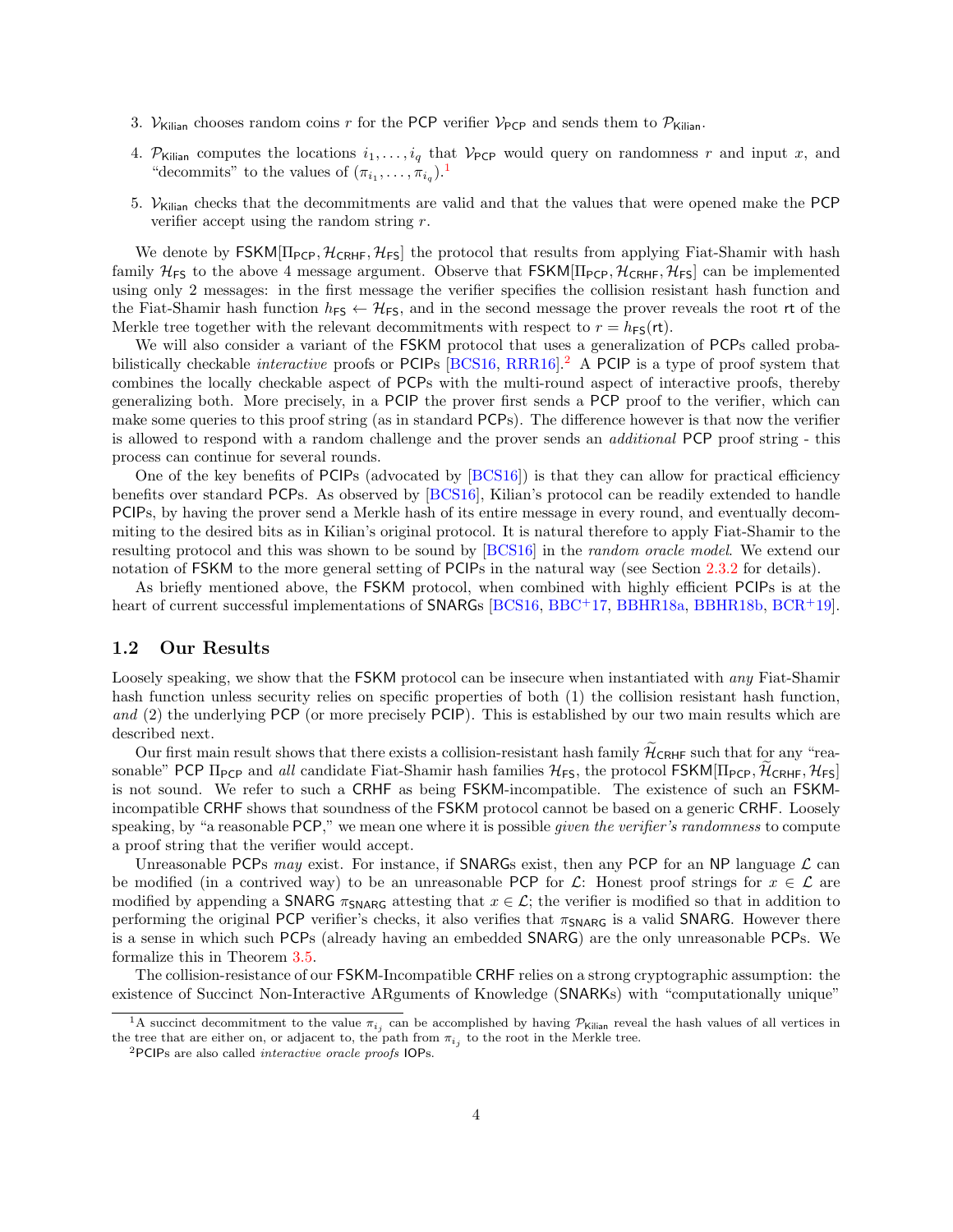3. $\mathcal{V}_{\mathsf{Kilian}}$ chooses random coins $r$ for the PCP verifier $\mathcal{V}_{\mathsf{PCP}}$ and sends them to $\mathcal{P}_{\mathsf{Kilian}}$.
4. $\mathcal{P}_{\mathsf{Kilian}}$ computes the locations $i_1, \ldots, i_q$ that $\mathcal{V}_{\mathsf{PCP}}$ would query on randomness $r$ and input $x$, and "decommits" to the values of $(\pi_{i_1}, \ldots, \pi_{i_q})$.[1]
5. $\mathcal{V}_{\mathsf{Kilian}}$ checks that the decommitments are valid and that the values that were opened make the PCP verifier accept using the random string $r$.

We denote by $\mathsf{FSKM}[\Pi_{\mathsf{PCP}}, \mathcal{H}_{\mathsf{CRHF}}, \mathcal{H}_{\mathsf{FS}}]$ the protocol that results from applying Fiat-Shamir with hash family $\mathcal{H}_{\mathsf{FS}}$ to the above 4 message argument. Observe that $\mathsf{FSKM}[\Pi_{\mathsf{PCP}}, \mathcal{H}_{\mathsf{CRHF}}, \mathcal{H}_{\mathsf{FS}}]$ can be implemented using only 2 messages: in the first message the verifier specifies the collision resistant hash function and the Fiat-Shamir hash function $h_{\mathsf{FS}} \leftarrow \mathcal{H}_{\mathsf{FS}}$, and in the second message the prover reveals the root $\mathsf{rt}$ of the Merkle tree together with the relevant decommitments with respect to $r = h_{\mathsf{FS}}(\mathsf{rt})$.

We will also consider a variant of the FSKM protocol that uses a generalization of PCPs called probabilistically checkable *interactive* proofs or PCIPs [BCS16, RRR16].[2] A PCIP is a type of proof system that combines the locally checkable aspect of PCPs with the multi-round aspect of interactive proofs, thereby generalizing both. More precisely, in a PCIP the prover first sends a PCP proof to the verifier, which can make some queries to this proof string (as in standard PCPs). The difference however is that now the verifier is allowed to respond with a random challenge and the prover sends an *additional* PCP proof string - this process can continue for several rounds.

One of the key benefits of PCIPs (advocated by [BCS16]) is that they can allow for practical efficiency benefits over standard PCPs. As observed by [BCS16], Kilian's protocol can be readily extended to handle PCIPs, by having the prover send a Merkle hash of its entire message in every round, and eventually decommiting to the desired bits as in Kilian's original protocol. It is natural therefore to apply Fiat-Shamir to the resulting protocol and this was shown to be sound by [BCS16] in the *random oracle model*. We extend our notation of FSKM to the more general setting of PCIPs in the natural way (see Section 2.3.2 for details).

As briefly mentioned above, the FSKM protocol, when combined with highly efficient PCIPs is at the heart of current successful implementations of SNARGs [BCS16, BBC+17, BBHR18a, BBHR18b, BCR+19].

## 1.2 Our Results

Loosely speaking, we show that the FSKM protocol can be insecure when instantiated with *any* Fiat-Shamir hash function unless security relies on specific properties of both (1) the collision resistant hash function, *and* (2) the underlying PCP (or more precisely PCIP). This is established by our two main results which are described next.

Our first main result shows that there exists a collision-resistant hash family $\widetilde{\mathcal{H}}_{\mathsf{CRHF}}$ such that for any "reasonable" PCP $\Pi_{\mathsf{PCP}}$ and *all* candidate Fiat-Shamir hash families $\mathcal{H}_{\mathsf{FS}}$, the protocol $\mathsf{FSKM}[\Pi_{\mathsf{PCP}}, \widetilde{\mathcal{H}}_{\mathsf{CRHF}}, \mathcal{H}_{\mathsf{FS}}]$ is not sound. We refer to such a CRHF as being FSKM-incompatible. The existence of such an FSKM-incompatible CRHF shows that soundness of the FSKM protocol cannot be based on a generic CRHF. Loosely speaking, by "a reasonable PCP," we mean one where it is possible *given the verifier's randomness* to compute a proof string that the verifier would accept.

Unreasonable PCPs *may* exist. For instance, if SNARGs exist, then any PCP for an NP language $\mathcal{L}$ can be modified (in a contrived way) to be an unreasonable PCP for $\mathcal{L}$: Honest proof strings for $x \in \mathcal{L}$ are modified by appending a SNARG $\pi_{\mathsf{SNARG}}$ attesting that $x \in \mathcal{L}$; the verifier is modified so that in addition to performing the original PCP verifier's checks, it also verifies that $\pi_{\mathsf{SNARG}}$ is a valid SNARG. However there is a sense in which such PCPs (already having an embedded SNARG) are the only unreasonable PCPs. We formalize this in Theorem 3.5.

The collision-resistance of our FSKM-Incompatible CRHF relies on a strong cryptographic assumption: the existence of Succinct Non-Interactive ARguments of Knowledge (SNARKs) with "computationally unique"

[1] A succinct decommitment to the value $\pi_{i_j}$ can be accomplished by having $\mathcal{P}_{\mathsf{Kilian}}$ reveal the hash values of all vertices in the tree that are either on, or adjacent to, the path from $\pi_{i_j}$ to the root in the Merkle tree.

[2] PCIPs are also called *interactive oracle proofs* IOPs.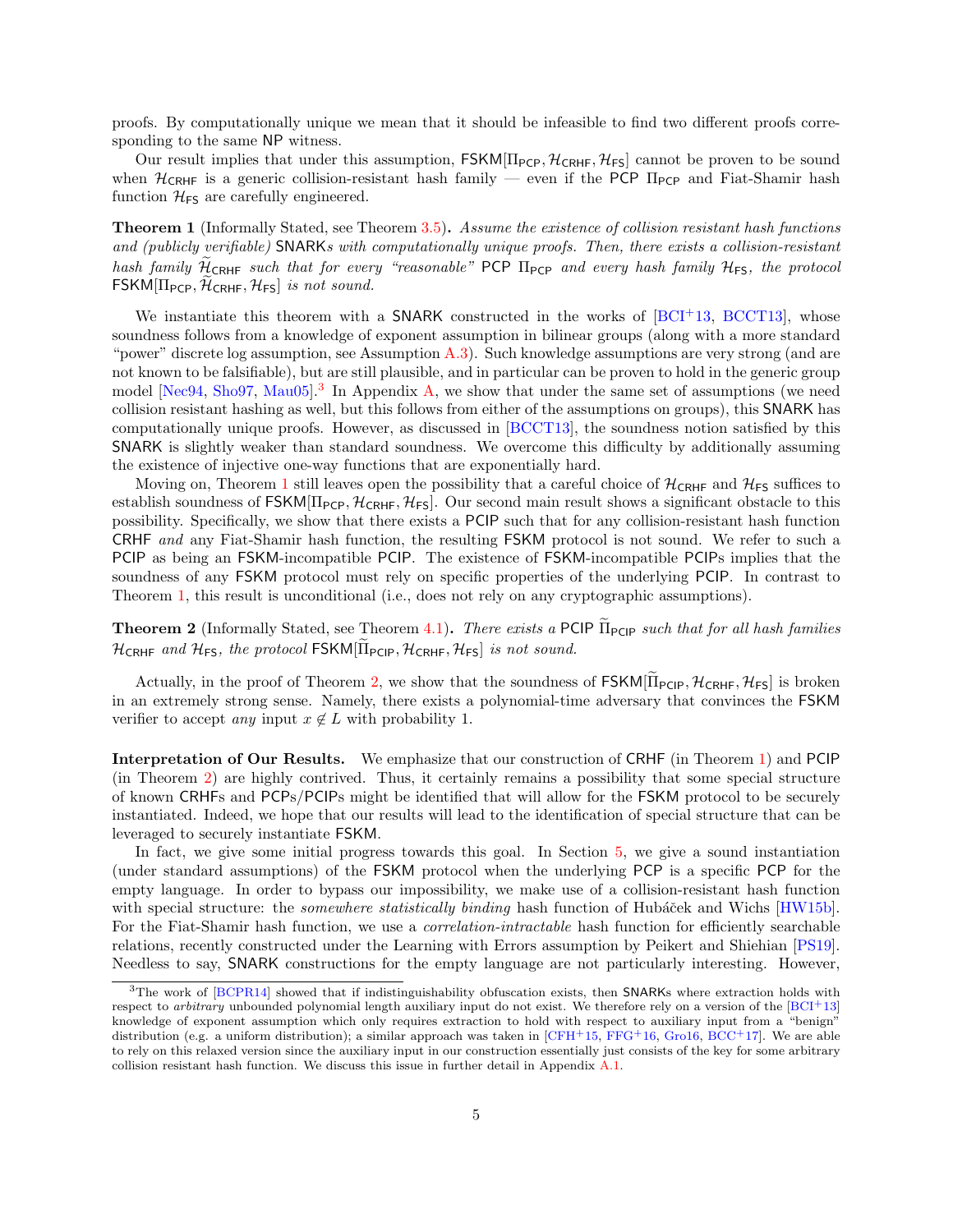proofs. By computationally unique we mean that it should be infeasible to find two different proofs corresponding to the same NP witness.

Our result implies that under this assumption, $\mathsf{FSKM}[\Pi_{\mathsf{PCP}}, \mathcal{H}_{\mathsf{CRHF}}, \mathcal{H}_{\mathsf{FS}}]$ cannot be proven to be sound when $\mathcal{H}_{\mathsf{CRHF}}$ is a generic collision-resistant hash family — even if the PCP $\Pi_{\mathsf{PCP}}$ and Fiat-Shamir hash function $\mathcal{H}_{\mathsf{FS}}$ are carefully engineered.

**Theorem 1** (Informally Stated, see Theorem 3.5)**.** *Assume the existence of collision resistant hash functions and (publicly verifiable)* SNARK*s with computationally unique proofs. Then, there exists a collision-resistant hash family $\widetilde{\mathcal{H}}_{\mathsf{CRHF}}$ such that for every "reasonable"* PCP *$\Pi_{\mathsf{PCP}}$ and every hash family $\mathcal{H}_{\mathsf{FS}}$, the protocol $\mathsf{FSKM}[\Pi_{\mathsf{PCP}}, \widetilde{\mathcal{H}}_{\mathsf{CRHF}}, \mathcal{H}_{\mathsf{FS}}]$ is not sound.*

We instantiate this theorem with a SNARK constructed in the works of [BCI+13, BCCT13], whose soundness follows from a knowledge of exponent assumption in bilinear groups (along with a more standard "power" discrete log assumption, see Assumption A.3). Such knowledge assumptions are very strong (and are not known to be falsifiable), but are still plausible, and in particular can be proven to hold in the generic group model [Nec94, Sho97, Mau05].[3] In Appendix A, we show that under the same set of assumptions (we need collision resistant hashing as well, but this follows from either of the assumptions on groups), this SNARK has computationally unique proofs. However, as discussed in [BCCT13], the soundness notion satisfied by this SNARK is slightly weaker than standard soundness. We overcome this difficulty by additionally assuming the existence of injective one-way functions that are exponentially hard.

Moving on, Theorem 1 still leaves open the possibility that a careful choice of $\mathcal{H}_{\mathsf{CRHF}}$ and $\mathcal{H}_{\mathsf{FS}}$ suffices to establish soundness of $\mathsf{FSKM}[\Pi_{\mathsf{PCP}}, \mathcal{H}_{\mathsf{CRHF}}, \mathcal{H}_{\mathsf{FS}}]$. Our second main result shows a significant obstacle to this possibility. Specifically, we show that there exists a PCIP such that for any collision-resistant hash function CRHF *and* any Fiat-Shamir hash function, the resulting FSKM protocol is not sound. We refer to such a PCIP as being an FSKM-incompatible PCIP. The existence of FSKM-incompatible PCIPs implies that the soundness of any FSKM protocol must rely on specific properties of the underlying PCIP. In contrast to Theorem 1, this result is unconditional (i.e., does not rely on any cryptographic assumptions).

**Theorem 2** (Informally Stated, see Theorem 4.1)**.** *There exists a* PCIP *$\widetilde{\Pi}_{\mathsf{PCIP}}$ such that for all hash families $\mathcal{H}_{\mathsf{CRHF}}$ and $\mathcal{H}_{\mathsf{FS}}$, the protocol $\mathsf{FSKM}[\widetilde{\Pi}_{\mathsf{PCIP}}, \mathcal{H}_{\mathsf{CRHF}}, \mathcal{H}_{\mathsf{FS}}]$ is not sound.*

Actually, in the proof of Theorem 2, we show that the soundness of $\mathsf{FSKM}[\widetilde{\Pi}_{\mathsf{PCIP}}, \mathcal{H}_{\mathsf{CRHF}}, \mathcal{H}_{\mathsf{FS}}]$ is broken in an extremely strong sense. Namely, there exists a polynomial-time adversary that convinces the FSKM verifier to accept *any* input $x \notin L$ with probability 1.

**Interpretation of Our Results.** We emphasize that our construction of CRHF (in Theorem 1) and PCIP (in Theorem 2) are highly contrived. Thus, it certainly remains a possibility that some special structure of known CRHFs and PCPs/PCIPs might be identified that will allow for the FSKM protocol to be securely instantiated. Indeed, we hope that our results will lead to the identification of special structure that can be leveraged to securely instantiate FSKM.

In fact, we give some initial progress towards this goal. In Section 5, we give a sound instantiation (under standard assumptions) of the FSKM protocol when the underlying PCP is a specific PCP for the empty language. In order to bypass our impossibility, we make use of a collision-resistant hash function with special structure: the *somewhere statistically binding* hash function of Hubáček and Wichs [HW15b]. For the Fiat-Shamir hash function, we use a *correlation-intractable* hash function for efficiently searchable relations, recently constructed under the Learning with Errors assumption by Peikert and Shiehian [PS19]. Needless to say, SNARK constructions for the empty language are not particularly interesting. However,

[3] The work of [BCPR14] showed that if indistinguishability obfuscation exists, then SNARKs where extraction holds with respect to *arbitrary* unbounded polynomial length auxiliary input do not exist. We therefore rely on a version of the [BCI+13] knowledge of exponent assumption which only requires extraction to hold with respect to auxiliary input from a "benign" distribution (e.g. a uniform distribution); a similar approach was taken in [CFH+15, FFG+16, Gro16, BCC+17]. We are able to rely on this relaxed version since the auxiliary input in our construction essentially just consists of the key for some arbitrary collision resistant hash function. We discuss this issue in further detail in Appendix A.1.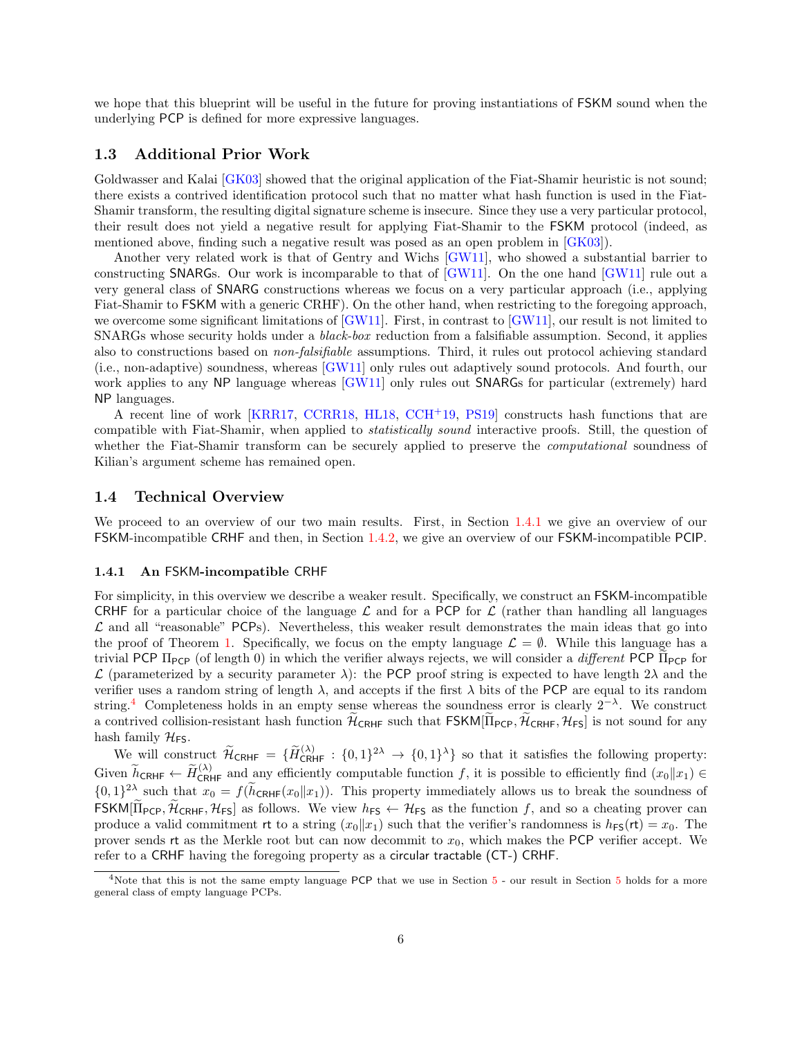we hope that this blueprint will be useful in the future for proving instantiations of FSKM sound when the underlying PCP is defined for more expressive languages.

## 1.3 Additional Prior Work

Goldwasser and Kalai [GK03] showed that the original application of the Fiat-Shamir heuristic is not sound; there exists a contrived identification protocol such that no matter what hash function is used in the Fiat-Shamir transform, the resulting digital signature scheme is insecure. Since they use a very particular protocol, their result does not yield a negative result for applying Fiat-Shamir to the FSKM protocol (indeed, as mentioned above, finding such a negative result was posed as an open problem in [GK03]).

Another very related work is that of Gentry and Wichs [GW11], who showed a substantial barrier to constructing SNARGs. Our work is incomparable to that of [GW11]. On the one hand [GW11] rule out a very general class of SNARG constructions whereas we focus on a very particular approach (i.e., applying Fiat-Shamir to FSKM with a generic CRHF). On the other hand, when restricting to the foregoing approach, we overcome some significant limitations of [GW11]. First, in contrast to [GW11], our result is not limited to SNARGs whose security holds under a *black-box* reduction from a falsifiable assumption. Second, it applies also to constructions based on *non-falsifiable* assumptions. Third, it rules out protocol achieving standard (i.e., non-adaptive) soundness, whereas [GW11] only rules out adaptively sound protocols. And fourth, our work applies to any NP language whereas [GW11] only rules out SNARGs for particular (extremely) hard NP languages.

A recent line of work [KRR17, CCRR18, HL18, CCH+19, PS19] constructs hash functions that are compatible with Fiat-Shamir, when applied to *statistically sound* interactive proofs. Still, the question of whether the Fiat-Shamir transform can be securely applied to preserve the *computational* soundness of Kilian's argument scheme has remained open.

## 1.4 Technical Overview

We proceed to an overview of our two main results. First, in Section 1.4.1 we give an overview of our FSKM-incompatible CRHF and then, in Section 1.4.2, we give an overview of our FSKM-incompatible PCIP.

### 1.4.1 An FSKM-incompatible CRHF

For simplicity, in this overview we describe a weaker result. Specifically, we construct an FSKM-incompatible CRHF for a particular choice of the language $\mathcal{L}$ and for a PCP for $\mathcal{L}$ (rather than handling all languages $\mathcal{L}$ and all "reasonable" PCPs). Nevertheless, this weaker result demonstrates the main ideas that go into the proof of Theorem 1. Specifically, we focus on the empty language $\mathcal{L} = \emptyset$. While this language has a trivial PCP $\Pi_{\mathsf{PCP}}$ (of length 0) in which the verifier always rejects, we will consider a *different* PCP $\widetilde{\Pi}_{\mathsf{PCP}}$ for $\mathcal{L}$ (parameterized by a security parameter $\lambda$): the PCP proof string is expected to have length $2\lambda$ and the verifier uses a random string of length $\lambda$, and accepts if the first $\lambda$ bits of the PCP are equal to its random string.[4] Completeness holds in an empty sense whereas the soundness error is clearly $2^{-\lambda}$. We construct a contrived collision-resistant hash function $\widetilde{\mathcal{H}}_{\mathsf{CRHF}}$ such that $\mathsf{FSKM}[\widetilde{\Pi}_{\mathsf{PCP}}, \widetilde{\mathcal{H}}_{\mathsf{CRHF}}, \mathcal{H}_{\mathsf{FS}}]$ is not sound for any hash family $\mathcal{H}_{\mathsf{FS}}$.

We will construct $\widetilde{\mathcal{H}}_{\mathsf{CRHF}} = \{\widetilde{H}^{(\lambda)}_{\mathsf{CRHF}} : \{0,1\}^{2\lambda} \to \{0,1\}^{\lambda}\}$ so that it satisfies the following property: Given $\widetilde{h}_{\mathsf{CRHF}} \leftarrow \widetilde{H}^{(\lambda)}_{\mathsf{CRHF}}$ and any efficiently computable function $f$, it is possible to efficiently find $(x_0 \| x_1) \in \{0,1\}^{2\lambda}$ such that $x_0 = f(\widetilde{h}_{\mathsf{CRHF}}(x_0 \| x_1))$. This property immediately allows us to break the soundness of $\mathsf{FSKM}[\widetilde{\Pi}_{\mathsf{PCP}}, \widetilde{\mathcal{H}}_{\mathsf{CRHF}}, \mathcal{H}_{\mathsf{FS}}]$ as follows. We view $h_{\mathsf{FS}} \leftarrow \mathcal{H}_{\mathsf{FS}}$ as the function $f$, and so a cheating prover can produce a valid commitment $\mathsf{rt}$ to a string $(x_0 \| x_1)$ such that the verifier's randomness is $h_{\mathsf{FS}}(\mathsf{rt}) = x_0$. The prover sends $\mathsf{rt}$ as the Merkle root but can now decommit to $x_0$, which makes the PCP verifier accept. We refer to a CRHF having the foregoing property as a circular tractable (CT-) CRHF.

[4] Note that this is not the same empty language PCP that we use in Section 5 - our result in Section 5 holds for a more general class of empty language PCPs.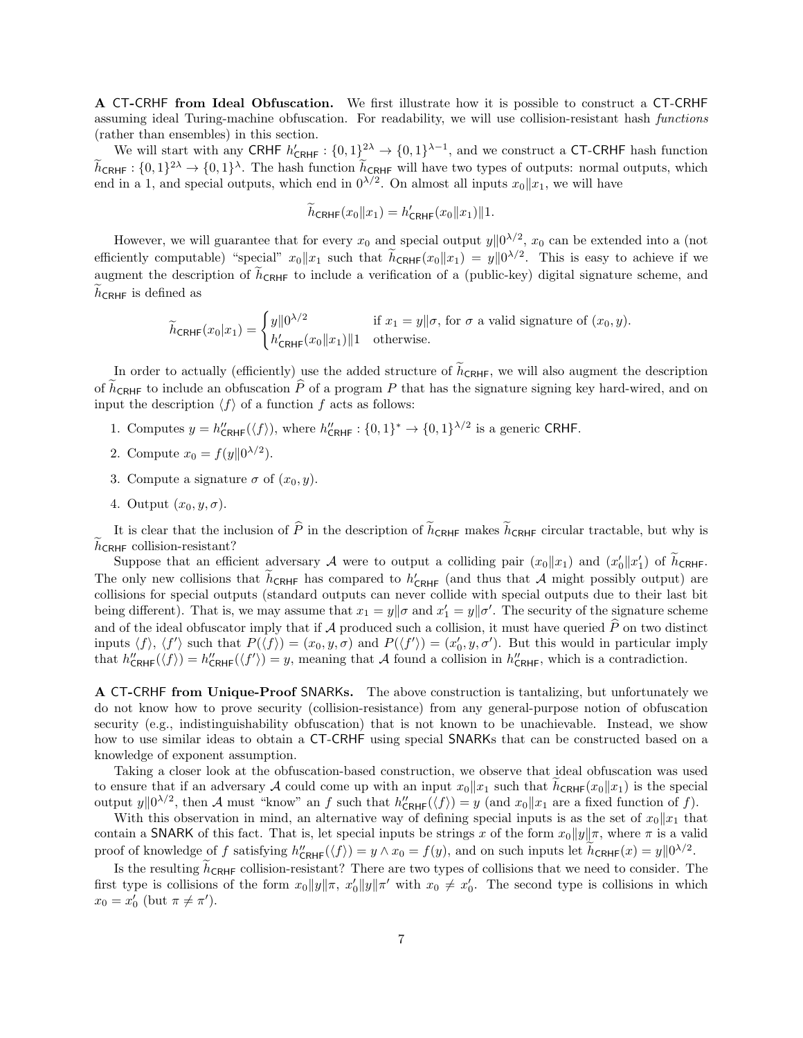**A $\mathsf{CT\text{-}CRHF}$ from Ideal Obfuscation.** We first illustrate how it is possible to construct a $\mathsf{CT\text{-}CRHF}$ assuming ideal Turing-machine obfuscation. For readability, we will use collision-resistant hash *functions* (rather than ensembles) in this section.

We will start with any $\mathsf{CRHF}$ $h'_{\mathsf{CRHF}} : \{0,1\}^{2\lambda} \to \{0,1\}^{\lambda-1}$, and we construct a $\mathsf{CT\text{-}CRHF}$ hash function $\widetilde{h}_{\mathsf{CRHF}} : \{0,1\}^{2\lambda} \to \{0,1\}^{\lambda}$. The hash function $\widetilde{h}_{\mathsf{CRHF}}$ will have two types of outputs: normal outputs, which end in a 1, and special outputs, which end in $0^{\lambda/2}$. On almost all inputs $x_0 \| x_1$, we will have

$$\widetilde{h}_{\mathsf{CRHF}}(x_0 \| x_1) = h'_{\mathsf{CRHF}}(x_0 \| x_1) \| 1.$$

However, we will guarantee that for every $x_0$ and special output $y \| 0^{\lambda/2}$, $x_0$ can be extended into a (not efficiently computable) "special" $x_0 \| x_1$ such that $\widetilde{h}_{\mathsf{CRHF}}(x_0 \| x_1) = y \| 0^{\lambda/2}$. This is easy to achieve if we augment the description of $\widetilde{h}_{\mathsf{CRHF}}$ to include a verification of a (public-key) digital signature scheme, and $\widetilde{h}_{\mathsf{CRHF}}$ is defined as

$$\widetilde{h}_{\mathsf{CRHF}}(x_0 | x_1) = \begin{cases} y \| 0^{\lambda/2} & \text{if } x_1 = y \| \sigma, \text{ for } \sigma \text{ a valid signature of } (x_0, y). \\ h'_{\mathsf{CRHF}}(x_0 \| x_1) \| 1 & \text{otherwise.} \end{cases}$$

In order to actually (efficiently) use the added structure of $\widetilde{h}_{\mathsf{CRHF}}$, we will also augment the description of $\widetilde{h}_{\mathsf{CRHF}}$ to include an obfuscation $\widehat{P}$ of a program $P$ that has the signature signing key hard-wired, and on input the description $\langle f \rangle$ of a function $f$ acts as follows:

1. Computes $y = h''_{\mathsf{CRHF}}(\langle f \rangle)$, where $h''_{\mathsf{CRHF}} : \{0,1\}^* \to \{0,1\}^{\lambda/2}$ is a generic $\mathsf{CRHF}$.
2. Compute $x_0 = f(y \| 0^{\lambda/2})$.
3. Compute a signature $\sigma$ of $(x_0, y)$.
4. Output $(x_0, y, \sigma)$.

It is clear that the inclusion of $\widehat{P}$ in the description of $\widetilde{h}_{\mathsf{CRHF}}$ makes $\widetilde{h}_{\mathsf{CRHF}}$ circular tractable, but why is $\widetilde{h}_{\mathsf{CRHF}}$ collision-resistant?

Suppose that an efficient adversary $\mathcal{A}$ were to output a colliding pair $(x_0 \| x_1)$ and $(x'_0 \| x'_1)$ of $\widetilde{h}_{\mathsf{CRHF}}$. The only new collisions that $\widetilde{h}_{\mathsf{CRHF}}$ has compared to $h'_{\mathsf{CRHF}}$ (and thus that $\mathcal{A}$ might possibly output) are collisions for special outputs (standard outputs can never collide with special outputs due to their last bit being different). That is, we may assume that $x_1 = y \| \sigma$ and $x'_1 = y \| \sigma'$. The security of the signature scheme and of the ideal obfuscator imply that if $\mathcal{A}$ produced such a collision, it must have queried $\widehat{P}$ on two distinct inputs $\langle f \rangle$, $\langle f' \rangle$ such that $P(\langle f \rangle) = (x_0, y, \sigma)$ and $P(\langle f' \rangle) = (x'_0, y, \sigma')$. But this would in particular imply that $h''_{\mathsf{CRHF}}(\langle f \rangle) = h''_{\mathsf{CRHF}}(\langle f' \rangle) = y$, meaning that $\mathcal{A}$ found a collision in $h''_{\mathsf{CRHF}}$, which is a contradiction.

**A $\mathsf{CT\text{-}CRHF}$ from Unique-Proof $\mathsf{SNARK}$s.** The above construction is tantalizing, but unfortunately we do not know how to prove security (collision-resistance) from any general-purpose notion of obfuscation security (e.g., indistinguishability obfuscation) that is not known to be unachievable. Instead, we show how to use similar ideas to obtain a $\mathsf{CT\text{-}CRHF}$ using special $\mathsf{SNARK}$s that can be constructed based on a knowledge of exponent assumption.

Taking a closer look at the obfuscation-based construction, we observe that ideal obfuscation was used to ensure that if an adversary $\mathcal{A}$ could come up with an input $x_0 \| x_1$ such that $\widetilde{h}_{\mathsf{CRHF}}(x_0 \| x_1)$ is the special output $y \| 0^{\lambda/2}$, then $\mathcal{A}$ must "know" an $f$ such that $h''_{\mathsf{CRHF}}(\langle f \rangle) = y$ (and $x_0 \| x_1$ are a fixed function of $f$).

With this observation in mind, an alternative way of defining special inputs is as the set of $x_0 \| x_1$ that contain a $\mathsf{SNARK}$ of this fact. That is, let special inputs be strings $x$ of the form $x_0 \| y \| \pi$, where $\pi$ is a valid proof of knowledge of $f$ satisfying $h''_{\mathsf{CRHF}}(\langle f \rangle) = y \wedge x_0 = f(y)$, and on such inputs let $\widetilde{h}_{\mathsf{CRHF}}(x) = y \| 0^{\lambda/2}$.

Is the resulting $\widetilde{h}_{\mathsf{CRHF}}$ collision-resistant? There are two types of collisions that we need to consider. The first type is collisions of the form $x_0 \| y \| \pi$, $x'_0 \| y \| \pi'$ with $x_0 \neq x'_0$. The second type is collisions in which $x_0 = x'_0$ (but $\pi \neq \pi'$).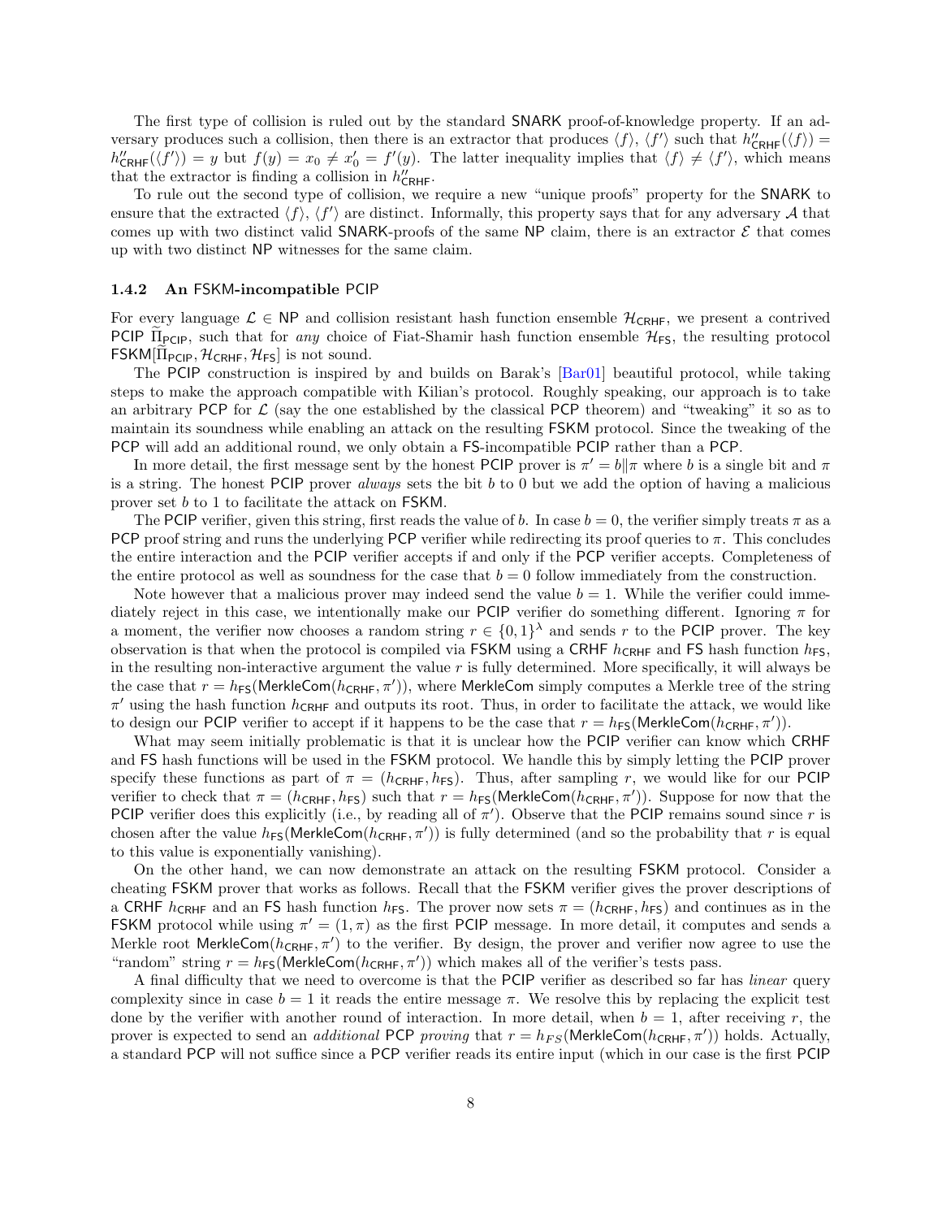The first type of collision is ruled out by the standard SNARK proof-of-knowledge property. If an adversary produces such a collision, then there is an extractor that produces $\langle f \rangle$, $\langle f' \rangle$ such that $h''_{\mathsf{CRHF}}(\langle f \rangle) = h''_{\mathsf{CRHF}}(\langle f' \rangle) = y$ but $f(y) = x_0 \neq x'_0 = f'(y)$. The latter inequality implies that $\langle f \rangle \neq \langle f' \rangle$, which means that the extractor is finding a collision in $h''_{\mathsf{CRHF}}$.

To rule out the second type of collision, we require a new "unique proofs" property for the SNARK to ensure that the extracted $\langle f \rangle$, $\langle f' \rangle$ are distinct. Informally, this property says that for any adversary $\mathcal{A}$ that comes up with two distinct valid SNARK-proofs of the same NP claim, there is an extractor $\mathcal{E}$ that comes up with two distinct NP witnesses for the same claim.

### 1.4.2 An FSKM-incompatible PCIP

For every language $\mathcal{L} \in \mathsf{NP}$ and collision resistant hash function ensemble $\mathcal{H}_{\mathsf{CRHF}}$, we present a contrived PCIP $\widetilde{\Pi}_{\mathsf{PCIP}}$, such that for *any* choice of Fiat-Shamir hash function ensemble $\mathcal{H}_{\mathsf{FS}}$, the resulting protocol $\mathsf{FSKM}[\widetilde{\Pi}_{\mathsf{PCIP}}, \mathcal{H}_{\mathsf{CRHF}}, \mathcal{H}_{\mathsf{FS}}]$ is not sound.

The PCIP construction is inspired by and builds on Barak's [Bar01] beautiful protocol, while taking steps to make the approach compatible with Kilian's protocol. Roughly speaking, our approach is to take an arbitrary PCP for $\mathcal{L}$ (say the one established by the classical PCP theorem) and "tweaking" it so as to maintain its soundness while enabling an attack on the resulting FSKM protocol. Since the tweaking of the PCP will add an additional round, we only obtain a FS-incompatible PCIP rather than a PCP.

In more detail, the first message sent by the honest PCIP prover is $\pi' = b \| \pi$ where $b$ is a single bit and $\pi$ is a string. The honest PCIP prover *always* sets the bit $b$ to 0 but we add the option of having a malicious prover set $b$ to 1 to facilitate the attack on FSKM.

The PCIP verifier, given this string, first reads the value of $b$. In case $b = 0$, the verifier simply treats $\pi$ as a PCP proof string and runs the underlying PCP verifier while redirecting its proof queries to $\pi$. This concludes the entire interaction and the PCIP verifier accepts if and only if the PCP verifier accepts. Completeness of the entire protocol as well as soundness for the case that $b = 0$ follow immediately from the construction.

Note however that a malicious prover may indeed send the value $b = 1$. While the verifier could immediately reject in this case, we intentionally make our PCIP verifier do something different. Ignoring $\pi$ for a moment, the verifier now chooses a random string $r \in \{0,1\}^{\lambda}$ and sends $r$ to the PCIP prover. The key observation is that when the protocol is compiled via FSKM using a CRHF $h_{\mathsf{CRHF}}$ and FS hash function $h_{\mathsf{FS}}$, in the resulting non-interactive argument the value $r$ is fully determined. More specifically, it will always be the case that $r = h_{\mathsf{FS}}(\mathsf{MerkleCom}(h_{\mathsf{CRHF}}, \pi'))$, where MerkleCom simply computes a Merkle tree of the string $\pi'$ using the hash function $h_{\mathsf{CRHF}}$ and outputs its root. Thus, in order to facilitate the attack, we would like to design our PCIP verifier to accept if it happens to be the case that $r = h_{\mathsf{FS}}(\mathsf{MerkleCom}(h_{\mathsf{CRHF}}, \pi'))$.

What may seem initially problematic is that it is unclear how the PCIP verifier can know which CRHF and FS hash functions will be used in the FSKM protocol. We handle this by simply letting the PCIP prover specify these functions as part of $\pi = (h_{\mathsf{CRHF}}, h_{\mathsf{FS}})$. Thus, after sampling $r$, we would like for our PCIP verifier to check that $\pi = (h_{\mathsf{CRHF}}, h_{\mathsf{FS}})$ such that $r = h_{\mathsf{FS}}(\mathsf{MerkleCom}(h_{\mathsf{CRHF}}, \pi'))$. Suppose for now that the PCIP verifier does this explicitly (i.e., by reading all of $\pi'$). Observe that the PCIP remains sound since $r$ is chosen after the value $h_{\mathsf{FS}}(\mathsf{MerkleCom}(h_{\mathsf{CRHF}}, \pi'))$ is fully determined (and so the probability that $r$ is equal to this value is exponentially vanishing).

On the other hand, we can now demonstrate an attack on the resulting FSKM protocol. Consider a cheating FSKM prover that works as follows. Recall that the FSKM verifier gives the prover descriptions of a CRHF $h_{\mathsf{CRHF}}$ and an FS hash function $h_{\mathsf{FS}}$. The prover now sets $\pi = (h_{\mathsf{CRHF}}, h_{\mathsf{FS}})$ and continues as in the FSKM protocol while using $\pi' = (1, \pi)$ as the first PCIP message. In more detail, it computes and sends a Merkle root $\mathsf{MerkleCom}(h_{\mathsf{CRHF}}, \pi')$ to the verifier. By design, the prover and verifier now agree to use the "random" string $r = h_{\mathsf{FS}}(\mathsf{MerkleCom}(h_{\mathsf{CRHF}}, \pi'))$ which makes all of the verifier's tests pass.

A final difficulty that we need to overcome is that the PCIP verifier as described so far has *linear* query complexity since in case $b = 1$ it reads the entire message $\pi$. We resolve this by replacing the explicit test done by the verifier with another round of interaction. In more detail, when $b = 1$, after receiving $r$, the prover is expected to send an *additional* PCP *proving* that $r = h_{FS}(\mathsf{MerkleCom}(h_{\mathsf{CRHF}}, \pi'))$ holds. Actually, a standard PCP will not suffice since a PCP verifier reads its entire input (which in our case is the first PCIP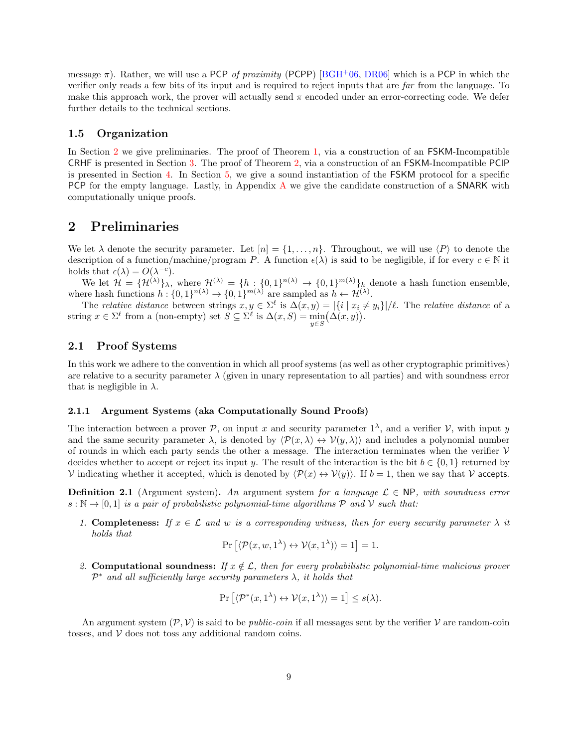message $\pi$). Rather, we will use a PCP *of proximity* (PCPP) [BGH+06, DR06] which is a PCP in which the verifier only reads a few bits of its input and is required to reject inputs that are *far* from the language. To make this approach work, the prover will actually send $\pi$ encoded under an error-correcting code. We defer further details to the technical sections.

### 1.5 Organization

In Section 2 we give preliminaries. The proof of Theorem 1, via a construction of an FSKM-Incompatible CRHF is presented in Section 3. The proof of Theorem 2, via a construction of an FSKM-Incompatible PCIP is presented in Section 4. In Section 5, we give a sound instantiation of the FSKM protocol for a specific PCP for the empty language. Lastly, in Appendix A we give the candidate construction of a SNARK with computationally unique proofs.

## 2 Preliminaries

We let $\lambda$ denote the security parameter. Let $[n] = \{1, \ldots, n\}$. Throughout, we will use $\langle P \rangle$ to denote the description of a function/machine/program $P$. A function $\epsilon(\lambda)$ is said to be negligible, if for every $c \in \mathbb{N}$ it holds that $\epsilon(\lambda) = O(\lambda^{-c})$.

We let $\mathcal{H} = \{\mathcal{H}^{(\lambda)}\}_\lambda$, where $\mathcal{H}^{(\lambda)} = \{h : \{0,1\}^{n(\lambda)} \to \{0,1\}^{m(\lambda)}\}_h$ denote a hash function ensemble, where hash functions $h : \{0,1\}^{n(\lambda)} \to \{0,1\}^{m(\lambda)}$ are sampled as $h \leftarrow \mathcal{H}^{(\lambda)}$.

The *relative distance* between strings $x, y \in \Sigma^\ell$ is $\Delta(x, y) = |\{i \mid x_i \neq y_i\}|/\ell$. The *relative distance* of a string $x \in \Sigma^\ell$ from a (non-empty) set $S \subseteq \Sigma^\ell$ is $\Delta(x, S) = \min\limits_{y \in S}\big(\Delta(x, y)\big)$.

### 2.1 Proof Systems

In this work we adhere to the convention in which all proof systems (as well as other cryptographic primitives) are relative to a security parameter $\lambda$ (given in unary representation to all parties) and with soundness error that is negligible in $\lambda$.

#### 2.1.1 Argument Systems (aka Computationally Sound Proofs)

The interaction between a prover $\mathcal{P}$, on input $x$ and security parameter $1^\lambda$, and a verifier $\mathcal{V}$, with input $y$ and the same security parameter $\lambda$, is denoted by $\langle \mathcal{P}(x, \lambda) \leftrightarrow \mathcal{V}(y, \lambda) \rangle$ and includes a polynomial number of rounds in which each party sends the other a message. The interaction terminates when the verifier $\mathcal{V}$ decides whether to accept or reject its input $y$. The result of the interaction is the bit $b \in \{0, 1\}$ returned by $\mathcal{V}$ indicating whether it accepted, which is denoted by $\langle \mathcal{P}(x) \leftrightarrow \mathcal{V}(y) \rangle$. If $b = 1$, then we say that $\mathcal{V}$ accepts.

**Definition 2.1** (Argument system)**.** *An argument system for a language $\mathcal{L} \in$ NP, with soundness error $s : \mathbb{N} \to [0, 1]$ is a pair of probabilistic polynomial-time algorithms $\mathcal{P}$ and $\mathcal{V}$ such that:*

1. **Completeness:** *If $x \in \mathcal{L}$ and $w$ is a corresponding witness, then for every security parameter $\lambda$ it holds that*
$$\Pr\left[\langle \mathcal{P}(x, w, 1^\lambda) \leftrightarrow \mathcal{V}(x, 1^\lambda) \rangle = 1\right] = 1.$$

2. **Computational soundness:** *If $x \notin \mathcal{L}$, then for every probabilistic polynomial-time malicious prover $\mathcal{P}^*$ and all sufficiently large security parameters $\lambda$, it holds that*
$$\Pr\left[\langle \mathcal{P}^*(x, 1^\lambda) \leftrightarrow \mathcal{V}(x, 1^\lambda) \rangle = 1\right] \leq s(\lambda).$$

An argument system $(\mathcal{P}, \mathcal{V})$ is said to be *public-coin* if all messages sent by the verifier $\mathcal{V}$ are random-coin tosses, and $\mathcal{V}$ does not toss any additional random coins.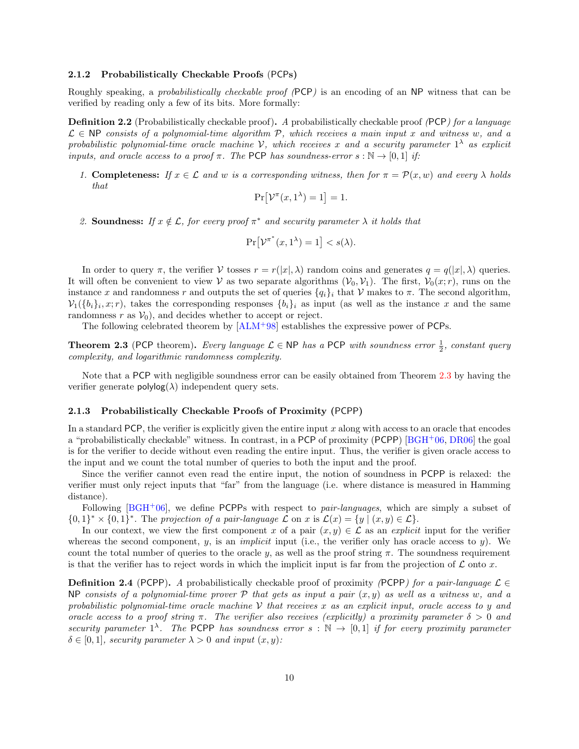### 2.1.2 Probabilistically Checkable Proofs (PCPs)

Roughly speaking, a *probabilistically checkable proof (*PCP*)* is an encoding of an NP witness that can be verified by reading only a few of its bits. More formally:

**Definition 2.2** (Probabilistically checkable proof)**.** *A* probabilistically checkable proof *(*PCP*) for a language $\mathcal{L} \in$ NP consists of a polynomial-time algorithm $\mathcal{P}$, which receives a main input $x$ and witness $w$, and a probabilistic polynomial-time oracle machine $\mathcal{V}$, which receives $x$ and a security parameter $1^\lambda$ as explicit inputs, and oracle access to a proof $\pi$. The* PCP *has soundness-error $s : \mathbb{N} \to [0, 1]$ if:*

1. **Completeness:** *If $x \in \mathcal{L}$ and $w$ is a corresponding witness, then for $\pi = \mathcal{P}(x, w)$ and every $\lambda$ holds that*
$$\Pr\bigl[\mathcal{V}^{\pi}(x, 1^\lambda) = 1\bigr] = 1.$$

2. **Soundness:** *If $x \notin \mathcal{L}$, for every proof $\pi^*$ and security parameter $\lambda$ it holds that*
$$\Pr\bigl[\mathcal{V}^{\pi^*}(x, 1^\lambda) = 1\bigr] < s(\lambda).$$

In order to query $\pi$, the verifier $\mathcal{V}$ tosses $r = r(|x|, \lambda)$ random coins and generates $q = q(|x|, \lambda)$ queries. It will often be convenient to view $\mathcal{V}$ as two separate algorithms $(\mathcal{V}_0, \mathcal{V}_1)$. The first, $\mathcal{V}_0(x; r)$, runs on the instance $x$ and randomness $r$ and outputs the set of queries $\{q_i\}_i$ that $\mathcal{V}$ makes to $\pi$. The second algorithm, $\mathcal{V}_1(\{b_i\}_i, x; r)$, takes the corresponding responses $\{b_i\}_i$ as input (as well as the instance $x$ and the same randomness $r$ as $\mathcal{V}_0$), and decides whether to accept or reject.

The following celebrated theorem by [ALM+98] establishes the expressive power of PCPs.

**Theorem 2.3** (PCP theorem)**.** *Every language $\mathcal{L} \in$ NP has a* PCP *with soundness error $\frac{1}{2}$, constant query complexity, and logarithmic randomness complexity.*

Note that a PCP with negligible soundness error can be easily obtained from Theorem 2.3 by having the verifier generate $\mathsf{polylog}(\lambda)$ independent query sets.

### 2.1.3 Probabilistically Checkable Proofs of Proximity (PCPP)

In a standard PCP, the verifier is explicitly given the entire input $x$ along with access to an oracle that encodes a "probabilistically checkable" witness. In contrast, in a PCP of proximity (PCPP) [BGH+06, DR06] the goal is for the verifier to decide without even reading the entire input. Thus, the verifier is given oracle access to the input and we count the total number of queries to both the input and the proof.

Since the verifier cannot even read the entire input, the notion of soundness in PCPP is relaxed: the verifier must only reject inputs that "far" from the language (i.e. where distance is measured in Hamming distance).

Following [BGH+06], we define PCPPs with respect to *pair-languages*, which are simply a subset of $\{0, 1\}^* \times \{0, 1\}^*$. The *projection of a pair-language $\mathcal{L}$* on $x$ is $\mathcal{L}(x) = \{y \mid (x, y) \in \mathcal{L}\}$.

In our context, we view the first component $x$ of a pair $(x, y) \in \mathcal{L}$ as an *explicit* input for the verifier whereas the second component, $y$, is an *implicit* input (i.e., the verifier only has oracle access to $y$). We count the total number of queries to the oracle $y$, as well as the proof string $\pi$. The soundness requirement is that the verifier has to reject words in which the implicit input is far from the projection of $\mathcal{L}$ onto $x$.

**Definition 2.4** (PCPP)**.** *A* probabilistically checkable proof of proximity *(*PCPP*) for a pair-language $\mathcal{L} \in$ NP consists of a polynomial-time prover $\mathcal{P}$ that gets as input a pair $(x, y)$ as well as a witness $w$, and a probabilistic polynomial-time oracle machine $\mathcal{V}$ that receives $x$ as an explicit input, oracle access to $y$ and oracle access to a proof string $\pi$. The verifier also receives (explicitly) a proximity parameter $\delta > 0$ and security parameter $1^\lambda$. The* PCPP *has soundness error $s : \mathbb{N} \to [0, 1]$ if for every proximity parameter $\delta \in [0, 1]$, security parameter $\lambda > 0$ and input $(x, y)$:*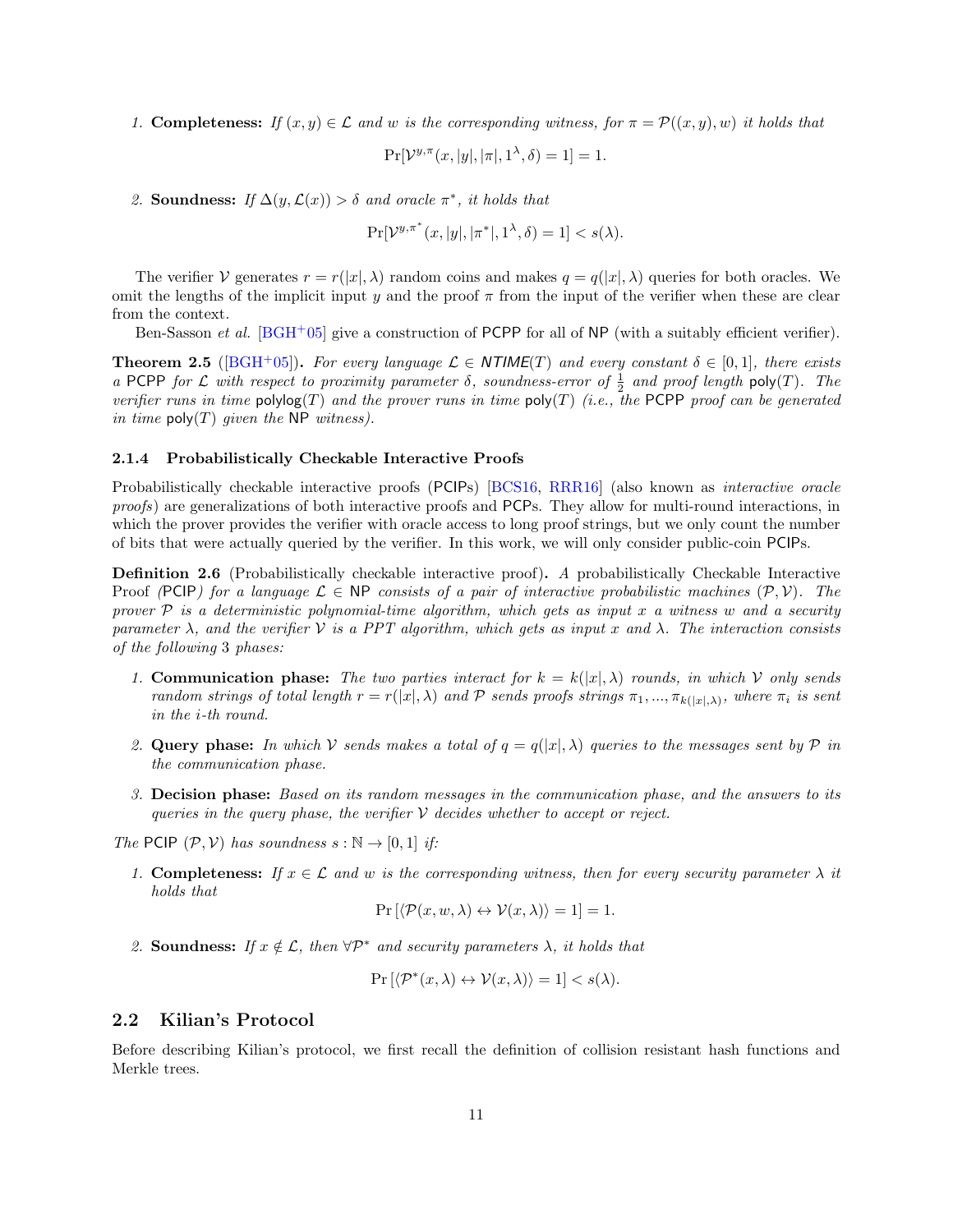1. **Completeness:** *If $(x, y) \in \mathcal{L}$ and $w$ is the corresponding witness, for $\pi = \mathcal{P}((x, y), w)$ it holds that*

$$\Pr[\mathcal{V}^{y,\pi}(x, |y|, |\pi|, 1^\lambda, \delta) = 1] = 1.$$

2. **Soundness:** *If $\Delta(y, \mathcal{L}(x)) > \delta$ and oracle $\pi^*$, it holds that*

$$\Pr[\mathcal{V}^{y,\pi^*}(x, |y|, |\pi^*|, 1^\lambda, \delta) = 1] < s(\lambda).$$

The verifier $\mathcal{V}$ generates $r = r(|x|, \lambda)$ random coins and makes $q = q(|x|, \lambda)$ queries for both oracles. We omit the lengths of the implicit input $y$ and the proof $\pi$ from the input of the verifier when these are clear from the context.

Ben-Sasson *et al.* [BGH+05] give a construction of PCPP for all of NP (with a suitably efficient verifier).

**Theorem 2.5** ([BGH+05])**.** *For every language $\mathcal{L} \in NTIME(T)$ and every constant $\delta \in [0, 1]$, there exists a PCPP for $\mathcal{L}$ with respect to proximity parameter $\delta$, soundness-error of $\frac{1}{2}$ and proof length $\mathsf{poly}(T)$. The verifier runs in time $\mathsf{polylog}(T)$ and the prover runs in time $\mathsf{poly}(T)$ (i.e., the PCPP proof can be generated in time $\mathsf{poly}(T)$ given the NP witness).*

#### 2.1.4 Probabilistically Checkable Interactive Proofs

Probabilistically checkable interactive proofs (PCIPs) [BCS16, RRR16] (also known as *interactive oracle proofs*) are generalizations of both interactive proofs and PCPs. They allow for multi-round interactions, in which the prover provides the verifier with oracle access to long proof strings, but we only count the number of bits that were actually queried by the verifier. In this work, we will only consider public-coin PCIPs.

**Definition 2.6** (Probabilistically checkable interactive proof)**.** *A probabilistically Checkable Interactive Proof (PCIP) for a language $\mathcal{L} \in$ NP consists of a pair of interactive probabilistic machines $(\mathcal{P}, \mathcal{V})$. The prover $\mathcal{P}$ is a deterministic polynomial-time algorithm, which gets as input $x$ a witness $w$ and a security parameter $\lambda$, and the verifier $\mathcal{V}$ is a PPT algorithm, which gets as input $x$ and $\lambda$. The interaction consists of the following 3 phases:*

1. **Communication phase:** *The two parties interact for $k = k(|x|, \lambda)$ rounds, in which $\mathcal{V}$ only sends random strings of total length $r = r(|x|, \lambda)$ and $\mathcal{P}$ sends proofs strings $\pi_1, ..., \pi_{k(|x|,\lambda)}$, where $\pi_i$ is sent in the $i$-th round.*
2. **Query phase:** *In which $\mathcal{V}$ sends makes a total of $q = q(|x|, \lambda)$ queries to the messages sent by $\mathcal{P}$ in the communication phase.*
3. **Decision phase:** *Based on its random messages in the communication phase, and the answers to its queries in the query phase, the verifier $\mathcal{V}$ decides whether to accept or reject.*

*The PCIP $(\mathcal{P}, \mathcal{V})$ has soundness $s : \mathbb{N} \to [0, 1]$ if:*

1. **Completeness:** *If $x \in \mathcal{L}$ and $w$ is the corresponding witness, then for every security parameter $\lambda$ it holds that*

$$\Pr\left[\langle \mathcal{P}(x, w, \lambda) \leftrightarrow \mathcal{V}(x, \lambda) \rangle = 1\right] = 1.$$

2. **Soundness:** *If $x \notin \mathcal{L}$, then $\forall \mathcal{P}^*$ and security parameters $\lambda$, it holds that*

$$\Pr\left[\langle \mathcal{P}^*(x, \lambda) \leftrightarrow \mathcal{V}(x, \lambda) \rangle = 1\right] < s(\lambda).$$

## 2.2 Kilian's Protocol

Before describing Kilian's protocol, we first recall the definition of collision resistant hash functions and Merkle trees.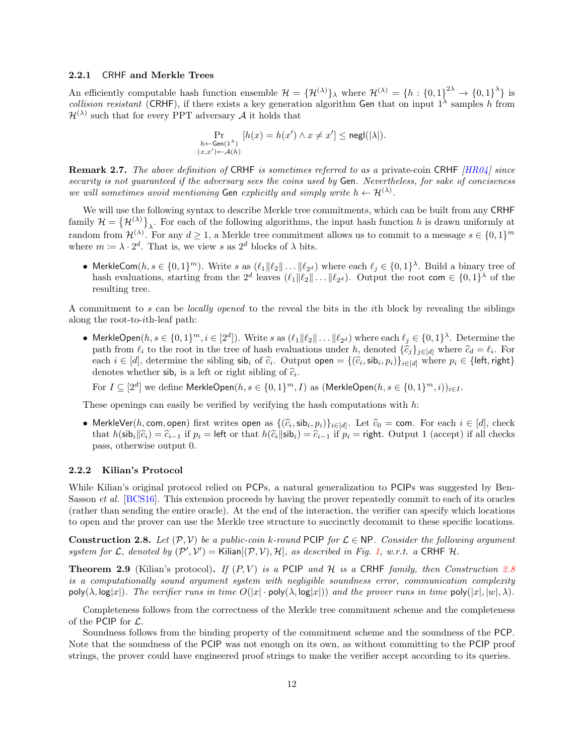### 2.2.1 CRHF and Merkle Trees

An efficiently computable hash function ensemble $\mathcal{H} = \{\mathcal{H}^{(\lambda)}\}_\lambda$ where $\mathcal{H}^{(\lambda)} = \{h : \{0,1\}^{2\lambda} \to \{0,1\}^\lambda\}$ is *collision resistant* (CRHF), if there exists a key generation algorithm Gen that on input $1^\lambda$ samples $h$ from $\mathcal{H}^{(\lambda)}$ such that for every PPT adversary $\mathcal{A}$ it holds that

$$\Pr_{\substack{h \leftarrow \mathsf{Gen}(1^\lambda) \\ (x,x') \leftarrow \mathcal{A}(h)}} [h(x) = h(x') \wedge x \neq x'] \leq \mathsf{negl}(|\lambda|).$$

**Remark 2.7.** *The above definition of* CRHF *is sometimes referred to as a* private-coin CRHF *[HR04] since security is not guaranteed if the adversary sees the coins used by* Gen*. Nevertheless, for sake of conciseness we will sometimes avoid mentioning* Gen *explicitly and simply write* $h \leftarrow \mathcal{H}^{(\lambda)}$.

We will use the following syntax to describe Merkle tree commitments, which can be built from any CRHF family $\mathcal{H} = \{\mathcal{H}^{(\lambda)}\}_\lambda$. For each of the following algorithms, the input hash function $h$ is drawn uniformly at random from $\mathcal{H}^{(\lambda)}$. For any $d \geq 1$, a Merkle tree commitment allows us to commit to a message $s \in \{0,1\}^m$ where $m := \lambda \cdot 2^d$. That is, we view $s$ as $2^d$ blocks of $\lambda$ bits.

- $\mathsf{MerkleCom}(h, s \in \{0,1\}^m)$. Write $s$ as $(\ell_1 \| \ell_2 \| \ldots \| \ell_{2^d})$ where each $\ell_j \in \{0,1\}^\lambda$. Build a binary tree of hash evaluations, starting from the $2^d$ leaves $(\ell_1 \| \ell_2 \| \ldots \| \ell_{2^d})$. Output the root $\mathsf{com} \in \{0,1\}^\lambda$ of the resulting tree.

A commitment to $s$ can be *locally opened* to the reveal the bits in the $i$th block by revealing the siblings along the root-to-$i$th-leaf path:

- $\mathsf{MerkleOpen}(h, s \in \{0,1\}^m, i \in [2^d])$. Write $s$ as $(\ell_1 \| \ell_2 \| \ldots \| \ell_{2^d})$ where each $\ell_j \in \{0,1\}^\lambda$. Determine the path from $\ell_i$ to the root in the tree of hash evaluations under $h$, denoted $\{\widehat{c}_j\}_{j \in [d]}$ where $\widehat{c}_d = \ell_i$. For each $i \in [d]$, determine the sibling $\mathsf{sib}_i$ of $\widehat{c}_i$. Output $\mathsf{open} = \{(\widehat{c}_i, \mathsf{sib}_i, p_i)\}_{i \in [d]}$ where $p_i \in \{\mathsf{left}, \mathsf{right}\}$ denotes whether $\mathsf{sib}_i$ is a left or right sibling of $\widehat{c}_i$.

  For $I \subseteq [2^d]$ we define $\mathsf{MerkleOpen}(h, s \in \{0,1\}^m, I)$ as $(\mathsf{MerkleOpen}(h, s \in \{0,1\}^m, i))_{i \in I}$.

These openings can easily be verified by verifying the hash computations with $h$:

- $\mathsf{MerkleVer}(h, \mathsf{com}, \mathsf{open})$ first writes $\mathsf{open}$ as $\{(\widehat{c}_i, \mathsf{sib}_i, p_i)\}_{i \in [d]}$. Let $\widehat{c}_0 = \mathsf{com}$. For each $i \in [d]$, check that $h(\mathsf{sib}_i \| \widehat{c}_i) = \widehat{c}_{i-1}$ if $p_i = \mathsf{left}$ or that $h(\widehat{c}_i \| \mathsf{sib}_i) = \widehat{c}_{i-1}$ if $p_i = \mathsf{right}$. Output 1 (accept) if all checks pass, otherwise output 0.

### 2.2.2 Kilian's Protocol

While Kilian's original protocol relied on PCPs, a natural generalization to PCIPs was suggested by Ben-Sasson *et al.* [BCS16]. This extension proceeds by having the prover repeatedly commit to each of its oracles (rather than sending the entire oracle). At the end of the interaction, the verifier can specify which locations to open and the prover can use the Merkle tree structure to succinctly decommit to these specific locations.

**Construction 2.8.** *Let* $(\mathcal{P}, \mathcal{V})$ *be a public-coin* $k$*-round* PCIP *for* $\mathcal{L} \in \mathsf{NP}$*. Consider the following argument system for* $\mathcal{L}$*, denoted by* $(\mathcal{P}', \mathcal{V}') = \mathsf{Kilian}[(\mathcal{P}, \mathcal{V}), \mathcal{H}]$*, as described in Fig. 1, w.r.t. a* CRHF $\mathcal{H}$.

**Theorem 2.9** (Kilian's protocol)**.** *If* $(P, V)$ *is a* PCIP *and* $\mathcal{H}$ *is a* CRHF *family, then Construction 2.8 is a computationally sound argument system with negligible soundness error, communication complexity* $\mathsf{poly}(\lambda, \log|x|)$*. The verifier runs in time* $O(|x| \cdot \mathsf{poly}(\lambda, \log|x|))$ *and the prover runs in time* $\mathsf{poly}(|x|, |w|, \lambda)$*.*

Completeness follows from the correctness of the Merkle tree commitment scheme and the completeness of the PCIP for $\mathcal{L}$.

Soundness follows from the binding property of the commitment scheme and the soundness of the PCP. Note that the soundness of the PCIP was not enough on its own, as without committing to the PCIP proof strings, the prover could have engineered proof strings to make the verifier accept according to its queries.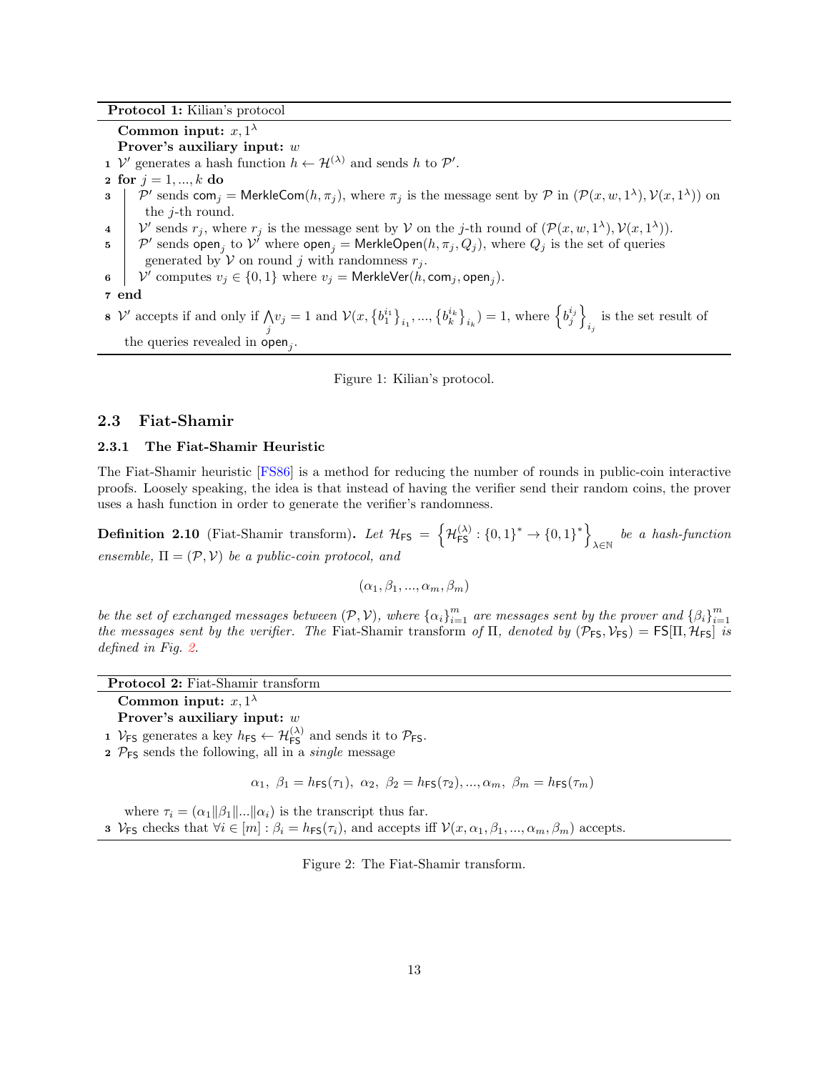**Protocol 1:** Kilian's protocol

**Common input:** $x, 1^\lambda$

**Prover's auxiliary input:** $w$

1. $\mathcal{V}'$ generates a hash function $h \leftarrow \mathcal{H}^{(\lambda)}$ and sends $h$ to $\mathcal{P}'$.
2. **for** $j = 1, ..., k$ **do**
3. $\quad$ $\mathcal{P}'$ sends $\mathsf{com}_j = \mathsf{MerkleCom}(h, \pi_j)$, where $\pi_j$ is the message sent by $\mathcal{P}$ in $(\mathcal{P}(x, w, 1^\lambda), \mathcal{V}(x, 1^\lambda))$ on the $j$-th round.
4. $\quad$ $\mathcal{V}'$ sends $r_j$, where $r_j$ is the message sent by $\mathcal{V}$ on the $j$-th round of $(\mathcal{P}(x, w, 1^\lambda), \mathcal{V}(x, 1^\lambda))$.
5. $\quad$ $\mathcal{P}'$ sends $\mathsf{open}_j$ to $\mathcal{V}'$ where $\mathsf{open}_j = \mathsf{MerkleOpen}(h, \pi_j, Q_j)$, where $Q_j$ is the set of queries generated by $\mathcal{V}$ on round $j$ with randomness $r_j$.
6. $\quad$ $\mathcal{V}'$ computes $v_j \in \{0, 1\}$ where $v_j = \mathsf{MerkleVer}(h, \mathsf{com}_j, \mathsf{open}_j)$.
7. **end**
8. $\mathcal{V}'$ accepts if and only if $\bigwedge_j v_j = 1$ and $\mathcal{V}(x, \left\{b_1^{i_1}\right\}_{i_1}, ..., \left\{b_k^{i_k}\right\}_{i_k}) = 1$, where $\left\{b_j^{i_j}\right\}_{i_j}$ is the set result of the queries revealed in $\mathsf{open}_j$.

Figure 1: Kilian's protocol.

## 2.3 Fiat-Shamir

### 2.3.1 The Fiat-Shamir Heuristic

The Fiat-Shamir heuristic [FS86] is a method for reducing the number of rounds in public-coin interactive proofs. Loosely speaking, the idea is that instead of having the verifier send their random coins, the prover uses a hash function in order to generate the verifier's randomness.

**Definition 2.10** (Fiat-Shamir transform)**.** *Let $\mathcal{H}_{\mathsf{FS}} = \left\{\mathcal{H}_{\mathsf{FS}}^{(\lambda)} : \{0,1\}^* \rightarrow \{0,1\}^*\right\}_{\lambda \in \mathbb{N}}$ be a hash-function ensemble, $\Pi = (\mathcal{P}, \mathcal{V})$ be a public-coin protocol, and*

$$(\alpha_1, \beta_1, ..., \alpha_m, \beta_m)$$

*be the set of exchanged messages between $(\mathcal{P}, \mathcal{V})$, where $\{\alpha_i\}_{i=1}^m$ are messages sent by the prover and $\{\beta_i\}_{i=1}^m$ the messages sent by the verifier. The* Fiat-Shamir transform *of $\Pi$, denoted by $(\mathcal{P}_{\mathsf{FS}}, \mathcal{V}_{\mathsf{FS}}) = \mathsf{FS}[\Pi, \mathcal{H}_{\mathsf{FS}}]$ is defined in Fig. 2.*

**Protocol 2:** Fiat-Shamir transform

**Common input:** $x, 1^\lambda$

**Prover's auxiliary input:** $w$

1. $\mathcal{V}_{\mathsf{FS}}$ generates a key $h_{\mathsf{FS}} \leftarrow \mathcal{H}_{\mathsf{FS}}^{(\lambda)}$ and sends it to $\mathcal{P}_{\mathsf{FS}}$.
2. $\mathcal{P}_{\mathsf{FS}}$ sends the following, all in a *single* message

$$\alpha_1,\ \beta_1 = h_{\mathsf{FS}}(\tau_1),\ \alpha_2,\ \beta_2 = h_{\mathsf{FS}}(\tau_2), ..., \alpha_m,\ \beta_m = h_{\mathsf{FS}}(\tau_m)$$

where $\tau_i = (\alpha_1 \| \beta_1 \| ... \| \alpha_i)$ is the transcript thus far.

3. $\mathcal{V}_{\mathsf{FS}}$ checks that $\forall i \in [m] : \beta_i = h_{\mathsf{FS}}(\tau_i)$, and accepts iff $\mathcal{V}(x, \alpha_1, \beta_1, ..., \alpha_m, \beta_m)$ accepts.

Figure 2: The Fiat-Shamir transform.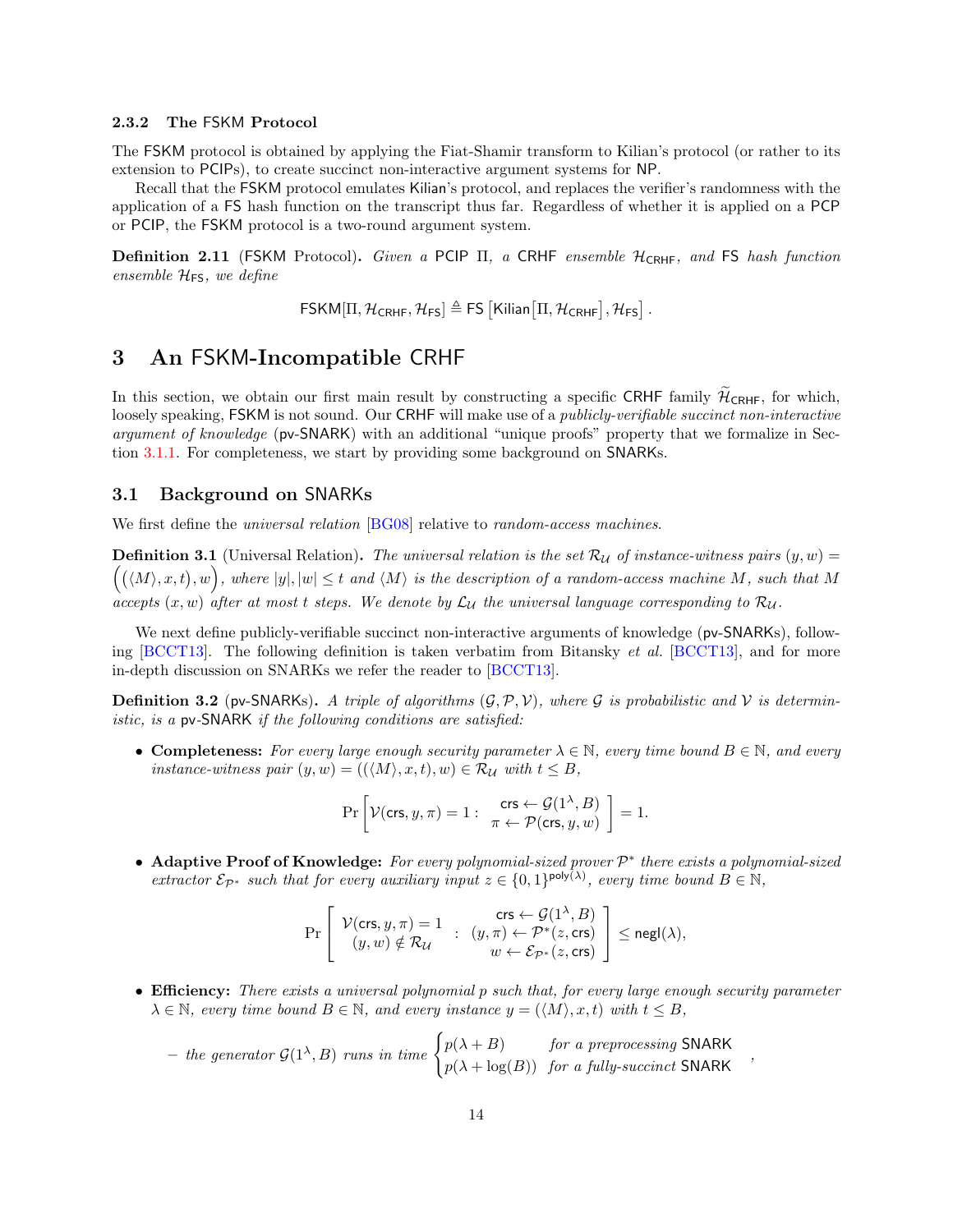### 2.3.2 The FSKM Protocol

The FSKM protocol is obtained by applying the Fiat-Shamir transform to Kilian's protocol (or rather to its extension to PCIPs), to create succinct non-interactive argument systems for NP.

Recall that the FSKM protocol emulates Kilian's protocol, and replaces the verifier's randomness with the application of a FS hash function on the transcript thus far. Regardless of whether it is applied on a PCP or PCIP, the FSKM protocol is a two-round argument system.

**Definition 2.11** (FSKM Protocol)**.** *Given a PCIP $\Pi$, a CRHF ensemble $\mathcal{H}_{\mathsf{CRHF}}$, and FS hash function ensemble $\mathcal{H}_{\mathsf{FS}}$, we define*

$$\mathsf{FSKM}[\Pi, \mathcal{H}_{\mathsf{CRHF}}, \mathcal{H}_{\mathsf{FS}}] \triangleq \mathsf{FS}\left[\mathsf{Kilian}\left[\Pi, \mathcal{H}_{\mathsf{CRHF}}\right], \mathcal{H}_{\mathsf{FS}}\right].$$

# 3 An FSKM-Incompatible CRHF

In this section, we obtain our first main result by constructing a specific CRHF family $\widetilde{\mathcal{H}}_{\mathsf{CRHF}}$, for which, loosely speaking, FSKM is not sound. Our CRHF will make use of a *publicly-verifiable succinct non-interactive argument of knowledge* (pv-SNARK) with an additional "unique proofs" property that we formalize in Section 3.1.1. For completeness, we start by providing some background on SNARKs.

## 3.1 Background on SNARKs

We first define the *universal relation* [BG08] relative to *random-access machines*.

**Definition 3.1** (Universal Relation)**.** *The universal relation is the set $\mathcal{R}_{\mathcal{U}}$ of instance-witness pairs $(y, w) = \Big(\big(\langle M \rangle, x, t\big), w\Big)$, where $|y|, |w| \le t$ and $\langle M \rangle$ is the description of a random-access machine $M$, such that $M$ accepts $(x, w)$ after at most $t$ steps. We denote by $\mathcal{L}_{\mathcal{U}}$ the universal language corresponding to $\mathcal{R}_{\mathcal{U}}$.*

We next define publicly-verifiable succinct non-interactive arguments of knowledge (pv-SNARKs), following [BCCT13]. The following definition is taken verbatim from Bitansky *et al.* [BCCT13], and for more in-depth discussion on SNARKs we refer the reader to [BCCT13].

**Definition 3.2** (pv-SNARKs)**.** *A triple of algorithms $(\mathcal{G}, \mathcal{P}, \mathcal{V})$, where $\mathcal{G}$ is probabilistic and $\mathcal{V}$ is deterministic, is a pv-SNARK if the following conditions are satisfied:*

- **Completeness:** *For every large enough security parameter $\lambda \in \mathbb{N}$, every time bound $B \in \mathbb{N}$, and every instance-witness pair $(y, w) = ((\langle M \rangle, x, t), w) \in \mathcal{R}_{\mathcal{U}}$ with $t \le B$,*

$$\Pr\left[\mathcal{V}(\mathsf{crs}, y, \pi) = 1 : \begin{array}{c} \mathsf{crs} \leftarrow \mathcal{G}(1^\lambda, B) \\ \pi \leftarrow \mathcal{P}(\mathsf{crs}, y, w) \end{array}\right] = 1.$$

- **Adaptive Proof of Knowledge:** *For every polynomial-sized prover $\mathcal{P}^*$ there exists a polynomial-sized extractor $\mathcal{E}_{\mathcal{P}^*}$ such that for every auxiliary input $z \in \{0,1\}^{\mathsf{poly}(\lambda)}$, every time bound $B \in \mathbb{N}$,*

$$\Pr\left[\begin{array}{c} \mathcal{V}(\mathsf{crs}, y, \pi) = 1 \\ (y, w) \notin \mathcal{R}_{\mathcal{U}} \end{array} : \begin{array}{c} \mathsf{crs} \leftarrow \mathcal{G}(1^\lambda, B) \\ (y, \pi) \leftarrow \mathcal{P}^*(z, \mathsf{crs}) \\ w \leftarrow \mathcal{E}_{\mathcal{P}^*}(z, \mathsf{crs}) \end{array}\right] \le \mathsf{negl}(\lambda),$$

- **Efficiency:** *There exists a universal polynomial $p$ such that, for every large enough security parameter $\lambda \in \mathbb{N}$, every time bound $B \in \mathbb{N}$, and every instance $y = (\langle M \rangle, x, t)$ with $t \le B$,*

  - *the generator $\mathcal{G}(1^\lambda, B)$ runs in time* $\begin{cases} p(\lambda + B) & \text{for a preprocessing SNARK} \\ p(\lambda + \log(B)) & \text{for a fully-succinct SNARK} \end{cases}$,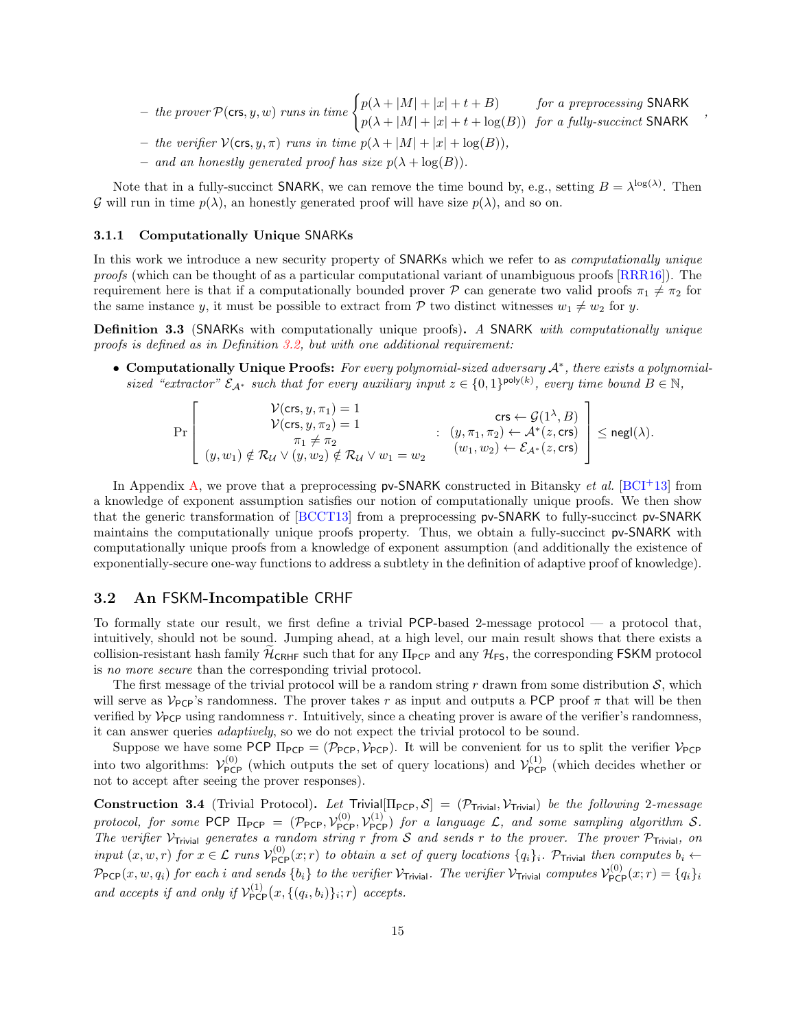– *the prover* $\mathcal{P}(\mathsf{crs}, y, w)$ *runs in time* $\begin{cases} p(\lambda + |M| + |x| + t + B) & \text{for a preprocessing } \mathsf{SNARK} \\ p(\lambda + |M| + |x| + t + \log(B)) & \text{for a fully-succinct } \mathsf{SNARK} \end{cases}$,

– *the verifier* $\mathcal{V}(\mathsf{crs}, y, \pi)$ *runs in time* $p(\lambda + |M| + |x| + \log(B))$,

– *and an honestly generated proof has size* $p(\lambda + \log(B))$.

Note that in a fully-succinct SNARK, we can remove the time bound by, e.g., setting $B = \lambda^{\log(\lambda)}$. Then $\mathcal{G}$ will run in time $p(\lambda)$, an honestly generated proof will have size $p(\lambda)$, and so on.

### 3.1.1 Computationally Unique SNARKs

In this work we introduce a new security property of SNARKs which we refer to as *computationally unique proofs* (which can be thought of as a particular computational variant of unambiguous proofs [RRR16]). The requirement here is that if a computationally bounded prover $\mathcal{P}$ can generate two valid proofs $\pi_1 \neq \pi_2$ for the same instance $y$, it must be possible to extract from $\mathcal{P}$ two distinct witnesses $w_1 \neq w_2$ for $y$.

**Definition 3.3** (SNARKs with computationally unique proofs)**.** *A* SNARK *with computationally unique proofs is defined as in Definition 3.2, but with one additional requirement:*

- **Computationally Unique Proofs:** *For every polynomial-sized adversary $\mathcal{A}^*$, there exists a polynomial-sized "extractor" $\mathcal{E}_{\mathcal{A}^*}$ such that for every auxiliary input $z \in \{0,1\}^{\mathsf{poly}(k)}$, every time bound $B \in \mathbb{N}$,*

$$\Pr\left[\begin{array}{c} \mathcal{V}(\mathsf{crs}, y, \pi_1) = 1 \\ \mathcal{V}(\mathsf{crs}, y, \pi_2) = 1 \\ \pi_1 \neq \pi_2 \\ (y, w_1) \notin \mathcal{R}_{\mathcal{U}} \vee (y, w_2) \notin \mathcal{R}_{\mathcal{U}} \vee w_1 = w_2 \end{array} : \begin{array}{c} \mathsf{crs} \leftarrow \mathcal{G}(1^\lambda, B) \\ (y, \pi_1, \pi_2) \leftarrow \mathcal{A}^*(z, \mathsf{crs}) \\ (w_1, w_2) \leftarrow \mathcal{E}_{\mathcal{A}^*}(z, \mathsf{crs}) \end{array}\right] \leq \mathsf{negl}(\lambda).$$

In Appendix A, we prove that a preprocessing pv-SNARK constructed in Bitansky *et al.* [BCI+13] from a knowledge of exponent assumption satisfies our notion of computationally unique proofs. We then show that the generic transformation of [BCCT13] from a preprocessing pv-SNARK to fully-succinct pv-SNARK maintains the computationally unique proofs property. Thus, we obtain a fully-succinct pv-SNARK with computationally unique proofs from a knowledge of exponent assumption (and additionally the existence of exponentially-secure one-way functions to address a subtlety in the definition of adaptive proof of knowledge).

## 3.2 An FSKM-Incompatible CRHF

To formally state our result, we first define a trivial PCP-based 2-message protocol — a protocol that, intuitively, should not be sound. Jumping ahead, at a high level, our main result shows that there exists a collision-resistant hash family $\widetilde{\mathcal{H}}_{\mathsf{CRHF}}$ such that for any $\Pi_{\mathsf{PCP}}$ and any $\mathcal{H}_{\mathsf{FS}}$, the corresponding FSKM protocol is *no more secure* than the corresponding trivial protocol.

The first message of the trivial protocol will be a random string $r$ drawn from some distribution $\mathcal{S}$, which will serve as $\mathcal{V}_{\mathsf{PCP}}$'s randomness. The prover takes $r$ as input and outputs a PCP proof $\pi$ that will be then verified by $\mathcal{V}_{\mathsf{PCP}}$ using randomness $r$. Intuitively, since a cheating prover is aware of the verifier's randomness, it can answer queries *adaptively*, so we do not expect the trivial protocol to be sound.

Suppose we have some PCP $\Pi_{\mathsf{PCP}} = (\mathcal{P}_{\mathsf{PCP}}, \mathcal{V}_{\mathsf{PCP}})$. It will be convenient for us to split the verifier $\mathcal{V}_{\mathsf{PCP}}$ into two algorithms: $\mathcal{V}^{(0)}_{\mathsf{PCP}}$ (which outputs the set of query locations) and $\mathcal{V}^{(1)}_{\mathsf{PCP}}$ (which decides whether or not to accept after seeing the prover responses).

**Construction 3.4** (Trivial Protocol)**.** *Let* $\mathsf{Trivial}[\Pi_{\mathsf{PCP}}, \mathcal{S}] = (\mathcal{P}_{\mathsf{Trivial}}, \mathcal{V}_{\mathsf{Trivial}})$ *be the following 2-message protocol, for some* PCP $\Pi_{\mathsf{PCP}} = (\mathcal{P}_{\mathsf{PCP}}, \mathcal{V}^{(0)}_{\mathsf{PCP}}, \mathcal{V}^{(1)}_{\mathsf{PCP}})$ *for a language* $\mathcal{L}$*, and some sampling algorithm* $\mathcal{S}$*. The verifier* $\mathcal{V}_{\mathsf{Trivial}}$ *generates a random string* $r$ *from* $\mathcal{S}$ *and sends* $r$ *to the prover. The prover* $\mathcal{P}_{\mathsf{Trivial}}$*, on input* $(x, w, r)$ *for* $x \in \mathcal{L}$ *runs* $\mathcal{V}^{(0)}_{\mathsf{PCP}}(x; r)$ *to obtain a set of query locations* $\{q_i\}_i$*.* $\mathcal{P}_{\mathsf{Trivial}}$ *then computes* $b_i \leftarrow \mathcal{P}_{\mathsf{PCP}}(x, w, q_i)$ *for each* $i$ *and sends* $\{b_i\}$ *to the verifier* $\mathcal{V}_{\mathsf{Trivial}}$*. The verifier* $\mathcal{V}_{\mathsf{Trivial}}$ *computes* $\mathcal{V}^{(0)}_{\mathsf{PCP}}(x; r) = \{q_i\}_i$ *and accepts if and only if* $\mathcal{V}^{(1)}_{\mathsf{PCP}}\big(x, \{(q_i, b_i)\}_i; r\big)$ *accepts.*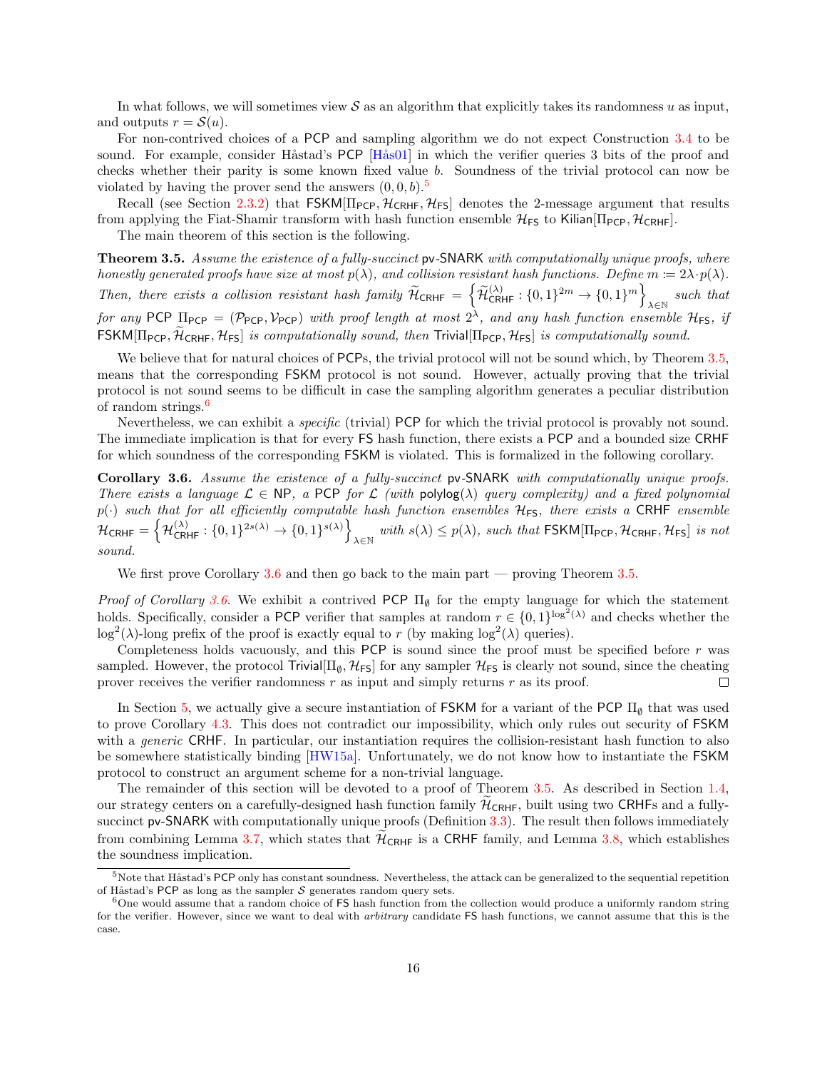In what follows, we will sometimes view $\mathcal{S}$ as an algorithm that explicitly takes its randomness $u$ as input, and outputs $r = \mathcal{S}(u)$.

For non-contrived choices of a PCP and sampling algorithm we do not expect Construction 3.4 to be sound. For example, consider Håstad's PCP [Hås01] in which the verifier queries 3 bits of the proof and checks whether their parity is some known fixed value $b$. Soundness of the trivial protocol can now be violated by having the prover send the answers $(0, 0, b)$.[5]

Recall (see Section 2.3.2) that $\mathsf{FSKM}[\Pi_{\mathsf{PCP}}, \mathcal{H}_{\mathsf{CRHF}}, \mathcal{H}_{\mathsf{FS}}]$ denotes the 2-message argument that results from applying the Fiat-Shamir transform with hash function ensemble $\mathcal{H}_{\mathsf{FS}}$ to $\mathsf{Kilian}[\Pi_{\mathsf{PCP}}, \mathcal{H}_{\mathsf{CRHF}}]$.

The main theorem of this section is the following.

**Theorem 3.5.** *Assume the existence of a fully-succinct* pv-SNARK *with computationally unique proofs, where honestly generated proofs have size at most $p(\lambda)$, and collision resistant hash functions. Define $m := 2\lambda \cdot p(\lambda)$. Then, there exists a collision resistant hash family $\widetilde{\mathcal{H}}_{\mathsf{CRHF}} = \left\{ \widetilde{\mathcal{H}}^{(\lambda)}_{\mathsf{CRHF}} : \{0,1\}^{2m} \to \{0,1\}^m \right\}_{\lambda \in \mathbb{N}}$ such that for any* PCP *$\Pi_{\mathsf{PCP}} = (\mathcal{P}_{\mathsf{PCP}}, \mathcal{V}_{\mathsf{PCP}})$ with proof length at most $2^\lambda$, and any hash function ensemble $\mathcal{H}_{\mathsf{FS}}$, if $\mathsf{FSKM}[\Pi_{\mathsf{PCP}}, \widetilde{\mathcal{H}}_{\mathsf{CRHF}}, \mathcal{H}_{\mathsf{FS}}]$ is computationally sound, then $\mathsf{Trivial}[\Pi_{\mathsf{PCP}}, \mathcal{H}_{\mathsf{FS}}]$ is computationally sound.*

We believe that for natural choices of PCPs, the trivial protocol will not be sound which, by Theorem 3.5, means that the corresponding FSKM protocol is not sound. However, actually proving that the trivial protocol is not sound seems to be difficult in case the sampling algorithm generates a peculiar distribution of random strings.[6]

Nevertheless, we can exhibit a *specific* (trivial) PCP for which the trivial protocol is provably not sound. The immediate implication is that for every FS hash function, there exists a PCP and a bounded size CRHF for which soundness of the corresponding FSKM is violated. This is formalized in the following corollary.

**Corollary 3.6.** *Assume the existence of a fully-succinct* pv-SNARK *with computationally unique proofs. There exists a language $\mathcal{L} \in \mathsf{NP}$, a* PCP *for $\mathcal{L}$ (with $\mathsf{polylog}(\lambda)$ query complexity) and a fixed polynomial $p(\cdot)$ such that for all efficiently computable hash function ensembles $\mathcal{H}_{\mathsf{FS}}$, there exists a* CRHF *ensemble $\mathcal{H}_{\mathsf{CRHF}} = \left\{ \mathcal{H}^{(\lambda)}_{\mathsf{CRHF}} : \{0,1\}^{2s(\lambda)} \to \{0,1\}^{s(\lambda)} \right\}_{\lambda \in \mathbb{N}}$ with $s(\lambda) \leq p(\lambda)$, such that $\mathsf{FSKM}[\Pi_{\mathsf{PCP}}, \mathcal{H}_{\mathsf{CRHF}}, \mathcal{H}_{\mathsf{FS}}]$ is not sound.*

We first prove Corollary 3.6 and then go back to the main part — proving Theorem 3.5.

*Proof of Corollary 3.6.* We exhibit a contrived PCP $\Pi_\emptyset$ for the empty language for which the statement holds. Specifically, consider a PCP verifier that samples at random $r \in \{0,1\}^{\log^2(\lambda)}$ and checks whether the $\log^2(\lambda)$-long prefix of the proof is exactly equal to $r$ (by making $\log^2(\lambda)$ queries).

Completeness holds vacuously, and this PCP is sound since the proof must be specified before $r$ was sampled. However, the protocol $\mathsf{Trivial}[\Pi_\emptyset, \mathcal{H}_{\mathsf{FS}}]$ for any sampler $\mathcal{H}_{\mathsf{FS}}$ is clearly not sound, since the cheating prover receives the verifier randomness $r$ as input and simply returns $r$ as its proof. ∎

In Section 5, we actually give a secure instantiation of FSKM for a variant of the PCP $\Pi_\emptyset$ that was used to prove Corollary 4.3. This does not contradict our impossibility, which only rules out security of FSKM with a *generic* CRHF. In particular, our instantiation requires the collision-resistant hash function to also be somewhere statistically binding [HW15a]. Unfortunately, we do not know how to instantiate the FSKM protocol to construct an argument scheme for a non-trivial language.

The remainder of this section will be devoted to a proof of Theorem 3.5. As described in Section 1.4, our strategy centers on a carefully-designed hash function family $\widetilde{\mathcal{H}}_{\mathsf{CRHF}}$, built using two CRHFs and a fully-succinct pv-SNARK with computationally unique proofs (Definition 3.3). The result then follows immediately from combining Lemma 3.7, which states that $\widetilde{\mathcal{H}}_{\mathsf{CRHF}}$ is a CRHF family, and Lemma 3.8, which establishes the soundness implication.

[5] Note that Håstad's PCP only has constant soundness. Nevertheless, the attack can be generalized to the sequential repetition of Håstad's PCP as long as the sampler $\mathcal{S}$ generates random query sets.

[6] One would assume that a random choice of FS hash function from the collection would produce a uniformly random string for the verifier. However, since we want to deal with *arbitrary* candidate FS hash functions, we cannot assume that this is the case.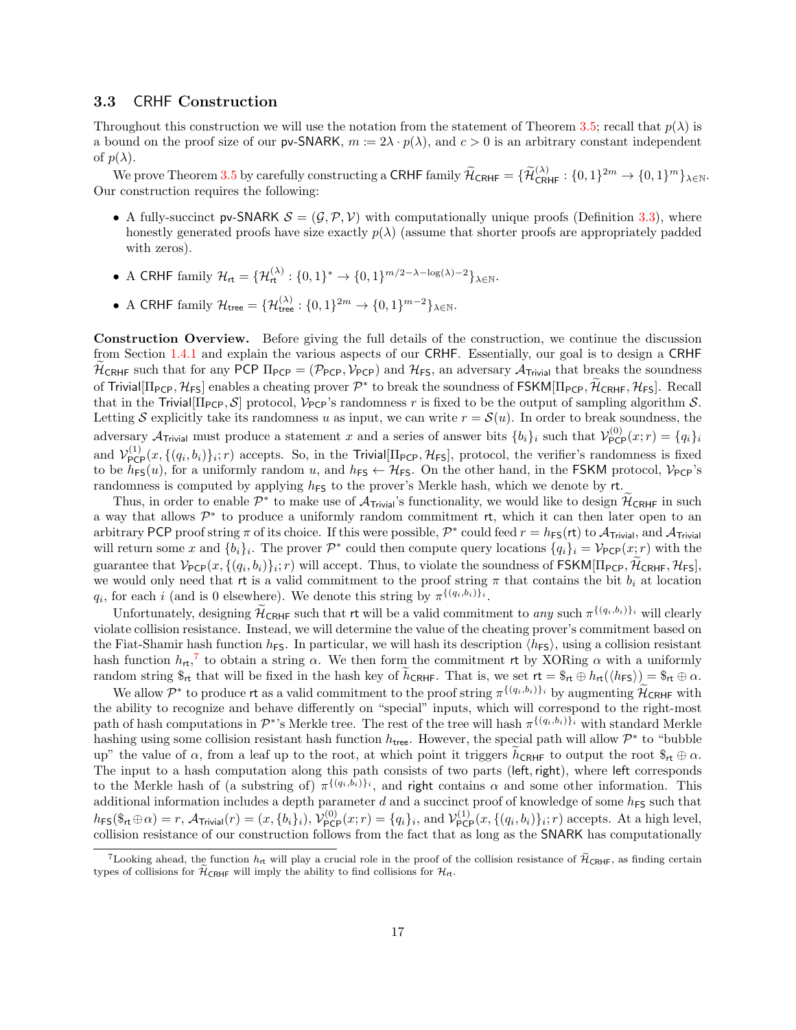### 3.3 CRHF Construction

Throughout this construction we will use the notation from the statement of Theorem 3.5; recall that $p(\lambda)$ is a bound on the proof size of our pv-SNARK, $m := 2\lambda \cdot p(\lambda)$, and $c > 0$ is an arbitrary constant independent of $p(\lambda)$.

We prove Theorem 3.5 by carefully constructing a CRHF family $\widetilde{\mathcal{H}}_{\mathsf{CRHF}} = \{\widetilde{\mathcal{H}}^{(\lambda)}_{\mathsf{CRHF}} : \{0,1\}^{2m} \to \{0,1\}^m\}_{\lambda \in \mathbb{N}}$. Our construction requires the following:

- A fully-succinct pv-SNARK $\mathcal{S} = (\mathcal{G}, \mathcal{P}, \mathcal{V})$ with computationally unique proofs (Definition 3.3), where honestly generated proofs have size exactly $p(\lambda)$ (assume that shorter proofs are appropriately padded with zeros).
- A CRHF family $\mathcal{H}_{\mathsf{rt}} = \{\mathcal{H}^{(\lambda)}_{\mathsf{rt}} : \{0,1\}^* \to \{0,1\}^{m/2-\lambda-\log(\lambda)-2}\}_{\lambda \in \mathbb{N}}$.
- A CRHF family $\mathcal{H}_{\mathsf{tree}} = \{\mathcal{H}^{(\lambda)}_{\mathsf{tree}} : \{0,1\}^{2m} \to \{0,1\}^{m-2}\}_{\lambda \in \mathbb{N}}$.

**Construction Overview.** Before giving the full details of the construction, we continue the discussion from Section 1.4.1 and explain the various aspects of our CRHF. Essentially, our goal is to design a CRHF $\widetilde{\mathcal{H}}_{\mathsf{CRHF}}$ such that for any PCP $\Pi_{\mathsf{PCP}} = (\mathcal{P}_{\mathsf{PCP}}, \mathcal{V}_{\mathsf{PCP}})$ and $\mathcal{H}_{\mathsf{FS}}$, an adversary $\mathcal{A}_{\mathsf{Trivial}}$ that breaks the soundness of $\mathsf{Trivial}[\Pi_{\mathsf{PCP}}, \mathcal{H}_{\mathsf{FS}}]$ enables a cheating prover $\mathcal{P}^*$ to break the soundness of $\mathsf{FSKM}[\Pi_{\mathsf{PCP}}, \widetilde{\mathcal{H}}_{\mathsf{CRHF}}, \mathcal{H}_{\mathsf{FS}}]$. Recall that in the $\mathsf{Trivial}[\Pi_{\mathsf{PCP}}, \mathcal{S}]$ protocol, $\mathcal{V}_{\mathsf{PCP}}$'s randomness $r$ is fixed to be the output of sampling algorithm $\mathcal{S}$. Letting $\mathcal{S}$ explicitly take its randomness $u$ as input, we can write $r = \mathcal{S}(u)$. In order to break soundness, the adversary $\mathcal{A}_{\mathsf{Trivial}}$ must produce a statement $x$ and a series of answer bits $\{b_i\}_i$ such that $\mathcal{V}^{(0)}_{\mathsf{PCP}}(x; r) = \{q_i\}_i$ and $\mathcal{V}^{(1)}_{\mathsf{PCP}}(x, \{(q_i, b_i)\}_i; r)$ accepts. So, in the $\mathsf{Trivial}[\Pi_{\mathsf{PCP}}, \mathcal{H}_{\mathsf{FS}}]$, protocol, the verifier's randomness is fixed to be $h_{\mathsf{FS}}(u)$, for a uniformly random $u$, and $h_{\mathsf{FS}} \leftarrow \mathcal{H}_{\mathsf{FS}}$. On the other hand, in the FSKM protocol, $\mathcal{V}_{\mathsf{PCP}}$'s randomness is computed by applying $h_{\mathsf{FS}}$ to the prover's Merkle hash, which we denote by $\mathsf{rt}$.

Thus, in order to enable $\mathcal{P}^*$ to make use of $\mathcal{A}_{\mathsf{Trivial}}$'s functionality, we would like to design $\widetilde{\mathcal{H}}_{\mathsf{CRHF}}$ in such a way that allows $\mathcal{P}^*$ to produce a uniformly random commitment $\mathsf{rt}$, which it can then later open to an arbitrary PCP proof string $\pi$ of its choice. If this were possible, $\mathcal{P}^*$ could feed $r = h_{\mathsf{FS}}(\mathsf{rt})$ to $\mathcal{A}_{\mathsf{Trivial}}$, and $\mathcal{A}_{\mathsf{Trivial}}$ will return some $x$ and $\{b_i\}_i$. The prover $\mathcal{P}^*$ could then compute query locations $\{q_i\}_i = \mathcal{V}_{\mathsf{PCP}}(x; r)$ with the guarantee that $\mathcal{V}_{\mathsf{PCP}}(x, \{(q_i, b_i)\}_i; r)$ will accept. Thus, to violate the soundness of $\mathsf{FSKM}[\Pi_{\mathsf{PCP}}, \widetilde{\mathcal{H}}_{\mathsf{CRHF}}, \mathcal{H}_{\mathsf{FS}}]$, we would only need that $\mathsf{rt}$ is a valid commitment to the proof string $\pi$ that contains the bit $b_i$ at location $q_i$, for each $i$ (and is 0 elsewhere). We denote this string by $\pi^{\{(q_i,b_i)\}_i}$.

Unfortunately, designing $\widetilde{\mathcal{H}}_{\mathsf{CRHF}}$ such that $\mathsf{rt}$ will be a valid commitment to *any* such $\pi^{\{(q_i,b_i)\}_i}$ will clearly violate collision resistance. Instead, we will determine the value of the cheating prover's commitment based on the Fiat-Shamir hash function $h_{\mathsf{FS}}$. In particular, we will hash its description $\langle h_{\mathsf{FS}} \rangle$, using a collision resistant hash function $h_{\mathsf{rt}}$,[7] to obtain a string $\alpha$. We then form the commitment $\mathsf{rt}$ by XORing $\alpha$ with a uniformly random string $\$_{\mathsf{rt}}$ that will be fixed in the hash key of $\widetilde{h}_{\mathsf{CRHF}}$. That is, we set $\mathsf{rt} = \$_{\mathsf{rt}} \oplus h_{\mathsf{rt}}(\langle h_{\mathsf{FS}} \rangle) = \$_{\mathsf{rt}} \oplus \alpha$.

We allow $\mathcal{P}^*$ to produce $\mathsf{rt}$ as a valid commitment to the proof string $\pi^{\{(q_i,b_i)\}_i}$ by augmenting $\widetilde{\mathcal{H}}_{\mathsf{CRHF}}$ with the ability to recognize and behave differently on "special" inputs, which will correspond to the right-most path of hash computations in $\mathcal{P}^*$'s Merkle tree. The rest of the tree will hash $\pi^{\{(q_i,b_i)\}_i}$ with standard Merkle hashing using some collision resistant hash function $h_{\mathsf{tree}}$. However, the special path will allow $\mathcal{P}^*$ to "bubble up" the value of $\alpha$, from a leaf up to the root, at which point it triggers $\widetilde{h}_{\mathsf{CRHF}}$ to output the root $\$_{\mathsf{rt}} \oplus \alpha$. The input to a hash computation along this path consists of two parts $(\mathsf{left}, \mathsf{right})$, where $\mathsf{left}$ corresponds to the Merkle hash of (a substring of) $\pi^{\{(q_i,b_i)\}_i}$, and $\mathsf{right}$ contains $\alpha$ and some other information. This additional information includes a depth parameter $d$ and a succinct proof of knowledge of some $h_{\mathsf{FS}}$ such that $h_{\mathsf{FS}}(\$_{\mathsf{rt}} \oplus \alpha) = r$, $\mathcal{A}_{\mathsf{Trivial}}(r) = (x, \{b_i\}_i)$, $\mathcal{V}^{(0)}_{\mathsf{PCP}}(x; r) = \{q_i\}_i$, and $\mathcal{V}^{(1)}_{\mathsf{PCP}}(x, \{(q_i, b_i)\}_i; r)$ accepts. At a high level, collision resistance of our construction follows from the fact that as long as the SNARK has computationally

[7] Looking ahead, the function $h_{\mathsf{rt}}$ will play a crucial role in the proof of the collision resistance of $\widetilde{\mathcal{H}}_{\mathsf{CRHF}}$, as finding certain types of collisions for $\widetilde{\mathcal{H}}_{\mathsf{CRHF}}$ will imply the ability to find collisions for $\mathcal{H}_{\mathsf{rt}}$.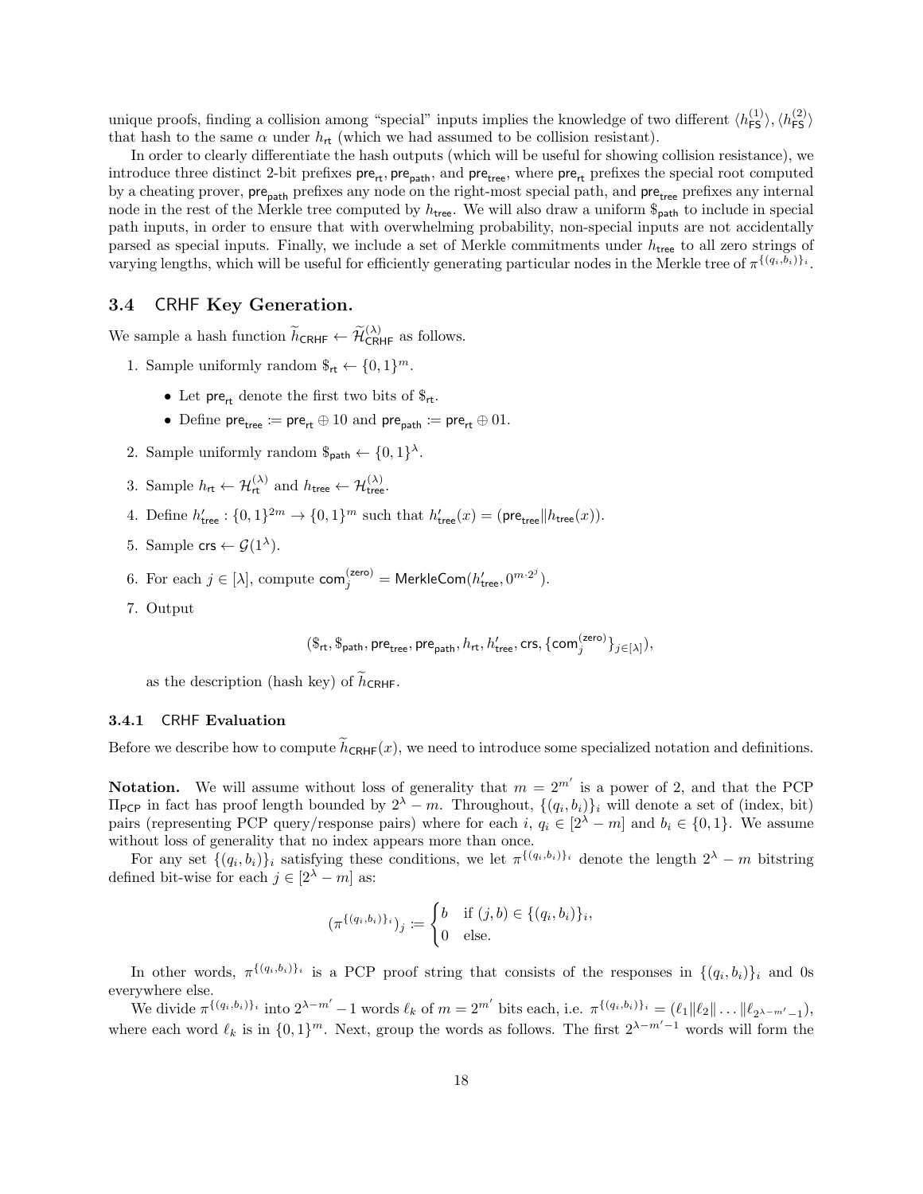unique proofs, finding a collision among "special" inputs implies the knowledge of two different $\langle h_{\mathsf{FS}}^{(1)} \rangle, \langle h_{\mathsf{FS}}^{(2)} \rangle$ that hash to the same $\alpha$ under $h_{\mathsf{rt}}$ (which we had assumed to be collision resistant).

In order to clearly differentiate the hash outputs (which will be useful for showing collision resistance), we introduce three distinct 2-bit prefixes $\mathsf{pre}_{\mathsf{rt}}, \mathsf{pre}_{\mathsf{path}}$, and $\mathsf{pre}_{\mathsf{tree}}$, where $\mathsf{pre}_{\mathsf{rt}}$ prefixes the special root computed by a cheating prover, $\mathsf{pre}_{\mathsf{path}}$ prefixes any node on the right-most special path, and $\mathsf{pre}_{\mathsf{tree}}$ prefixes any internal node in the rest of the Merkle tree computed by $h_{\mathsf{tree}}$. We will also draw a uniform $\$_{\mathsf{path}}$ to include in special path inputs, in order to ensure that with overwhelming probability, non-special inputs are not accidentally parsed as special inputs. Finally, we include a set of Merkle commitments under $h_{\mathsf{tree}}$ to all zero strings of varying lengths, which will be useful for efficiently generating particular nodes in the Merkle tree of $\pi^{\{(q_i,b_i)\}_i}$.

### 3.4 CRHF Key Generation.

We sample a hash function $\widetilde{h}_{\mathsf{CRHF}} \leftarrow \widetilde{\mathcal{H}}_{\mathsf{CRHF}}^{(\lambda)}$ as follows.

1. Sample uniformly random $\$_{\mathsf{rt}} \leftarrow \{0,1\}^m$.
   - Let $\mathsf{pre}_{\mathsf{rt}}$ denote the first two bits of $\$_{\mathsf{rt}}$.
   - Define $\mathsf{pre}_{\mathsf{tree}} := \mathsf{pre}_{\mathsf{rt}} \oplus 10$ and $\mathsf{pre}_{\mathsf{path}} := \mathsf{pre}_{\mathsf{rt}} \oplus 01$.
2. Sample uniformly random $\$_{\mathsf{path}} \leftarrow \{0,1\}^\lambda$.
3. Sample $h_{\mathsf{rt}} \leftarrow \mathcal{H}_{\mathsf{rt}}^{(\lambda)}$ and $h_{\mathsf{tree}} \leftarrow \mathcal{H}_{\mathsf{tree}}^{(\lambda)}$.
4. Define $h'_{\mathsf{tree}} : \{0,1\}^{2m} \rightarrow \{0,1\}^m$ such that $h'_{\mathsf{tree}}(x) = (\mathsf{pre}_{\mathsf{tree}} \| h_{\mathsf{tree}}(x))$.
5. Sample $\mathsf{crs} \leftarrow \mathcal{G}(1^\lambda)$.
6. For each $j \in [\lambda]$, compute $\mathsf{com}_j^{(\mathsf{zero})} = \mathsf{MerkleCom}(h'_{\mathsf{tree}}, 0^{m \cdot 2^j})$.
7. Output

$$(\$_{\mathsf{rt}}, \$_{\mathsf{path}}, \mathsf{pre}_{\mathsf{tree}}, \mathsf{pre}_{\mathsf{path}}, h_{\mathsf{rt}}, h'_{\mathsf{tree}}, \mathsf{crs}, \{\mathsf{com}_j^{(\mathsf{zero})}\}_{j \in [\lambda]}),$$

   as the description (hash key) of $\widetilde{h}_{\mathsf{CRHF}}$.

#### 3.4.1 CRHF Evaluation

Before we describe how to compute $\widetilde{h}_{\mathsf{CRHF}}(x)$, we need to introduce some specialized notation and definitions.

**Notation.** We will assume without loss of generality that $m = 2^{m'}$ is a power of 2, and that the PCP $\Pi_{\mathsf{PCP}}$ in fact has proof length bounded by $2^\lambda - m$. Throughout, $\{(q_i, b_i)\}_i$ will denote a set of (index, bit) pairs (representing PCP query/response pairs) where for each $i$, $q_i \in [2^\lambda - m]$ and $b_i \in \{0,1\}$. We assume without loss of generality that no index appears more than once.

For any set $\{(q_i, b_i)\}_i$ satisfying these conditions, we let $\pi^{\{(q_i,b_i)\}_i}$ denote the length $2^\lambda - m$ bitstring defined bit-wise for each $j \in [2^\lambda - m]$ as:

$$(\pi^{\{(q_i,b_i)\}_i})_j := \begin{cases} b & \text{if } (j,b) \in \{(q_i,b_i)\}_i, \\ 0 & \text{else.} \end{cases}$$

In other words, $\pi^{\{(q_i,b_i)\}_i}$ is a PCP proof string that consists of the responses in $\{(q_i,b_i)\}_i$ and 0s everywhere else.

We divide $\pi^{\{(q_i,b_i)\}_i}$ into $2^{\lambda-m'} - 1$ words $\ell_k$ of $m = 2^{m'}$ bits each, i.e. $\pi^{\{(q_i,b_i)\}_i} = (\ell_1 \| \ell_2 \| \ldots \| \ell_{2^{\lambda-m'}-1})$, where each word $\ell_k$ is in $\{0,1\}^m$. Next, group the words as follows. The first $2^{\lambda-m'-1}$ words will form the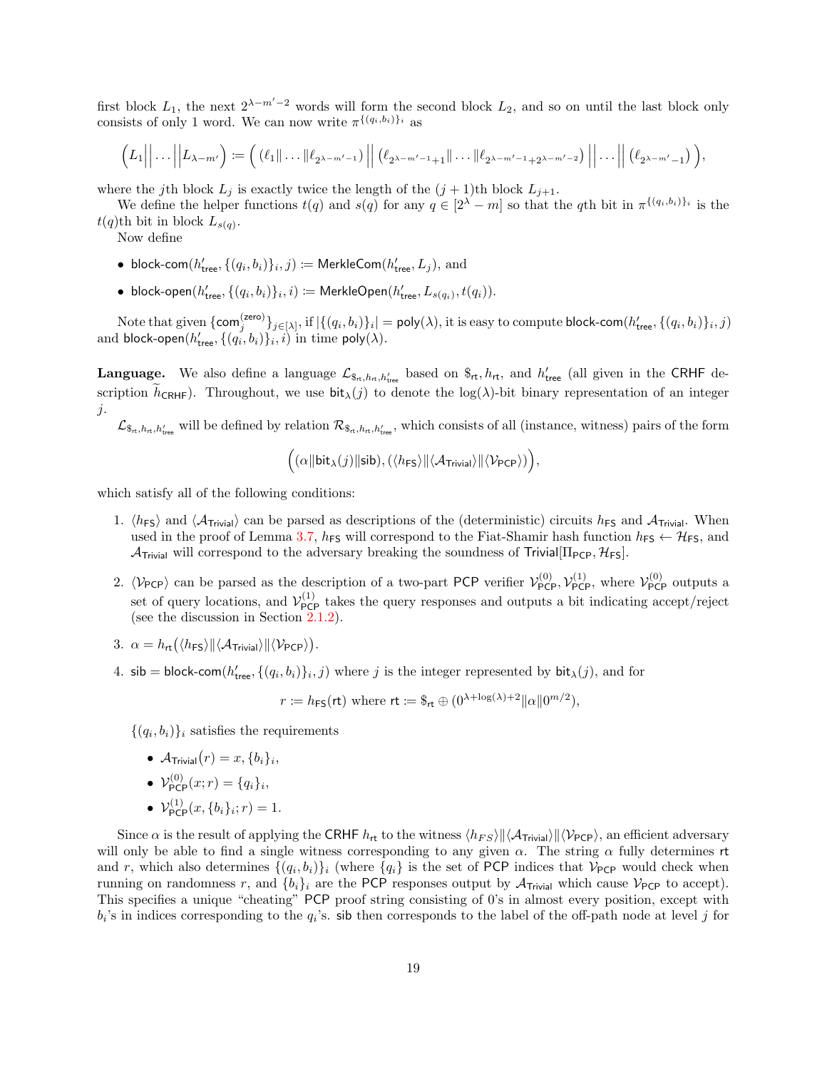first block $L_1$, the next $2^{\lambda - m' - 2}$ words will form the second block $L_2$, and so on until the last block only consists of only 1 word. We can now write $\pi^{\{(q_i,b_i)\}_i}$ as

$$\left( L_1 \Big|\Big| \dots \Big|\Big| L_{\lambda - m'} \right) := \left( \left(\ell_1 \| \dots \| \ell_{2^{\lambda-m'-1}}\right) \Big|\Big| \left(\ell_{2^{\lambda-m'-1}+1} \| \dots \| \ell_{2^{\lambda-m'-1}+2^{\lambda-m'-2}}\right) \Big|\Big| \dots \Big|\Big| \left(\ell_{2^{\lambda-m'}-1}\right) \right),$$

where the $j$th block $L_j$ is exactly twice the length of the $(j+1)$th block $L_{j+1}$.

We define the helper functions $t(q)$ and $s(q)$ for any $q \in [2^\lambda - m]$ so that the $q$th bit in $\pi^{\{(q_i,b_i)\}_i}$ is the $t(q)$th bit in block $L_{s(q)}$.

Now define

- $\mathsf{block\text{-}com}(h'_{\mathsf{tree}}, \{(q_i, b_i)\}_i, j) := \mathsf{MerkleCom}(h'_{\mathsf{tree}}, L_j)$, and
- $\mathsf{block\text{-}open}(h'_{\mathsf{tree}}, \{(q_i, b_i)\}_i, i) := \mathsf{MerkleOpen}(h'_{\mathsf{tree}}, L_{s(q_i)}, t(q_i))$.

Note that given $\{\mathsf{com}_j^{(\mathsf{zero})}\}_{j\in[\lambda]}$, if $|\{(q_i,b_i)\}_i| = \mathsf{poly}(\lambda)$, it is easy to compute $\mathsf{block\text{-}com}(h'_{\mathsf{tree}}, \{(q_i, b_i)\}_i, j)$ and $\mathsf{block\text{-}open}(h'_{\mathsf{tree}}, \{(q_i, b_i)\}_i, i)$ in time $\mathsf{poly}(\lambda)$.

**Language.** We also define a language $\mathcal{L}_{\$_{\mathsf{rt}}, h_{\mathsf{rt}}, h'_{\mathsf{tree}}}$ based on $\$_{\mathsf{rt}}, h_{\mathsf{rt}}$, and $h'_{\mathsf{tree}}$ (all given in the $\mathsf{CRHF}$ description $\widetilde{h}_{\mathsf{CRHF}}$). Throughout, we use $\mathsf{bit}_\lambda(j)$ to denote the $\log(\lambda)$-bit binary representation of an integer $j$.

$\mathcal{L}_{\$_{\mathsf{rt}}, h_{\mathsf{rt}}, h'_{\mathsf{tree}}}$ will be defined by relation $\mathcal{R}_{\$_{\mathsf{rt}}, h_{\mathsf{rt}}, h'_{\mathsf{tree}}}$, which consists of all (instance, witness) pairs of the form

$$\Big( (\alpha \| \mathsf{bit}_\lambda(j) \| \mathsf{sib}), (\langle h_{\mathsf{FS}} \rangle \| \langle \mathcal{A}_{\mathsf{Trivial}} \rangle \| \langle \mathcal{V}_{\mathsf{PCP}} \rangle) \Big),$$

which satisfy all of the following conditions:

1. $\langle h_{\mathsf{FS}} \rangle$ and $\langle \mathcal{A}_{\mathsf{Trivial}} \rangle$ can be parsed as descriptions of the (deterministic) circuits $h_{\mathsf{FS}}$ and $\mathcal{A}_{\mathsf{Trivial}}$. When used in the proof of Lemma 3.7, $h_{\mathsf{FS}}$ will correspond to the Fiat-Shamir hash function $h_{\mathsf{FS}} \leftarrow \mathcal{H}_{\mathsf{FS}}$, and $\mathcal{A}_{\mathsf{Trivial}}$ will correspond to the adversary breaking the soundness of $\mathsf{Trivial}[\Pi_{\mathsf{PCP}}, \mathcal{H}_{\mathsf{FS}}]$.
2. $\langle \mathcal{V}_{\mathsf{PCP}} \rangle$ can be parsed as the description of a two-part $\mathsf{PCP}$ verifier $\mathcal{V}_{\mathsf{PCP}}^{(0)}, \mathcal{V}_{\mathsf{PCP}}^{(1)}$, where $\mathcal{V}_{\mathsf{PCP}}^{(0)}$ outputs a set of query locations, and $\mathcal{V}_{\mathsf{PCP}}^{(1)}$ takes the query responses and outputs a bit indicating accept/reject (see the discussion in Section 2.1.2).
3. $\alpha = h_{\mathsf{rt}}\big(\langle h_{\mathsf{FS}} \rangle \| \langle \mathcal{A}_{\mathsf{Trivial}} \rangle \| \langle \mathcal{V}_{\mathsf{PCP}} \rangle\big)$.
4. $\mathsf{sib} = \mathsf{block\text{-}com}(h'_{\mathsf{tree}}, \{(q_i, b_i)\}_i, j)$ where $j$ is the integer represented by $\mathsf{bit}_\lambda(j)$, and for
$$r := h_{\mathsf{FS}}(\mathsf{rt}) \text{ where } \mathsf{rt} := \$_{\mathsf{rt}} \oplus (0^{\lambda + \log(\lambda) + 2} \| \alpha \| 0^{m/2}),$$
$\{(q_i, b_i)\}_i$ satisfies the requirements
   - $\mathcal{A}_{\mathsf{Trivial}}(r) = x, \{b_i\}_i$,
   - $\mathcal{V}_{\mathsf{PCP}}^{(0)}(x; r) = \{q_i\}_i$,
   - $\mathcal{V}_{\mathsf{PCP}}^{(1)}(x, \{b_i\}_i; r) = 1$.

Since $\alpha$ is the result of applying the $\mathsf{CRHF}$ $h_{\mathsf{rt}}$ to the witness $\langle h_{FS} \rangle \| \langle \mathcal{A}_{\mathsf{Trivial}} \rangle \| \langle \mathcal{V}_{\mathsf{PCP}} \rangle$, an efficient adversary will only be able to find a single witness corresponding to any given $\alpha$. The string $\alpha$ fully determines $\mathsf{rt}$ and $r$, which also determines $\{(q_i, b_i)\}_i$ (where $\{q_i\}$ is the set of $\mathsf{PCP}$ indices that $\mathcal{V}_{\mathsf{PCP}}$ would check when running on randomness $r$, and $\{b_i\}_i$ are the $\mathsf{PCP}$ responses output by $\mathcal{A}_{\mathsf{Trivial}}$ which cause $\mathcal{V}_{\mathsf{PCP}}$ to accept). This specifies a unique "cheating" $\mathsf{PCP}$ proof string consisting of 0's in almost every position, except with $b_i$'s in indices corresponding to the $q_i$'s. $\mathsf{sib}$ then corresponds to the label of the off-path node at level $j$ for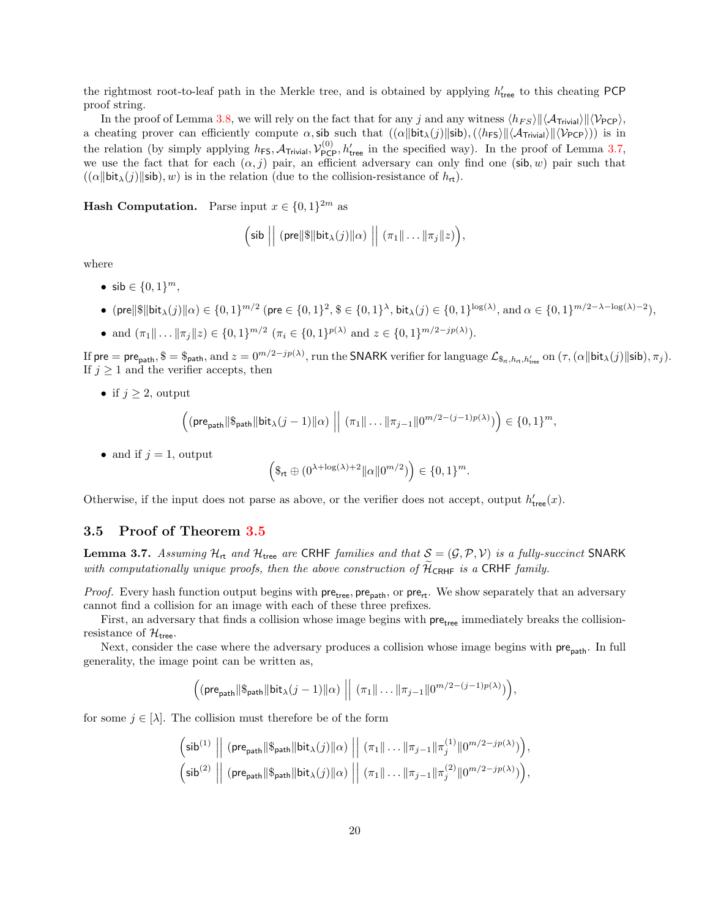the rightmost root-to-leaf path in the Merkle tree, and is obtained by applying $h'_{\mathsf{tree}}$ to this cheating PCP proof string.

In the proof of Lemma 3.8, we will rely on the fact that for any $j$ and any witness $\langle h_{FS}\rangle \| \langle \mathcal{A}_{\mathsf{Trivial}}\rangle \| \langle \mathcal{V}_{\mathsf{PCP}}\rangle$, a cheating prover can efficiently compute $\alpha, \mathsf{sib}$ such that $((\alpha \| \mathsf{bit}_\lambda(j) \| \mathsf{sib}), (\langle h_{\mathsf{FS}}\rangle \| \langle \mathcal{A}_{\mathsf{Trivial}}\rangle \| \langle \mathcal{V}_{\mathsf{PCP}}\rangle))$ is in the relation (by simply applying $h_{\mathsf{FS}}, \mathcal{A}_{\mathsf{Trivial}}, \mathcal{V}^{(0)}_{\mathsf{PCP}}, h'_{\mathsf{tree}}$ in the specified way). In the proof of Lemma 3.7, we use the fact that for each $(\alpha, j)$ pair, an efficient adversary can only find one $(\mathsf{sib}, w)$ pair such that $((\alpha \| \mathsf{bit}_\lambda(j) \| \mathsf{sib}), w)$ is in the relation (due to the collision-resistance of $h_{\mathsf{rt}}$).

**Hash Computation.** Parse input $x \in \{0,1\}^{2m}$ as

$$\Big(\mathsf{sib} \;\Big|\Big|\; (\mathsf{pre} \| \$ \| \mathsf{bit}_\lambda(j) \| \alpha) \;\Big|\Big|\; (\pi_1 \| \dots \| \pi_j \| z)\Big),$$

where

- $\mathsf{sib} \in \{0,1\}^m$,
- $(\mathsf{pre} \| \$ \| \mathsf{bit}_\lambda(j) \| \alpha) \in \{0,1\}^{m/2}$ ($\mathsf{pre} \in \{0,1\}^2$, $\$ \in \{0,1\}^\lambda$, $\mathsf{bit}_\lambda(j) \in \{0,1\}^{\log(\lambda)}$, and $\alpha \in \{0,1\}^{m/2-\lambda-\log(\lambda)-2}$),
- and $(\pi_1 \| \dots \| \pi_j \| z) \in \{0,1\}^{m/2}$ ($\pi_i \in \{0,1\}^{p(\lambda)}$ and $z \in \{0,1\}^{m/2-jp(\lambda)}$).

If $\mathsf{pre} = \mathsf{pre}_{\mathsf{path}}$, $\$ = \$_{\mathsf{path}}$, and $z = 0^{m/2-jp(\lambda)}$, run the SNARK verifier for language $\mathcal{L}_{\$_{\mathsf{rt}}, h_{\mathsf{rt}}, h'_{\mathsf{tree}}}$ on $(\tau, (\alpha \| \mathsf{bit}_\lambda(j) \| \mathsf{sib}), \pi_j)$. If $j \geq 1$ and the verifier accepts, then

- if $j \geq 2$, output
$$\Big((\mathsf{pre}_{\mathsf{path}} \| \$_{\mathsf{path}} \| \mathsf{bit}_\lambda(j-1) \| \alpha) \;\Big|\Big|\; (\pi_1 \| \dots \| \pi_{j-1} \| 0^{m/2-(j-1)p(\lambda)})\Big) \in \{0,1\}^m,$$
- and if $j = 1$, output
$$\Big(\$_{\mathsf{rt}} \oplus (0^{\lambda+\log(\lambda)+2} \| \alpha \| 0^{m/2})\Big) \in \{0,1\}^m.$$

Otherwise, if the input does not parse as above, or the verifier does not accept, output $h'_{\mathsf{tree}}(x)$.

## 3.5 Proof of Theorem 3.5

**Lemma 3.7.** *Assuming $\mathcal{H}_{\mathsf{rt}}$ and $\mathcal{H}_{\mathsf{tree}}$ are CRHF families and that $\mathcal{S} = (\mathcal{G}, \mathcal{P}, \mathcal{V})$ is a fully-succinct SNARK with computationally unique proofs, then the above construction of $\widetilde{\mathcal{H}}_{\mathsf{CRHF}}$ is a CRHF family.*

*Proof.* Every hash function output begins with $\mathsf{pre}_{\mathsf{tree}}, \mathsf{pre}_{\mathsf{path}}$, or $\mathsf{pre}_{\mathsf{rt}}$. We show separately that an adversary cannot find a collision for an image with each of these three prefixes.

First, an adversary that finds a collision whose image begins with $\mathsf{pre}_{\mathsf{tree}}$ immediately breaks the collision-resistance of $\mathcal{H}_{\mathsf{tree}}$.

Next, consider the case where the adversary produces a collision whose image begins with $\mathsf{pre}_{\mathsf{path}}$. In full generality, the image point can be written as,

$$\Big((\mathsf{pre}_{\mathsf{path}} \| \$_{\mathsf{path}} \| \mathsf{bit}_\lambda(j-1) \| \alpha) \;\Big|\Big|\; (\pi_1 \| \dots \| \pi_{j-1} \| 0^{m/2-(j-1)p(\lambda)})\Big),$$

for some $j \in [\lambda]$. The collision must therefore be of the form

$$\Big(\mathsf{sib}^{(1)} \;\Big|\Big|\; (\mathsf{pre}_{\mathsf{path}} \| \$_{\mathsf{path}} \| \mathsf{bit}_\lambda(j) \| \alpha) \;\Big|\Big|\; (\pi_1 \| \dots \| \pi_{j-1} \| \pi_j^{(1)} \| 0^{m/2-jp(\lambda)})\Big),$$
$$\Big(\mathsf{sib}^{(2)} \;\Big|\Big|\; (\mathsf{pre}_{\mathsf{path}} \| \$_{\mathsf{path}} \| \mathsf{bit}_\lambda(j) \| \alpha) \;\Big|\Big|\; (\pi_1 \| \dots \| \pi_{j-1} \| \pi_j^{(2)} \| 0^{m/2-jp(\lambda)})\Big),$$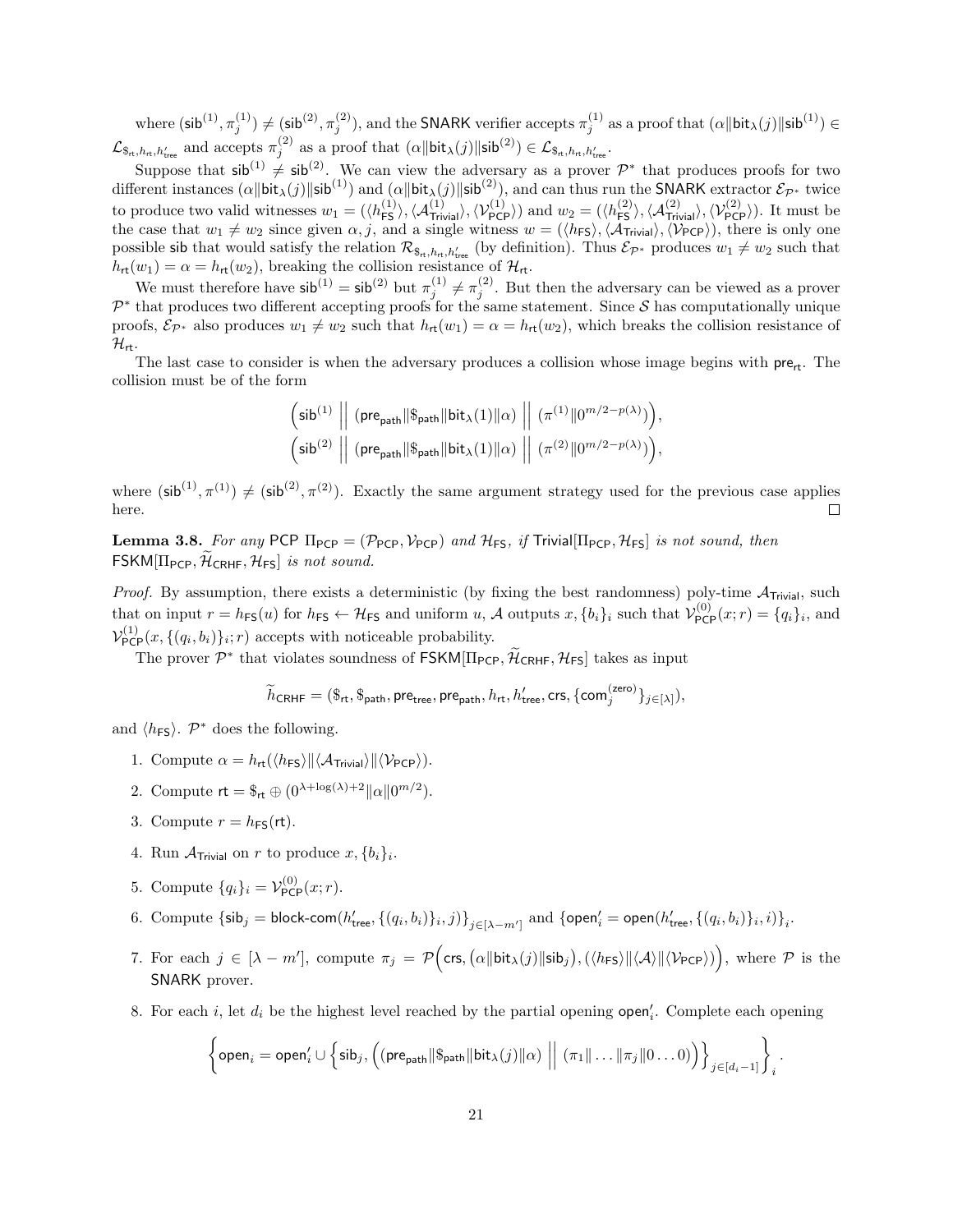where $(\mathsf{sib}^{(1)}, \pi_j^{(1)}) \neq (\mathsf{sib}^{(2)}, \pi_j^{(2)})$, and the SNARK verifier accepts $\pi_j^{(1)}$ as a proof that $(\alpha \| \mathsf{bit}_\lambda(j) \| \mathsf{sib}^{(1)}) \in \mathcal{L}_{\$_{\mathsf{rt}}, h_{\mathsf{rt}}, h'_{\mathsf{tree}}}$ and accepts $\pi_j^{(2)}$ as a proof that $(\alpha \| \mathsf{bit}_\lambda(j) \| \mathsf{sib}^{(2)}) \in \mathcal{L}_{\$_{\mathsf{rt}}, h_{\mathsf{rt}}, h'_{\mathsf{tree}}}$.

Suppose that $\mathsf{sib}^{(1)} \neq \mathsf{sib}^{(2)}$. We can view the adversary as a prover $\mathcal{P}^*$ that produces proofs for two different instances $(\alpha \| \mathsf{bit}_\lambda(j) \| \mathsf{sib}^{(1)})$ and $(\alpha \| \mathsf{bit}_\lambda(j) \| \mathsf{sib}^{(2)})$, and can thus run the SNARK extractor $\mathcal{E}_{\mathcal{P}^*}$ twice to produce two valid witnesses $w_1 = (\langle h_{\mathsf{FS}}^{(1)} \rangle, \langle \mathcal{A}_{\mathsf{Trivial}}^{(1)} \rangle, \langle \mathcal{V}_{\mathsf{PCP}}^{(1)} \rangle)$ and $w_2 = (\langle h_{\mathsf{FS}}^{(2)} \rangle, \langle \mathcal{A}_{\mathsf{Trivial}}^{(2)} \rangle, \langle \mathcal{V}_{\mathsf{PCP}}^{(2)} \rangle)$. It must be the case that $w_1 \neq w_2$ since given $\alpha, j$, and a single witness $w = (\langle h_{\mathsf{FS}} \rangle, \langle \mathcal{A}_{\mathsf{Trivial}} \rangle, \langle \mathcal{V}_{\mathsf{PCP}} \rangle)$, there is only one possible sib that would satisfy the relation $\mathcal{R}_{\$_{\mathsf{rt}}, h_{\mathsf{rt}}, h'_{\mathsf{tree}}}$ (by definition). Thus $\mathcal{E}_{\mathcal{P}^*}$ produces $w_1 \neq w_2$ such that $h_{\mathsf{rt}}(w_1) = \alpha = h_{\mathsf{rt}}(w_2)$, breaking the collision resistance of $\mathcal{H}_{\mathsf{rt}}$.

We must therefore have $\mathsf{sib}^{(1)} = \mathsf{sib}^{(2)}$ but $\pi_j^{(1)} \neq \pi_j^{(2)}$. But then the adversary can be viewed as a prover $\mathcal{P}^*$ that produces two different accepting proofs for the same statement. Since $\mathcal{S}$ has computationally unique proofs, $\mathcal{E}_{\mathcal{P}^*}$ also produces $w_1 \neq w_2$ such that $h_{\mathsf{rt}}(w_1) = \alpha = h_{\mathsf{rt}}(w_2)$, which breaks the collision resistance of $\mathcal{H}_{\mathsf{rt}}$.

The last case to consider is when the adversary produces a collision whose image begins with $\mathsf{pre}_{\mathsf{rt}}$. The collision must be of the form

$$\Big(\mathsf{sib}^{(1)} \;\Big\|\; (\mathsf{pre}_{\mathsf{path}} \| \$_{\mathsf{path}} \| \mathsf{bit}_\lambda(1) \| \alpha) \;\Big\|\; (\pi^{(1)} \| 0^{m/2 - p(\lambda)})\Big),$$
$$\Big(\mathsf{sib}^{(2)} \;\Big\|\; (\mathsf{pre}_{\mathsf{path}} \| \$_{\mathsf{path}} \| \mathsf{bit}_\lambda(1) \| \alpha) \;\Big\|\; (\pi^{(2)} \| 0^{m/2 - p(\lambda)})\Big),$$

where $(\mathsf{sib}^{(1)}, \pi^{(1)}) \neq (\mathsf{sib}^{(2)}, \pi^{(2)})$. Exactly the same argument strategy used for the previous case applies here. $\square$

**Lemma 3.8.** *For any* PCP $\Pi_{\mathsf{PCP}} = (\mathcal{P}_{\mathsf{PCP}}, \mathcal{V}_{\mathsf{PCP}})$ *and* $\mathcal{H}_{\mathsf{FS}}$*, if* $\mathsf{Trivial}[\Pi_{\mathsf{PCP}}, \mathcal{H}_{\mathsf{FS}}]$ *is not sound, then* $\mathsf{FSKM}[\Pi_{\mathsf{PCP}}, \widetilde{\mathcal{H}}_{\mathsf{CRHF}}, \mathcal{H}_{\mathsf{FS}}]$ *is not sound.*

*Proof.* By assumption, there exists a deterministic (by fixing the best randomness) poly-time $\mathcal{A}_{\mathsf{Trivial}}$, such that on input $r = h_{\mathsf{FS}}(u)$ for $h_{\mathsf{FS}} \leftarrow \mathcal{H}_{\mathsf{FS}}$ and uniform $u$, $\mathcal{A}$ outputs $x, \{b_i\}_i$ such that $\mathcal{V}_{\mathsf{PCP}}^{(0)}(x; r) = \{q_i\}_i$, and $\mathcal{V}_{\mathsf{PCP}}^{(1)}(x, \{(q_i, b_i)\}_i; r)$ accepts with noticeable probability.

The prover $\mathcal{P}^*$ that violates soundness of $\mathsf{FSKM}[\Pi_{\mathsf{PCP}}, \widetilde{\mathcal{H}}_{\mathsf{CRHF}}, \mathcal{H}_{\mathsf{FS}}]$ takes as input

$$\widetilde{h}_{\mathsf{CRHF}} = (\$_{\mathsf{rt}}, \$_{\mathsf{path}}, \mathsf{pre}_{\mathsf{tree}}, \mathsf{pre}_{\mathsf{path}}, h_{\mathsf{rt}}, h'_{\mathsf{tree}}, \mathsf{crs}, \{\mathsf{com}_j^{(\mathsf{zero})}\}_{j \in [\lambda]}),$$

and $\langle h_{\mathsf{FS}} \rangle$. $\mathcal{P}^*$ does the following.

1. Compute $\alpha = h_{\mathsf{rt}}(\langle h_{\mathsf{FS}} \rangle \| \langle \mathcal{A}_{\mathsf{Trivial}} \rangle \| \langle \mathcal{V}_{\mathsf{PCP}} \rangle)$.
2. Compute $\mathsf{rt} = \$_{\mathsf{rt}} \oplus (0^{\lambda + \log(\lambda) + 2} \| \alpha \| 0^{m/2})$.
3. Compute $r = h_{\mathsf{FS}}(\mathsf{rt})$.
4. Run $\mathcal{A}_{\mathsf{Trivial}}$ on $r$ to produce $x, \{b_i\}_i$.
5. Compute $\{q_i\}_i = \mathcal{V}_{\mathsf{PCP}}^{(0)}(x; r)$.
6. Compute $\{\mathsf{sib}_j = \mathsf{block\text{-}com}(h'_{\mathsf{tree}}, \{(q_i, b_i)\}_i, j)\}_{j \in [\lambda - m']}$ and $\{\mathsf{open}'_i = \mathsf{open}(h'_{\mathsf{tree}}, \{(q_i, b_i)\}_i, i)\}_i$.
7. For each $j \in [\lambda - m']$, compute $\pi_j = \mathcal{P}\Big(\mathsf{crs}, (\alpha \| \mathsf{bit}_\lambda(j) \| \mathsf{sib}_j), (\langle h_{\mathsf{FS}} \rangle \| \langle \mathcal{A} \rangle \| \langle \mathcal{V}_{\mathsf{PCP}} \rangle)\Big)$, where $\mathcal{P}$ is the SNARK prover.
8. For each $i$, let $d_i$ be the highest level reached by the partial opening $\mathsf{open}'_i$. Complete each opening

$$\left\{ \mathsf{open}_i = \mathsf{open}'_i \cup \Big\{ \mathsf{sib}_j, \Big( (\mathsf{pre}_{\mathsf{path}} \| \$_{\mathsf{path}} \| \mathsf{bit}_\lambda(j) \| \alpha) \;\Big\|\; (\pi_1 \| \ldots \| \pi_j \| 0 \ldots 0) \Big) \Big\}_{j \in [d_i - 1]} \right\}_i.$$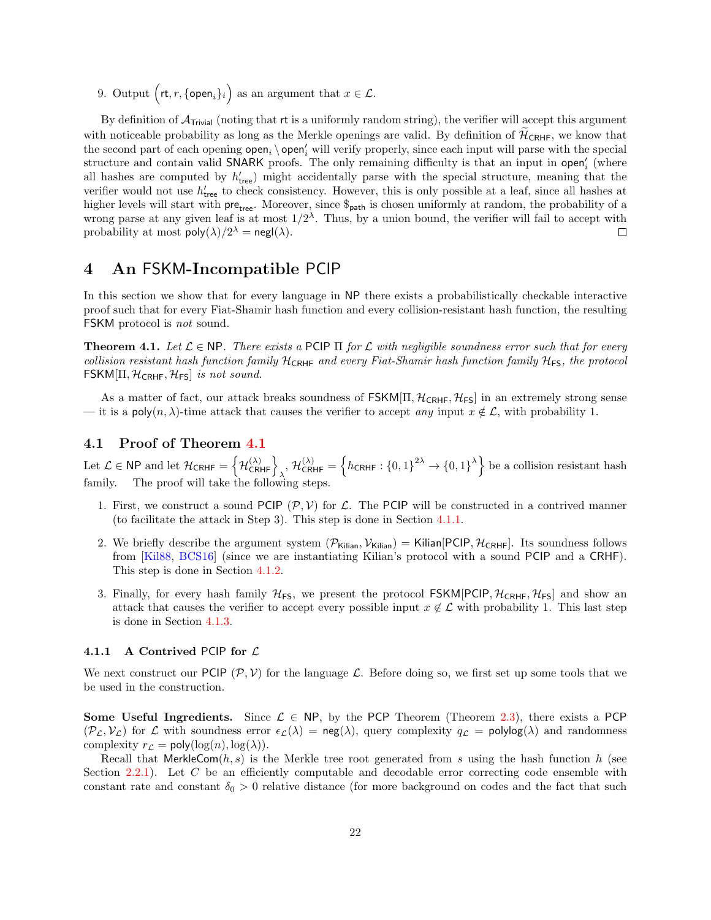9. Output $\left(\mathsf{rt}, r, \{\mathsf{open}_i\}_i\right)$ as an argument that $x \in \mathcal{L}$.

By definition of $\mathcal{A}_{\mathsf{Trivial}}$ (noting that $\mathsf{rt}$ is a uniformly random string), the verifier will accept this argument with noticeable probability as long as the Merkle openings are valid. By definition of $\widetilde{\mathcal{H}}_{\mathsf{CRHF}}$, we know that the second part of each opening $\mathsf{open}_i \setminus \mathsf{open}'_i$ will verify properly, since each input will parse with the special structure and contain valid SNARK proofs. The only remaining difficulty is that an input in $\mathsf{open}'_i$ (where all hashes are computed by $h'_{\mathsf{tree}}$) might accidentally parse with the special structure, meaning that the verifier would not use $h'_{\mathsf{tree}}$ to check consistency. However, this is only possible at a leaf, since all hashes at higher levels will start with $\mathsf{pre}_{\mathsf{tree}}$. Moreover, since $\$_{\mathsf{path}}$ is chosen uniformly at random, the probability of a wrong parse at any given leaf is at most $1/2^{\lambda}$. Thus, by a union bound, the verifier will fail to accept with probability at most $\mathsf{poly}(\lambda)/2^{\lambda} = \mathsf{negl}(\lambda)$. □

# 4 An FSKM-Incompatible PCIP

In this section we show that for every language in NP there exists a probabilistically checkable interactive proof such that for every Fiat-Shamir hash function and every collision-resistant hash function, the resulting FSKM protocol is *not* sound.

**Theorem 4.1.** *Let $\mathcal{L} \in \mathsf{NP}$. There exists a PCIP $\Pi$ for $\mathcal{L}$ with negligible soundness error such that for every collision resistant hash function family $\mathcal{H}_{\mathsf{CRHF}}$ and every Fiat-Shamir hash function family $\mathcal{H}_{\mathsf{FS}}$, the protocol $\mathsf{FSKM}[\Pi, \mathcal{H}_{\mathsf{CRHF}}, \mathcal{H}_{\mathsf{FS}}]$ is not sound.*

As a matter of fact, our attack breaks soundness of $\mathsf{FSKM}[\Pi, \mathcal{H}_{\mathsf{CRHF}}, \mathcal{H}_{\mathsf{FS}}]$ in an extremely strong sense — it is a $\mathsf{poly}(n, \lambda)$-time attack that causes the verifier to accept *any* input $x \notin \mathcal{L}$, with probability 1.

## 4.1 Proof of Theorem 4.1

Let $\mathcal{L} \in \mathsf{NP}$ and let $\mathcal{H}_{\mathsf{CRHF}} = \left\{\mathcal{H}^{(\lambda)}_{\mathsf{CRHF}}\right\}_{\lambda}$, $\mathcal{H}^{(\lambda)}_{\mathsf{CRHF}} = \left\{h_{\mathsf{CRHF}} : \{0,1\}^{2\lambda} \rightarrow \{0,1\}^{\lambda}\right\}$ be a collision resistant hash family. The proof will take the following steps.

1. First, we construct a sound PCIP $(\mathcal{P}, \mathcal{V})$ for $\mathcal{L}$. The PCIP will be constructed in a contrived manner (to facilitate the attack in Step 3). This step is done in Section 4.1.1.
2. We briefly describe the argument system $(\mathcal{P}_{\mathsf{Kilian}}, \mathcal{V}_{\mathsf{Kilian}}) = \mathsf{Kilian}[\mathsf{PCIP}, \mathcal{H}_{\mathsf{CRHF}}]$. Its soundness follows from [Kil88, BCS16] (since we are instantiating Kilian's protocol with a sound PCIP and a CRHF). This step is done in Section 4.1.2.
3. Finally, for every hash family $\mathcal{H}_{\mathsf{FS}}$, we present the protocol $\mathsf{FSKM}[\mathsf{PCIP}, \mathcal{H}_{\mathsf{CRHF}}, \mathcal{H}_{\mathsf{FS}}]$ and show an attack that causes the verifier to accept every possible input $x \notin \mathcal{L}$ with probability 1. This last step is done in Section 4.1.3.

### 4.1.1 A Contrived PCIP for $\mathcal{L}$

We next construct our PCIP $(\mathcal{P}, \mathcal{V})$ for the language $\mathcal{L}$. Before doing so, we first set up some tools that we be used in the construction.

**Some Useful Ingredients.** Since $\mathcal{L} \in \mathsf{NP}$, by the PCP Theorem (Theorem 2.3), there exists a PCP $(\mathcal{P}_{\mathcal{L}}, \mathcal{V}_{\mathcal{L}})$ for $\mathcal{L}$ with soundness error $\epsilon_{\mathcal{L}}(\lambda) = \mathsf{neg}(\lambda)$, query complexity $q_{\mathcal{L}} = \mathsf{polylog}(\lambda)$ and randomness complexity $r_{\mathcal{L}} = \mathsf{poly}(\log(n), \log(\lambda))$.

Recall that $\mathsf{MerkleCom}(h, s)$ is the Merkle tree root generated from $s$ using the hash function $h$ (see Section 2.2.1). Let $C$ be an efficiently computable and decodable error correcting code ensemble with constant rate and constant $\delta_0 > 0$ relative distance (for more background on codes and the fact that such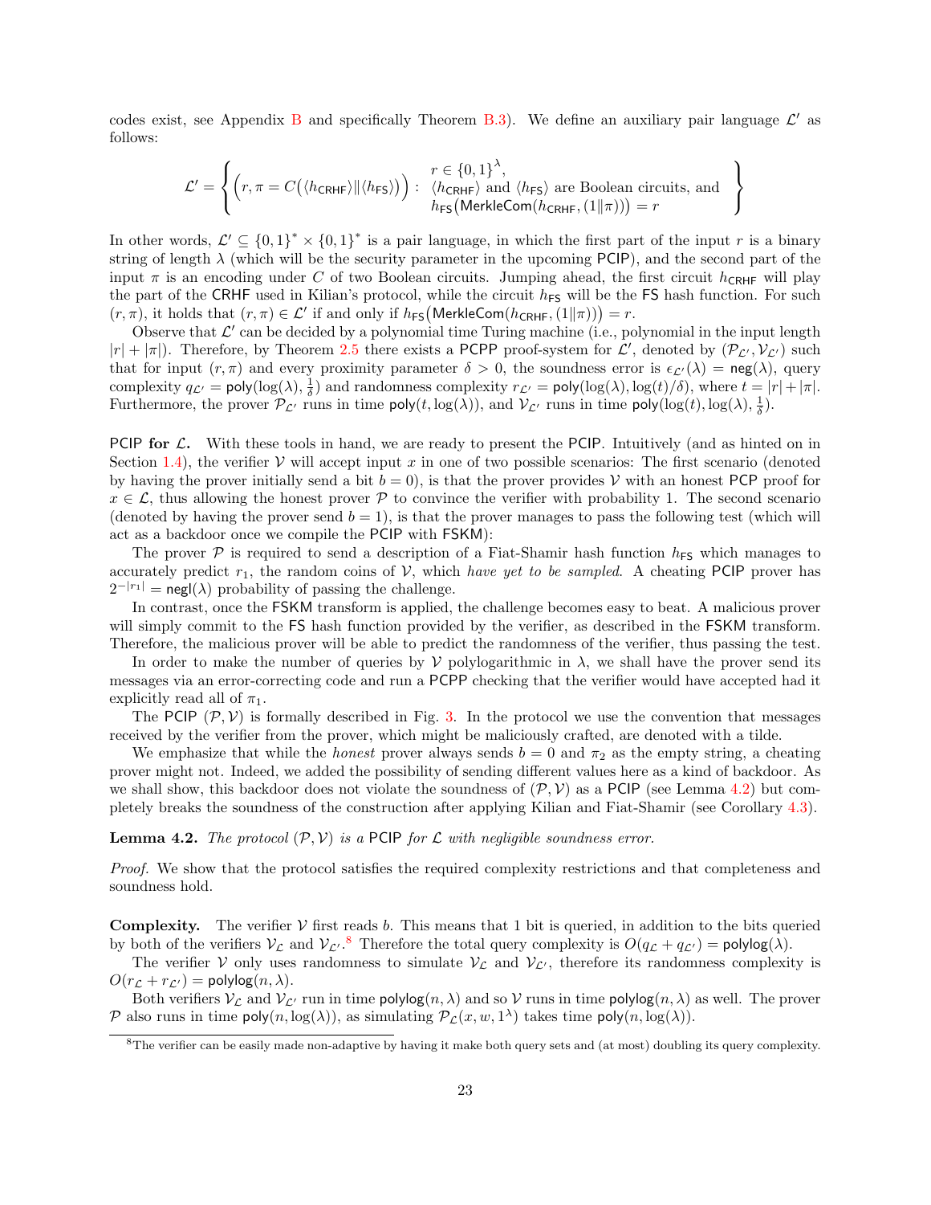codes exist, see Appendix B and specifically Theorem B.3). We define an auxiliary pair language $\mathcal{L}'$ as follows:

$$\mathcal{L}' = \left\{ \left(r, \pi = C\big(\langle h_{\mathsf{CRHF}}\rangle \| \langle h_{\mathsf{FS}}\rangle\big)\right) : \begin{array}{l} r \in \{0,1\}^{\lambda}, \\ \langle h_{\mathsf{CRHF}}\rangle \text{ and } \langle h_{\mathsf{FS}}\rangle \text{ are Boolean circuits, and} \\ h_{\mathsf{FS}}\big(\mathsf{MerkleCom}(h_{\mathsf{CRHF}}, (1\|\pi))\big) = r \end{array} \right\}$$

In other words, $\mathcal{L}' \subseteq \{0,1\}^* \times \{0,1\}^*$ is a pair language, in which the first part of the input $r$ is a binary string of length $\lambda$ (which will be the security parameter in the upcoming PCIP), and the second part of the input $\pi$ is an encoding under $C$ of two Boolean circuits. Jumping ahead, the first circuit $h_{\mathsf{CRHF}}$ will play the part of the CRHF used in Kilian's protocol, while the circuit $h_{\mathsf{FS}}$ will be the FS hash function. For such $(r, \pi)$, it holds that $(r, \pi) \in \mathcal{L}'$ if and only if $h_{\mathsf{FS}}\big(\mathsf{MerkleCom}(h_{\mathsf{CRHF}}, (1\|\pi))\big) = r$.

Observe that $\mathcal{L}'$ can be decided by a polynomial time Turing machine (i.e., polynomial in the input length $|r| + |\pi|$). Therefore, by Theorem 2.5 there exists a PCPP proof-system for $\mathcal{L}'$, denoted by $(\mathcal{P}_{\mathcal{L}'}, \mathcal{V}_{\mathcal{L}'})$ such that for input $(r, \pi)$ and every proximity parameter $\delta > 0$, the soundness error is $\epsilon_{\mathcal{L}'}(\lambda) = \mathsf{neg}(\lambda)$, query complexity $q_{\mathcal{L}'} = \mathsf{poly}(\log(\lambda), \frac{1}{\delta})$ and randomness complexity $r_{\mathcal{L}'} = \mathsf{poly}(\log(\lambda), \log(t)/\delta)$, where $t = |r| + |\pi|$. Furthermore, the prover $\mathcal{P}_{\mathcal{L}'}$ runs in time $\mathsf{poly}(t, \log(\lambda))$, and $\mathcal{V}_{\mathcal{L}'}$ runs in time $\mathsf{poly}(\log(t), \log(\lambda), \frac{1}{\delta})$.

**PCIP for $\mathcal{L}$.** With these tools in hand, we are ready to present the PCIP. Intuitively (and as hinted on in Section 1.4), the verifier $\mathcal{V}$ will accept input $x$ in one of two possible scenarios: The first scenario (denoted by having the prover initially send a bit $b = 0$), is that the prover provides $\mathcal{V}$ with an honest PCP proof for $x \in \mathcal{L}$, thus allowing the honest prover $\mathcal{P}$ to convince the verifier with probability 1. The second scenario (denoted by having the prover send $b = 1$), is that the prover manages to pass the following test (which will act as a backdoor once we compile the PCIP with FSKM):

The prover $\mathcal{P}$ is required to send a description of a Fiat-Shamir hash function $h_{\mathsf{FS}}$ which manages to accurately predict $r_1$, the random coins of $\mathcal{V}$, which *have yet to be sampled*. A cheating PCIP prover has $2^{-|r_1|} = \mathsf{negl}(\lambda)$ probability of passing the challenge.

In contrast, once the FSKM transform is applied, the challenge becomes easy to beat. A malicious prover will simply commit to the FS hash function provided by the verifier, as described in the FSKM transform. Therefore, the malicious prover will be able to predict the randomness of the verifier, thus passing the test.

In order to make the number of queries by $\mathcal{V}$ polylogarithmic in $\lambda$, we shall have the prover send its messages via an error-correcting code and run a PCPP checking that the verifier would have accepted had it explicitly read all of $\pi_1$.

The PCIP $(\mathcal{P}, \mathcal{V})$ is formally described in Fig. 3. In the protocol we use the convention that messages received by the verifier from the prover, which might be maliciously crafted, are denoted with a tilde.

We emphasize that while the *honest* prover always sends $b = 0$ and $\pi_2$ as the empty string, a cheating prover might not. Indeed, we added the possibility of sending different values here as a kind of backdoor. As we shall show, this backdoor does not violate the soundness of $(\mathcal{P}, \mathcal{V})$ as a PCIP (see Lemma 4.2) but completely breaks the soundness of the construction after applying Kilian and Fiat-Shamir (see Corollary 4.3).

**Lemma 4.2.** *The protocol $(\mathcal{P}, \mathcal{V})$ is a PCIP for $\mathcal{L}$ with negligible soundness error.*

*Proof.* We show that the protocol satisfies the required complexity restrictions and that completeness and soundness hold.

**Complexity.** The verifier $\mathcal{V}$ first reads $b$. This means that 1 bit is queried, in addition to the bits queried by both of the verifiers $\mathcal{V}_{\mathcal{L}}$ and $\mathcal{V}_{\mathcal{L}'}$.[8] Therefore the total query complexity is $O(q_{\mathcal{L}} + q_{\mathcal{L}'}) = \mathsf{polylog}(\lambda)$.

The verifier $\mathcal{V}$ only uses randomness to simulate $\mathcal{V}_{\mathcal{L}}$ and $\mathcal{V}_{\mathcal{L}'}$, therefore its randomness complexity is $O(r_{\mathcal{L}} + r_{\mathcal{L}'}) = \mathsf{polylog}(n, \lambda)$.

Both verifiers $\mathcal{V}_{\mathcal{L}}$ and $\mathcal{V}_{\mathcal{L}'}$ run in time $\mathsf{polylog}(n, \lambda)$ and so $\mathcal{V}$ runs in time $\mathsf{polylog}(n, \lambda)$ as well. The prover $\mathcal{P}$ also runs in time $\mathsf{poly}(n, \log(\lambda))$, as simulating $\mathcal{P}_{\mathcal{L}}(x, w, 1^{\lambda})$ takes time $\mathsf{poly}(n, \log(\lambda))$.

[8] The verifier can be easily made non-adaptive by having it make both query sets and (at most) doubling its query complexity.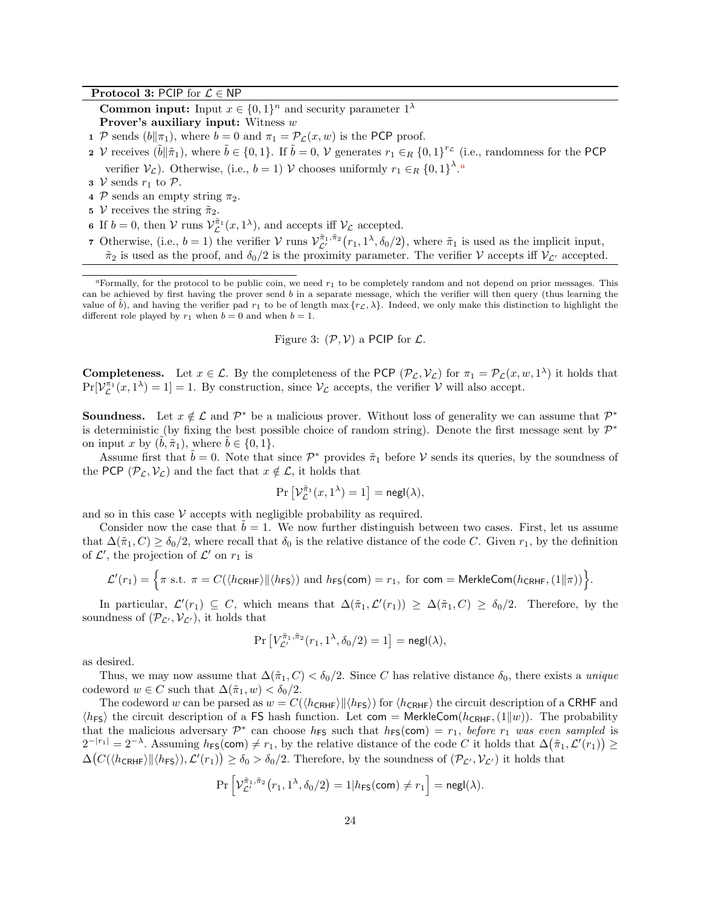**Protocol 3:** PCIP for $\mathcal{L} \in \mathsf{NP}$

**Common input:** Input $x \in \{0,1\}^n$ and security parameter $1^\lambda$

**Prover's auxiliary input:** Witness $w$

1. $\mathcal{P}$ sends $(b \| \pi_1)$, where $b = 0$ and $\pi_1 = \mathcal{P}_{\mathcal{L}}(x, w)$ is the PCP proof.
2. $\mathcal{V}$ receives $(\tilde{b} \| \tilde{\pi}_1)$, where $\tilde{b} \in \{0,1\}$. If $\tilde{b} = 0$, $\mathcal{V}$ generates $r_1 \in_R \{0,1\}^{r_{\mathcal{L}}}$ (i.e., randomness for the PCP verifier $\mathcal{V}_{\mathcal{L}}$). Otherwise, (i.e., $b = 1$) $\mathcal{V}$ chooses uniformly $r_1 \in_R \{0,1\}^{\lambda}$.[a]
3. $\mathcal{V}$ sends $r_1$ to $\mathcal{P}$.
4. $\mathcal{P}$ sends an empty string $\pi_2$.
5. $\mathcal{V}$ receives the string $\tilde{\pi}_2$.
6. If $b = 0$, then $\mathcal{V}$ runs $\mathcal{V}_{\mathcal{L}}^{\tilde{\pi}_1}(x, 1^\lambda)$, and accepts iff $\mathcal{V}_{\mathcal{L}}$ accepted.
7. Otherwise, (i.e., $b = 1$) the verifier $\mathcal{V}$ runs $\mathcal{V}_{\mathcal{L}'}^{\tilde{\pi}_1, \tilde{\pi}_2}(r_1, 1^\lambda, \delta_0/2)$, where $\tilde{\pi}_1$ is used as the implicit input, $\tilde{\pi}_2$ is used as the proof, and $\delta_0/2$ is the proximity parameter. The verifier $\mathcal{V}$ accepts iff $\mathcal{V}_{\mathcal{L}'}$ accepted.

[a] Formally, for the protocol to be public coin, we need $r_1$ to be completely random and not depend on prior messages. This can be achieved by first having the prover send $b$ in a separate message, which the verifier will then query (thus learning the value of $\tilde{b}$), and having the verifier pad $r_1$ to be of length $\max\{r_{\mathcal{L}}, \lambda\}$. Indeed, we only make this distinction to highlight the different role played by $r_1$ when $b = 0$ and when $b = 1$.

Figure 3: $(\mathcal{P}, \mathcal{V})$ a PCIP for $\mathcal{L}$.

**Completeness.** Let $x \in \mathcal{L}$. By the completeness of the PCP $(\mathcal{P}_{\mathcal{L}}, \mathcal{V}_{\mathcal{L}})$ for $\pi_1 = \mathcal{P}_{\mathcal{L}}(x, w, 1^\lambda)$ it holds that $\Pr[\mathcal{V}_{\mathcal{L}}^{\pi_1}(x, 1^\lambda) = 1] = 1$. By construction, since $\mathcal{V}_{\mathcal{L}}$ accepts, the verifier $\mathcal{V}$ will also accept.

**Soundness.** Let $x \notin \mathcal{L}$ and $\mathcal{P}^*$ be a malicious prover. Without loss of generality we can assume that $\mathcal{P}^*$ is deterministic (by fixing the best possible choice of random string). Denote the first message sent by $\mathcal{P}^*$ on input $x$ by $(\tilde{b}, \tilde{\pi}_1)$, where $\tilde{b} \in \{0,1\}$.

Assume first that $\tilde{b} = 0$. Note that since $\mathcal{P}^*$ provides $\tilde{\pi}_1$ before $\mathcal{V}$ sends its queries, by the soundness of the PCP $(\mathcal{P}_{\mathcal{L}}, \mathcal{V}_{\mathcal{L}})$ and the fact that $x \notin \mathcal{L}$, it holds that

$$\Pr\left[\mathcal{V}_{\mathcal{L}}^{\tilde{\pi}_1}(x, 1^\lambda) = 1\right] = \mathsf{negl}(\lambda),$$

and so in this case $\mathcal{V}$ accepts with negligible probability as required.

Consider now the case that $\tilde{b} = 1$. We now further distinguish between two cases. First, let us assume that $\Delta(\tilde{\pi}_1, C) \geq \delta_0/2$, where recall that $\delta_0$ is the relative distance of the code $C$. Given $r_1$, by the definition of $\mathcal{L}'$, the projection of $\mathcal{L}'$ on $r_1$ is

$$\mathcal{L}'(r_1) = \left\{\pi \text{ s.t. } \pi = C(\langle h_{\mathsf{CRHF}} \rangle \| \langle h_{\mathsf{FS}} \rangle) \text{ and } h_{\mathsf{FS}}(\mathsf{com}) = r_1, \text{ for } \mathsf{com} = \mathsf{MerkleCom}(h_{\mathsf{CRHF}}, (1\|\pi))\right\}.$$

In particular, $\mathcal{L}'(r_1) \subseteq C$, which means that $\Delta(\tilde{\pi}_1, \mathcal{L}'(r_1)) \geq \Delta(\tilde{\pi}_1, C) \geq \delta_0/2$. Therefore, by the soundness of $(\mathcal{P}_{\mathcal{L}'}, \mathcal{V}_{\mathcal{L}'})$, it holds that

$$\Pr\left[V_{\mathcal{L}'}^{\tilde{\pi}_1, \tilde{\pi}_2}(r_1, 1^\lambda, \delta_0/2) = 1\right] = \mathsf{negl}(\lambda),$$

as desired.

Thus, we may now assume that $\Delta(\tilde{\pi}_1, C) < \delta_0/2$. Since $C$ has relative distance $\delta_0$, there exists a *unique* codeword $w \in C$ such that $\Delta(\tilde{\pi}_1, w) < \delta_0/2$.

The codeword $w$ can be parsed as $w = C(\langle h_{\mathsf{CRHF}} \rangle \| \langle h_{\mathsf{FS}} \rangle)$ for $\langle h_{\mathsf{CRHF}} \rangle$ the circuit description of a $\mathsf{CRHF}$ and $\langle h_{\mathsf{FS}} \rangle$ the circuit description of a $\mathsf{FS}$ hash function. Let $\mathsf{com} = \mathsf{MerkleCom}(h_{\mathsf{CRHF}}, (1\|w))$. The probability that the malicious adversary $\mathcal{P}^*$ can choose $h_{\mathsf{FS}}$ such that $h_{\mathsf{FS}}(\mathsf{com}) = r_1$, *before* $r_1$ *was even sampled* is $2^{-|r_1|} = 2^{-\lambda}$. Assuming $h_{\mathsf{FS}}(\mathsf{com}) \neq r_1$, by the relative distance of the code $C$ it holds that $\Delta(\tilde{\pi}_1, \mathcal{L}'(r_1)) \geq \Delta(C(\langle h_{\mathsf{CRHF}} \rangle \| \langle h_{\mathsf{FS}} \rangle), \mathcal{L}'(r_1)) \geq \delta_0 > \delta_0/2$. Therefore, by the soundness of $(\mathcal{P}_{\mathcal{L}'}, \mathcal{V}_{\mathcal{L}'})$ it holds that

$$\Pr\left[\mathcal{V}_{\mathcal{L}'}^{\tilde{\pi}_1, \tilde{\pi}_2}(r_1, 1^\lambda, \delta_0/2) = 1 | h_{\mathsf{FS}}(\mathsf{com}) \neq r_1\right] = \mathsf{negl}(\lambda).$$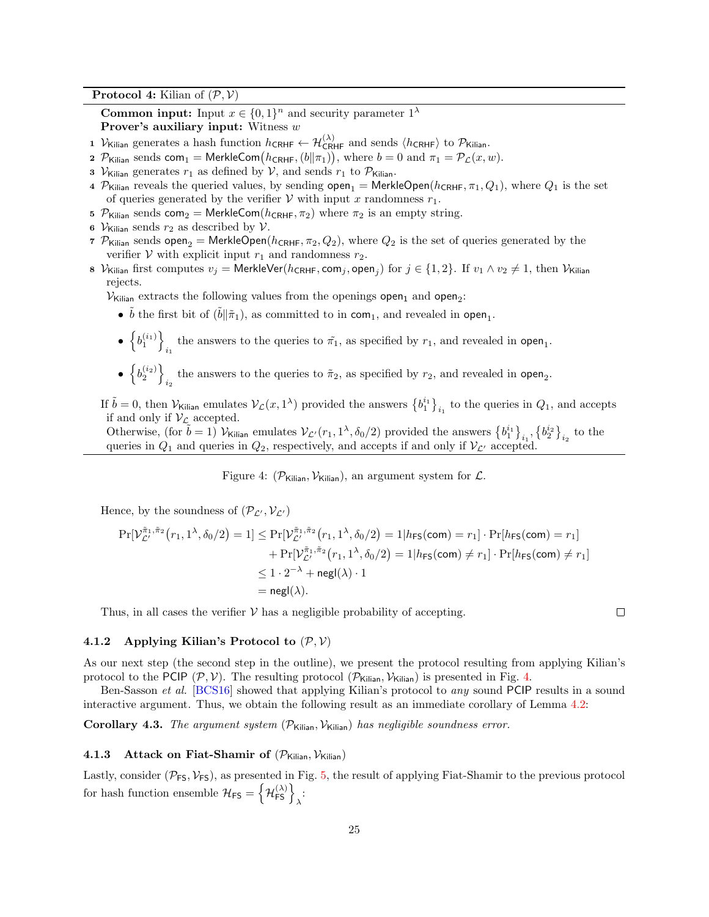**Protocol 4:** Kilian of $(\mathcal{P}, \mathcal{V})$

**Common input:** Input $x \in \{0,1\}^n$ and security parameter $1^\lambda$
**Prover's auxiliary input:** Witness $w$

1. $\mathcal{V}_{\mathsf{Kilian}}$ generates a hash function $h_{\mathsf{CRHF}} \leftarrow \mathcal{H}^{(\lambda)}_{\mathsf{CRHF}}$ and sends $\langle h_{\mathsf{CRHF}} \rangle$ to $\mathcal{P}_{\mathsf{Kilian}}$.
2. $\mathcal{P}_{\mathsf{Kilian}}$ sends $\mathsf{com}_1 = \mathsf{MerkleCom}(h_{\mathsf{CRHF}}, (b \| \pi_1))$, where $b = 0$ and $\pi_1 = \mathcal{P}_{\mathcal{L}}(x, w)$.
3. $\mathcal{V}_{\mathsf{Kilian}}$ generates $r_1$ as defined by $\mathcal{V}$, and sends $r_1$ to $\mathcal{P}_{\mathsf{Kilian}}$.
4. $\mathcal{P}_{\mathsf{Kilian}}$ reveals the queried values, by sending $\mathsf{open}_1 = \mathsf{MerkleOpen}(h_{\mathsf{CRHF}}, \pi_1, Q_1)$, where $Q_1$ is the set of queries generated by the verifier $\mathcal{V}$ with input $x$ randomness $r_1$.
5. $\mathcal{P}_{\mathsf{Kilian}}$ sends $\mathsf{com}_2 = \mathsf{MerkleCom}(h_{\mathsf{CRHF}}, \pi_2)$ where $\pi_2$ is an empty string.
6. $\mathcal{V}_{\mathsf{Kilian}}$ sends $r_2$ as described by $\mathcal{V}$.
7. $\mathcal{P}_{\mathsf{Kilian}}$ sends $\mathsf{open}_2 = \mathsf{MerkleOpen}(h_{\mathsf{CRHF}}, \pi_2, Q_2)$, where $Q_2$ is the set of queries generated by the verifier $\mathcal{V}$ with explicit input $r_1$ and randomness $r_2$.
8. $\mathcal{V}_{\mathsf{Kilian}}$ first computes $v_j = \mathsf{MerkleVer}(h_{\mathsf{CRHF}}, \mathsf{com}_j, \mathsf{open}_j)$ for $j \in \{1,2\}$. If $v_1 \wedge v_2 \neq 1$, then $\mathcal{V}_{\mathsf{Kilian}}$ rejects.

   $\mathcal{V}_{\mathsf{Kilian}}$ extracts the following values from the openings $\mathsf{open}_1$ and $\mathsf{open}_2$:

   - $\tilde{b}$ the first bit of $(\tilde{b} \| \tilde{\pi}_1)$, as committed to in $\mathsf{com}_1$, and revealed in $\mathsf{open}_1$.
   - $\left\{ b_1^{(i_1)} \right\}_{i_1}$ the answers to the queries to $\tilde{\pi}_1$, as specified by $r_1$, and revealed in $\mathsf{open}_1$.
   - $\left\{ b_2^{(i_2)} \right\}_{i_2}$ the answers to the queries to $\tilde{\pi}_2$, as specified by $r_2$, and revealed in $\mathsf{open}_2$.

   If $\tilde{b} = 0$, then $\mathcal{V}_{\mathsf{Kilian}}$ emulates $\mathcal{V}_{\mathcal{L}}(x, 1^\lambda)$ provided the answers $\left\{ b_1^{i_1} \right\}_{i_1}$ to the queries in $Q_1$, and accepts if and only if $\mathcal{V}_{\mathcal{L}}$ accepted.
   Otherwise, (for $\tilde{b} = 1$) $\mathcal{V}_{\mathsf{Kilian}}$ emulates $\mathcal{V}_{\mathcal{L}'}(r_1, 1^\lambda, \delta_0/2)$ provided the answers $\left\{ b_1^{i_1} \right\}_{i_1}, \left\{ b_2^{i_2} \right\}_{i_2}$ to the queries in $Q_1$ and queries in $Q_2$, respectively, and accepts if and only if $\mathcal{V}_{\mathcal{L}'}$ accepted.

Figure 4: $(\mathcal{P}_{\mathsf{Kilian}}, \mathcal{V}_{\mathsf{Kilian}})$, an argument system for $\mathcal{L}$.

Hence, by the soundness of $(\mathcal{P}_{\mathcal{L}'}, \mathcal{V}_{\mathcal{L}'})$

$$
\begin{aligned}
\Pr[\mathcal{V}_{\mathcal{L}'}^{\tilde{\pi}_1, \tilde{\pi}_2}(r_1, 1^\lambda, \delta_0/2) = 1] &\leq \Pr[\mathcal{V}_{\mathcal{L}'}^{\tilde{\pi}_1, \tilde{\pi}_2}(r_1, 1^\lambda, \delta_0/2) = 1 | h_{\mathsf{FS}}(\mathsf{com}) = r_1] \cdot \Pr[h_{\mathsf{FS}}(\mathsf{com}) = r_1] \\
&\quad + \Pr[\mathcal{V}_{\mathcal{L}'}^{\tilde{\pi}_1, \tilde{\pi}_2}(r_1, 1^\lambda, \delta_0/2) = 1 | h_{\mathsf{FS}}(\mathsf{com}) \neq r_1] \cdot \Pr[h_{\mathsf{FS}}(\mathsf{com}) \neq r_1] \\
&\leq 1 \cdot 2^{-\lambda} + \mathsf{negl}(\lambda) \cdot 1 \\
&= \mathsf{negl}(\lambda).
\end{aligned}
$$

Thus, in all cases the verifier $\mathcal{V}$ has a negligible probability of accepting. □

### 4.1.2 Applying Kilian's Protocol to $(\mathcal{P}, \mathcal{V})$

As our next step (the second step in the outline), we present the protocol resulting from applying Kilian's protocol to the PCIP $(\mathcal{P}, \mathcal{V})$. The resulting protocol $(\mathcal{P}_{\mathsf{Kilian}}, \mathcal{V}_{\mathsf{Kilian}})$ is presented in Fig. 4.

Ben-Sasson *et al.* [BCS16] showed that applying Kilian's protocol to *any* sound PCIP results in a sound interactive argument. Thus, we obtain the following result as an immediate corollary of Lemma 4.2:

**Corollary 4.3.** *The argument system $(\mathcal{P}_{\mathsf{Kilian}}, \mathcal{V}_{\mathsf{Kilian}})$ has negligible soundness error.*

### 4.1.3 Attack on Fiat-Shamir of $(\mathcal{P}_{\mathsf{Kilian}}, \mathcal{V}_{\mathsf{Kilian}})$

Lastly, consider $(\mathcal{P}_{\mathsf{FS}}, \mathcal{V}_{\mathsf{FS}})$, as presented in Fig. 5, the result of applying Fiat-Shamir to the previous protocol for hash function ensemble $\mathcal{H}_{\mathsf{FS}} = \left\{ \mathcal{H}^{(\lambda)}_{\mathsf{FS}} \right\}_\lambda$: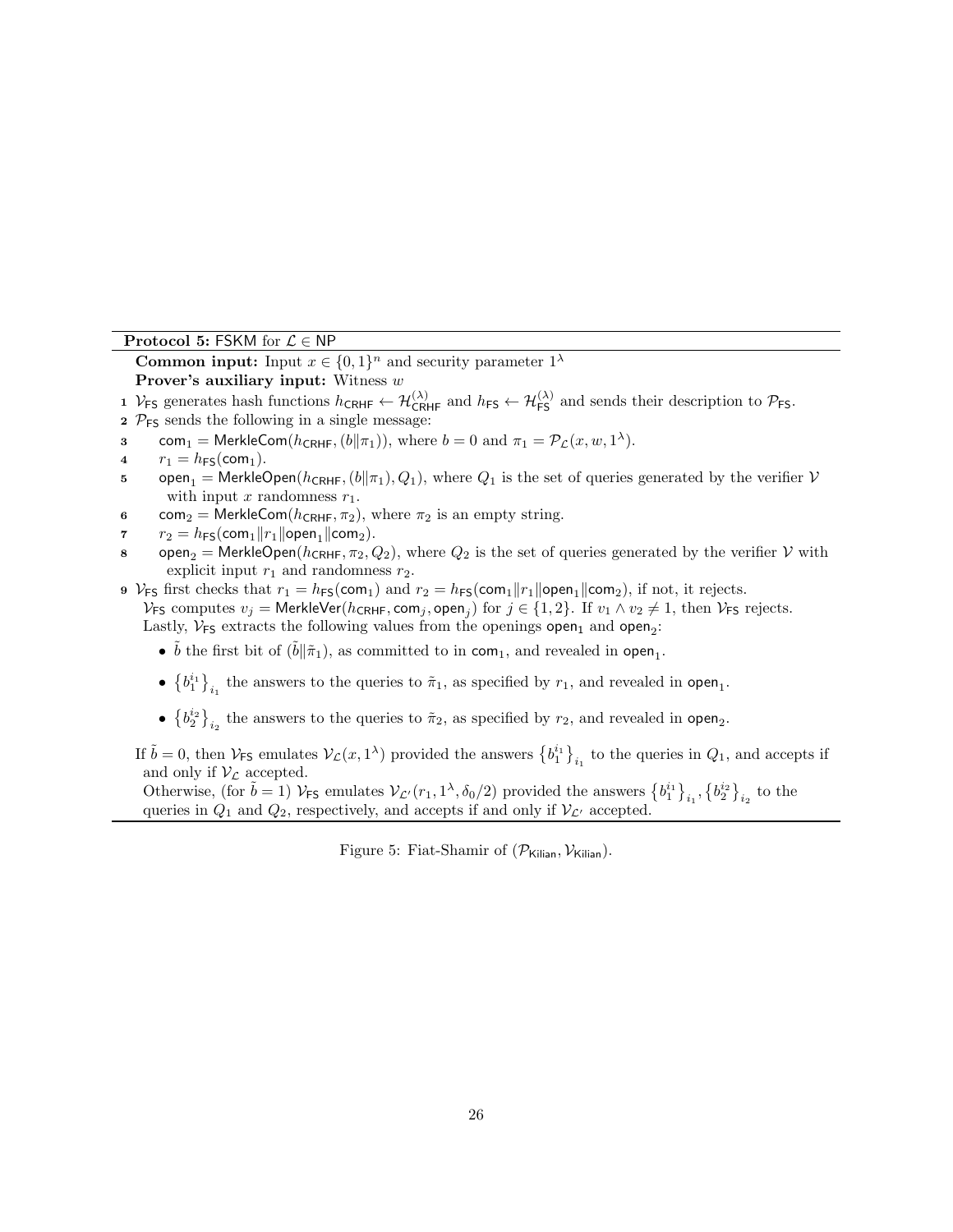**Protocol 5:** FSKM for $\mathcal{L} \in \mathsf{NP}$

**Common input:** Input $x \in \{0,1\}^n$ and security parameter $1^\lambda$

**Prover's auxiliary input:** Witness $w$

1. $\mathcal{V}_{\mathsf{FS}}$ generates hash functions $h_{\mathsf{CRHF}} \leftarrow \mathcal{H}_{\mathsf{CRHF}}^{(\lambda)}$ and $h_{\mathsf{FS}} \leftarrow \mathcal{H}_{\mathsf{FS}}^{(\lambda)}$ and sends their description to $\mathcal{P}_{\mathsf{FS}}$.
2. $\mathcal{P}_{\mathsf{FS}}$ sends the following in a single message:
3. $\quad \mathsf{com}_1 = \mathsf{MerkleCom}(h_{\mathsf{CRHF}}, (b \| \pi_1))$, where $b = 0$ and $\pi_1 = \mathcal{P}_{\mathcal{L}}(x, w, 1^\lambda)$.
4. $\quad r_1 = h_{\mathsf{FS}}(\mathsf{com}_1)$.
5. $\quad \mathsf{open}_1 = \mathsf{MerkleOpen}(h_{\mathsf{CRHF}}, (b \| \pi_1), Q_1)$, where $Q_1$ is the set of queries generated by the verifier $\mathcal{V}$ with input $x$ randomness $r_1$.
6. $\quad \mathsf{com}_2 = \mathsf{MerkleCom}(h_{\mathsf{CRHF}}, \pi_2)$, where $\pi_2$ is an empty string.
7. $\quad r_2 = h_{\mathsf{FS}}(\mathsf{com}_1 \| r_1 \| \mathsf{open}_1 \| \mathsf{com}_2)$.
8. $\quad \mathsf{open}_2 = \mathsf{MerkleOpen}(h_{\mathsf{CRHF}}, \pi_2, Q_2)$, where $Q_2$ is the set of queries generated by the verifier $\mathcal{V}$ with explicit input $r_1$ and randomness $r_2$.
9. $\mathcal{V}_{\mathsf{FS}}$ first checks that $r_1 = h_{\mathsf{FS}}(\mathsf{com}_1)$ and $r_2 = h_{\mathsf{FS}}(\mathsf{com}_1 \| r_1 \| \mathsf{open}_1 \| \mathsf{com}_2)$, if not, it rejects.
   $\mathcal{V}_{\mathsf{FS}}$ computes $v_j = \mathsf{MerkleVer}(h_{\mathsf{CRHF}}, \mathsf{com}_j, \mathsf{open}_j)$ for $j \in \{1, 2\}$. If $v_1 \wedge v_2 \neq 1$, then $\mathcal{V}_{\mathsf{FS}}$ rejects.
   Lastly, $\mathcal{V}_{\mathsf{FS}}$ extracts the following values from the openings $\mathsf{open}_1$ and $\mathsf{open}_2$:
   - $\tilde{b}$ the first bit of $(\tilde{b} \| \tilde{\pi}_1)$, as committed to in $\mathsf{com}_1$, and revealed in $\mathsf{open}_1$.
   - $\left\{b_1^{i_1}\right\}_{i_1}$ the answers to the queries to $\tilde{\pi}_1$, as specified by $r_1$, and revealed in $\mathsf{open}_1$.
   - $\left\{b_2^{i_2}\right\}_{i_2}$ the answers to the queries to $\tilde{\pi}_2$, as specified by $r_2$, and revealed in $\mathsf{open}_2$.

   If $\tilde{b} = 0$, then $\mathcal{V}_{\mathsf{FS}}$ emulates $\mathcal{V}_{\mathcal{L}}(x, 1^\lambda)$ provided the answers $\left\{b_1^{i_1}\right\}_{i_1}$ to the queries in $Q_1$, and accepts if and only if $\mathcal{V}_{\mathcal{L}}$ accepted.
   Otherwise, (for $\tilde{b} = 1$) $\mathcal{V}_{\mathsf{FS}}$ emulates $\mathcal{V}_{\mathcal{L}'}(r_1, 1^\lambda, \delta_0/2)$ provided the answers $\left\{b_1^{i_1}\right\}_{i_1}, \left\{b_2^{i_2}\right\}_{i_2}$ to the queries in $Q_1$ and $Q_2$, respectively, and accepts if and only if $\mathcal{V}_{\mathcal{L}'}$ accepted.

Figure 5: Fiat-Shamir of $(\mathcal{P}_{\mathsf{Kilian}}, \mathcal{V}_{\mathsf{Kilian}})$.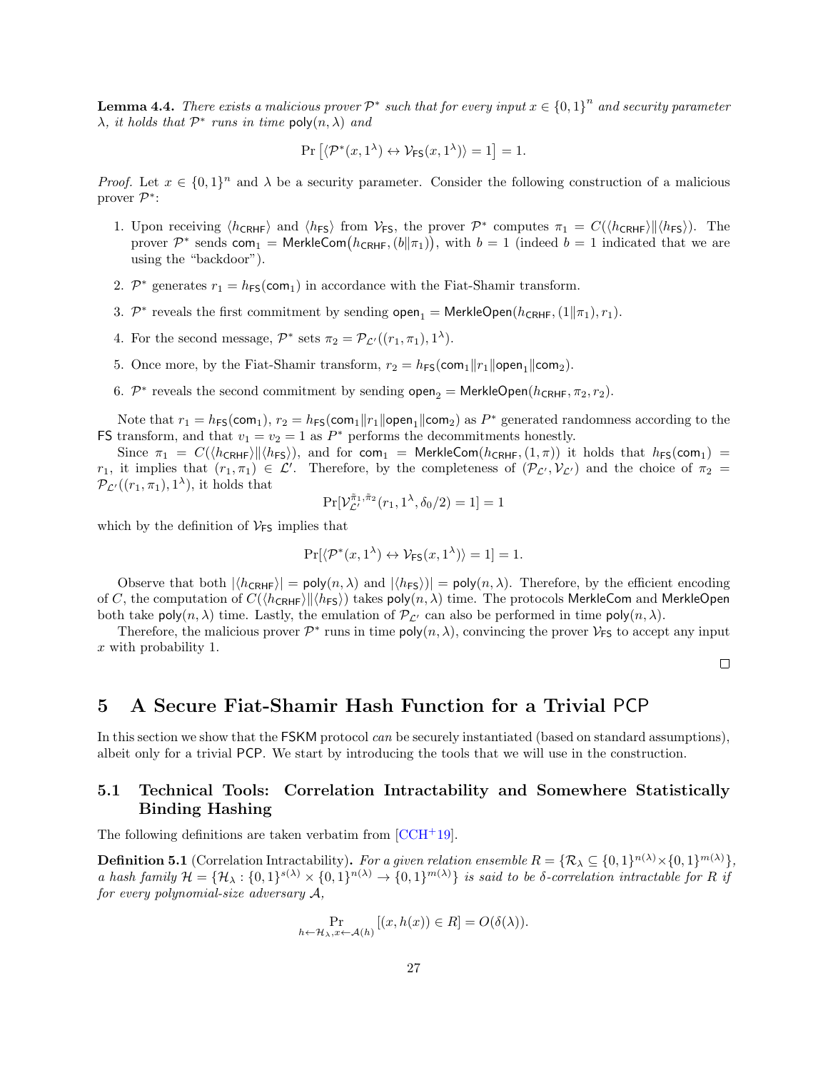**Lemma 4.4.** *There exists a malicious prover $\mathcal{P}^*$ such that for every input $x \in \{0,1\}^n$ and security parameter $\lambda$, it holds that $\mathcal{P}^*$ runs in time $\mathsf{poly}(n,\lambda)$ and*

$$\Pr\left[\langle \mathcal{P}^*(x,1^\lambda) \leftrightarrow \mathcal{V}_{\mathsf{FS}}(x,1^\lambda)\rangle = 1\right] = 1.$$

*Proof.* Let $x \in \{0,1\}^n$ and $\lambda$ be a security parameter. Consider the following construction of a malicious prover $\mathcal{P}^*$:

1. Upon receiving $\langle h_{\mathsf{CRHF}}\rangle$ and $\langle h_{\mathsf{FS}}\rangle$ from $\mathcal{V}_{\mathsf{FS}}$, the prover $\mathcal{P}^*$ computes $\pi_1 = C(\langle h_{\mathsf{CRHF}}\rangle \| \langle h_{\mathsf{FS}}\rangle)$. The prover $\mathcal{P}^*$ sends $\mathsf{com}_1 = \mathsf{MerkleCom}(h_{\mathsf{CRHF}}, (b\|\pi_1))$, with $b = 1$ (indeed $b = 1$ indicated that we are using the "backdoor").
2. $\mathcal{P}^*$ generates $r_1 = h_{\mathsf{FS}}(\mathsf{com}_1)$ in accordance with the Fiat-Shamir transform.
3. $\mathcal{P}^*$ reveals the first commitment by sending $\mathsf{open}_1 = \mathsf{MerkleOpen}(h_{\mathsf{CRHF}}, (1\|\pi_1), r_1)$.
4. For the second message, $\mathcal{P}^*$ sets $\pi_2 = \mathcal{P}_{\mathcal{L}'}((r_1,\pi_1), 1^\lambda)$.
5. Once more, by the Fiat-Shamir transform, $r_2 = h_{\mathsf{FS}}(\mathsf{com}_1\|r_1\|\mathsf{open}_1\|\mathsf{com}_2)$.
6. $\mathcal{P}^*$ reveals the second commitment by sending $\mathsf{open}_2 = \mathsf{MerkleOpen}(h_{\mathsf{CRHF}}, \pi_2, r_2)$.

Note that $r_1 = h_{\mathsf{FS}}(\mathsf{com}_1)$, $r_2 = h_{\mathsf{FS}}(\mathsf{com}_1\|r_1\|\mathsf{open}_1\|\mathsf{com}_2)$ as $P^*$ generated randomness according to the FS transform, and that $v_1 = v_2 = 1$ as $P^*$ performs the decommitments honestly.

Since $\pi_1 = C(\langle h_{\mathsf{CRHF}}\rangle \| \langle h_{\mathsf{FS}}\rangle)$, and for $\mathsf{com}_1 = \mathsf{MerkleCom}(h_{\mathsf{CRHF}}, (1,\pi))$ it holds that $h_{\mathsf{FS}}(\mathsf{com}_1) = r_1$, it implies that $(r_1,\pi_1) \in \mathcal{L}'$. Therefore, by the completeness of $(\mathcal{P}_{\mathcal{L}'}, \mathcal{V}_{\mathcal{L}'})$ and the choice of $\pi_2 = \mathcal{P}_{\mathcal{L}'}((r_1,\pi_1), 1^\lambda)$, it holds that

$$\Pr[\mathcal{V}_{\mathcal{L}'}^{\tilde{\pi}_1,\tilde{\pi}_2}(r_1, 1^\lambda, \delta_0/2) = 1] = 1$$

which by the definition of $\mathcal{V}_{\mathsf{FS}}$ implies that

$$\Pr[\langle \mathcal{P}^*(x,1^\lambda) \leftrightarrow \mathcal{V}_{\mathsf{FS}}(x,1^\lambda)\rangle = 1] = 1.$$

Observe that both $|\langle h_{\mathsf{CRHF}}\rangle| = \mathsf{poly}(n,\lambda)$ and $|\langle h_{\mathsf{FS}}\rangle)| = \mathsf{poly}(n,\lambda)$. Therefore, by the efficient encoding of $C$, the computation of $C(\langle h_{\mathsf{CRHF}}\rangle \| \langle h_{\mathsf{FS}}\rangle)$ takes $\mathsf{poly}(n,\lambda)$ time. The protocols $\mathsf{MerkleCom}$ and $\mathsf{MerkleOpen}$ both take $\mathsf{poly}(n,\lambda)$ time. Lastly, the emulation of $\mathcal{P}_{\mathcal{L}'}$ can also be performed in time $\mathsf{poly}(n,\lambda)$.

Therefore, the malicious prover $\mathcal{P}^*$ runs in time $\mathsf{poly}(n,\lambda)$, convincing the prover $\mathcal{V}_{\mathsf{FS}}$ to accept any input $x$ with probability 1. $\square$

# 5 A Secure Fiat-Shamir Hash Function for a Trivial PCP

In this section we show that the FSKM protocol *can* be securely instantiated (based on standard assumptions), albeit only for a trivial PCP. We start by introducing the tools that we will use in the construction.

## 5.1 Technical Tools: Correlation Intractability and Somewhere Statistically Binding Hashing

The following definitions are taken verbatim from [CCH+19].

**Definition 5.1** (Correlation Intractability)**.** *For a given relation ensemble $R = \{\mathcal{R}_\lambda \subseteq \{0,1\}^{n(\lambda)} \times \{0,1\}^{m(\lambda)}\}$, a hash family $\mathcal{H} = \{\mathcal{H}_\lambda : \{0,1\}^{s(\lambda)} \times \{0,1\}^{n(\lambda)} \to \{0,1\}^{m(\lambda)}\}$ is said to be $\delta$-correlation intractable for $R$ if for every polynomial-size adversary $\mathcal{A}$,*

$$\Pr_{h \leftarrow \mathcal{H}_\lambda, x \leftarrow \mathcal{A}(h)}[(x, h(x)) \in R] = O(\delta(\lambda)).$$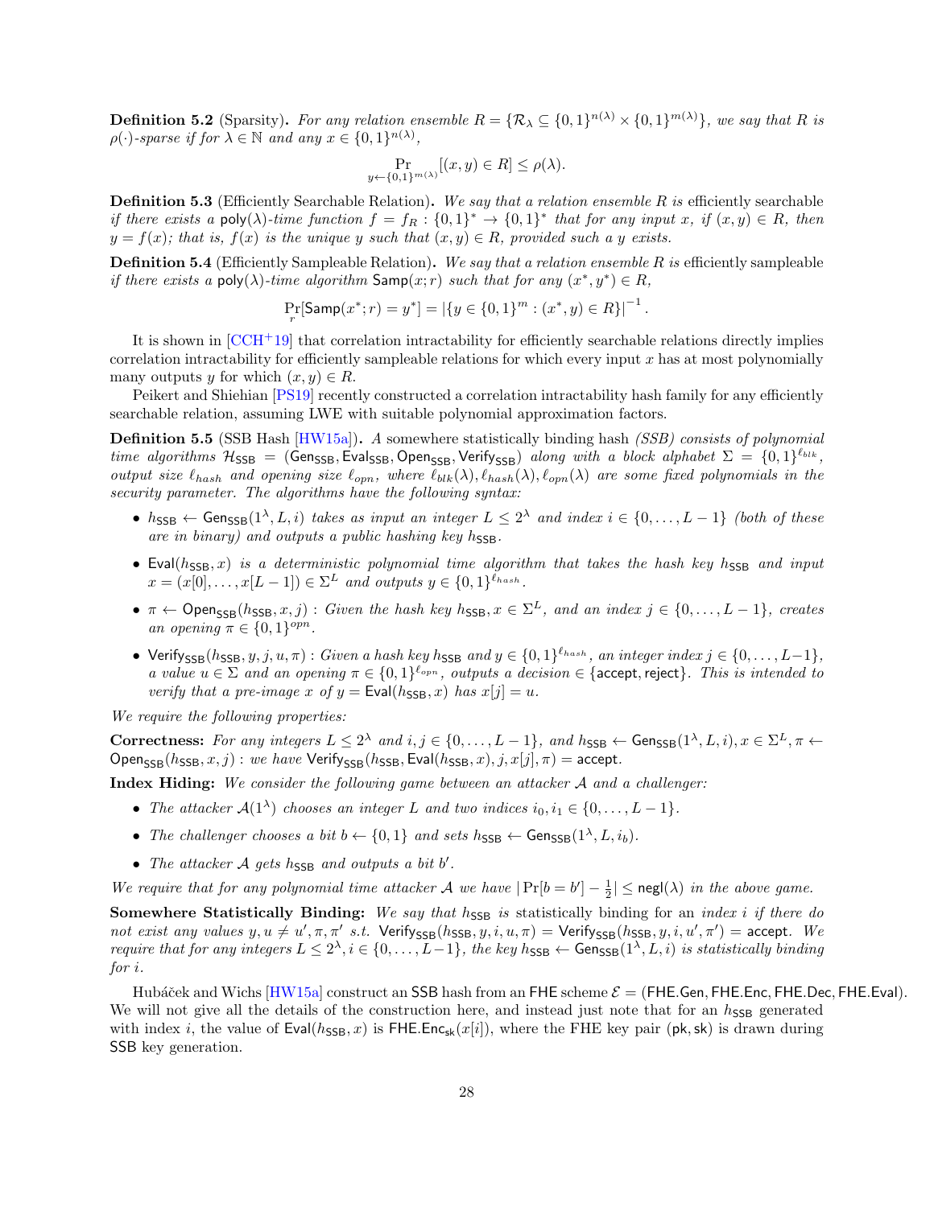**Definition 5.2** (Sparsity)**.** *For any relation ensemble $R = \{\mathcal{R}_\lambda \subseteq \{0,1\}^{n(\lambda)} \times \{0,1\}^{m(\lambda)}\}$, we say that $R$ is $\rho(\cdot)$-sparse if for $\lambda \in \mathbb{N}$ and any $x \in \{0,1\}^{n(\lambda)}$,*

$$\Pr_{y \leftarrow \{0,1\}^{m(\lambda)}}[(x,y) \in R] \leq \rho(\lambda).$$

**Definition 5.3** (Efficiently Searchable Relation)**.** *We say that a relation ensemble $R$ is* efficiently searchable *if there exists a $\mathsf{poly}(\lambda)$-time function $f = f_R : \{0,1\}^* \to \{0,1\}^*$ that for any input $x$, if $(x,y) \in R$, then $y = f(x)$; that is, $f(x)$ is the unique $y$ such that $(x,y) \in R$, provided such a $y$ exists.*

**Definition 5.4** (Efficiently Sampleable Relation)**.** *We say that a relation ensemble $R$ is* efficiently sampleable *if there exists a $\mathsf{poly}(\lambda)$-time algorithm $\mathsf{Samp}(x;r)$ such that for any $(x^*, y^*) \in R$,*

$$\Pr_r[\mathsf{Samp}(x^*;r) = y^*] = |\{y \in \{0,1\}^m : (x^*, y) \in R\}|^{-1}.$$

It is shown in [CCH+19] that correlation intractability for efficiently searchable relations directly implies correlation intractability for efficiently sampleable relations for which every input $x$ has at most polynomially many outputs $y$ for which $(x,y) \in R$.

Peikert and Shiehian [PS19] recently constructed a correlation intractability hash family for any efficiently searchable relation, assuming LWE with suitable polynomial approximation factors.

**Definition 5.5** (SSB Hash [HW15a])**.** *A* somewhere statistically binding hash (SSB) *consists of polynomial time algorithms $\mathcal{H}_{\mathsf{SSB}} = (\mathsf{Gen}_{\mathsf{SSB}}, \mathsf{Eval}_{\mathsf{SSB}}, \mathsf{Open}_{\mathsf{SSB}}, \mathsf{Verify}_{\mathsf{SSB}})$ along with a block alphabet $\Sigma = \{0,1\}^{\ell_{blk}}$, output size $\ell_{hash}$ and opening size $\ell_{opn}$, where $\ell_{blk}(\lambda), \ell_{hash}(\lambda), \ell_{opn}(\lambda)$ are some fixed polynomials in the security parameter. The algorithms have the following syntax:*

- *$h_{\mathsf{SSB}} \leftarrow \mathsf{Gen}_{\mathsf{SSB}}(1^\lambda, L, i)$ takes as input an integer $L \leq 2^\lambda$ and index $i \in \{0, \ldots, L-1\}$ (both of these are in binary) and outputs a public hashing key $h_{\mathsf{SSB}}$.*
- *$\mathsf{Eval}(h_{\mathsf{SSB}}, x)$ is a deterministic polynomial time algorithm that takes the hash key $h_{\mathsf{SSB}}$ and input $x = (x[0], \ldots, x[L-1]) \in \Sigma^L$ and outputs $y \in \{0,1\}^{\ell_{hash}}$.*
- *$\pi \leftarrow \mathsf{Open}_{\mathsf{SSB}}(h_{\mathsf{SSB}}, x, j)$ : Given the hash key $h_{\mathsf{SSB}}, x \in \Sigma^L$, and an index $j \in \{0, \ldots, L-1\}$, creates an opening $\pi \in \{0,1\}^{opn}$.*
- *$\mathsf{Verify}_{\mathsf{SSB}}(h_{\mathsf{SSB}}, y, j, u, \pi)$ : Given a hash key $h_{\mathsf{SSB}}$ and $y \in \{0,1\}^{\ell_{hash}}$, an integer index $j \in \{0, \ldots, L-1\}$, a value $u \in \Sigma$ and an opening $\pi \in \{0,1\}^{\ell_{opn}}$, outputs a decision $\in \{\mathsf{accept}, \mathsf{reject}\}$. This is intended to verify that a pre-image $x$ of $y = \mathsf{Eval}(h_{\mathsf{SSB}}, x)$ has $x[j] = u$.*

*We require the following properties:*

**Correctness:** *For any integers $L \leq 2^\lambda$ and $i, j \in \{0, \ldots, L-1\}$, and $h_{\mathsf{SSB}} \leftarrow \mathsf{Gen}_{\mathsf{SSB}}(1^\lambda, L, i), x \in \Sigma^L, \pi \leftarrow \mathsf{Open}_{\mathsf{SSB}}(h_{\mathsf{SSB}}, x, j)$ : we have $\mathsf{Verify}_{\mathsf{SSB}}(h_{\mathsf{SSB}}, \mathsf{Eval}(h_{\mathsf{SSB}}, x), j, x[j], \pi) = \mathsf{accept}$.*

**Index Hiding:** *We consider the following game between an attacker $\mathcal{A}$ and a challenger:*

- *The attacker $\mathcal{A}(1^\lambda)$ chooses an integer $L$ and two indices $i_0, i_1 \in \{0, \ldots, L-1\}$.*
- *The challenger chooses a bit $b \leftarrow \{0,1\}$ and sets $h_{\mathsf{SSB}} \leftarrow \mathsf{Gen}_{\mathsf{SSB}}(1^\lambda, L, i_b)$.*
- *The attacker $\mathcal{A}$ gets $h_{\mathsf{SSB}}$ and outputs a bit $b'$.*

*We require that for any polynomial time attacker $\mathcal{A}$ we have $|\Pr[b = b'] - \frac{1}{2}| \leq \mathsf{negl}(\lambda)$ in the above game.*

**Somewhere Statistically Binding:** *We say that $h_{\mathsf{SSB}}$ is* statistically binding *for an index $i$ if there do not exist any values $y, u \neq u', \pi, \pi'$ s.t. $\mathsf{Verify}_{\mathsf{SSB}}(h_{\mathsf{SSB}}, y, i, u, \pi) = \mathsf{Verify}_{\mathsf{SSB}}(h_{\mathsf{SSB}}, y, i, u', \pi') = \mathsf{accept}$. We require that for any integers $L \leq 2^\lambda, i \in \{0, \ldots, L-1\}$, the key $h_{\mathsf{SSB}} \leftarrow \mathsf{Gen}_{\mathsf{SSB}}(1^\lambda, L, i)$ is statistically binding for $i$.*

Hubáček and Wichs [HW15a] construct an SSB hash from an FHE scheme $\mathcal{E} = (\mathsf{FHE.Gen}, \mathsf{FHE.Enc}, \mathsf{FHE.Dec}, \mathsf{FHE.Eval})$. We will not give all the details of the construction here, and instead just note that for an $h_{\mathsf{SSB}}$ generated with index $i$, the value of $\mathsf{Eval}(h_{\mathsf{SSB}}, x)$ is $\mathsf{FHE.Enc}_{\mathsf{sk}}(x[i])$, where the FHE key pair $(\mathsf{pk}, \mathsf{sk})$ is drawn during SSB key generation.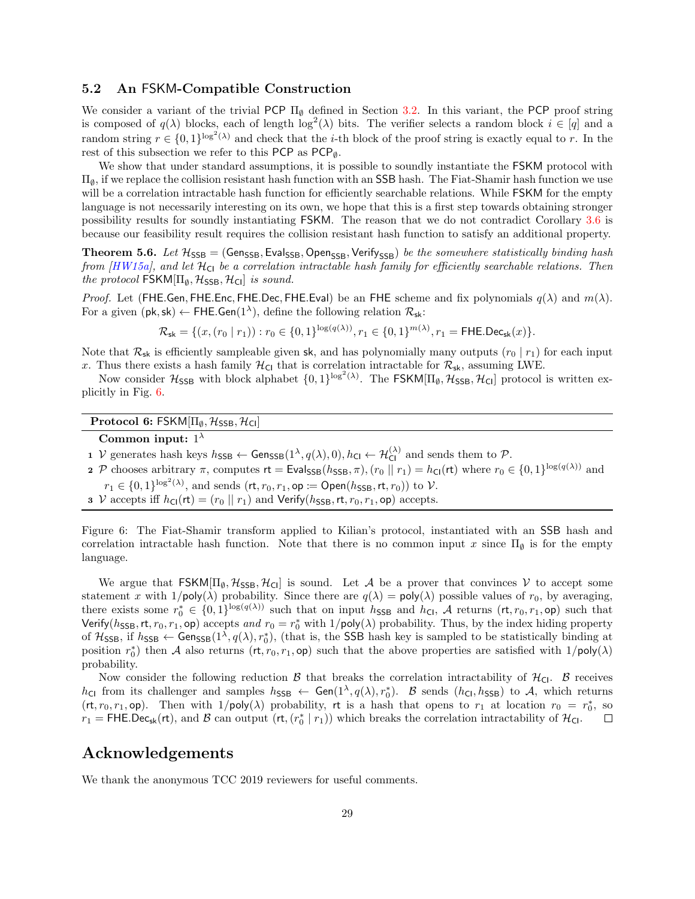### 5.2 An FSKM-Compatible Construction

We consider a variant of the trivial PCP $\Pi_\emptyset$ defined in Section 3.2. In this variant, the PCP proof string is composed of $q(\lambda)$ blocks, each of length $\log^2(\lambda)$ bits. The verifier selects a random block $i \in [q]$ and a random string $r \in \{0,1\}^{\log^2(\lambda)}$ and check that the $i$-th block of the proof string is exactly equal to $r$. In the rest of this subsection we refer to this PCP as $\mathsf{PCP}_\emptyset$.

We show that under standard assumptions, it is possible to soundly instantiate the FSKM protocol with $\Pi_\emptyset$, if we replace the collision resistant hash function with an SSB hash. The Fiat-Shamir hash function we use will be a correlation intractable hash function for efficiently searchable relations. While FSKM for the empty language is not necessarily interesting on its own, we hope that this is a first step towards obtaining stronger possibility results for soundly instantiating FSKM. The reason that we do not contradict Corollary 3.6 is because our feasibility result requires the collision resistant hash function to satisfy an additional property.

**Theorem 5.6.** *Let $\mathcal{H}_{\mathsf{SSB}} = (\mathsf{Gen}_{\mathsf{SSB}}, \mathsf{Eval}_{\mathsf{SSB}}, \mathsf{Open}_{\mathsf{SSB}}, \mathsf{Verify}_{\mathsf{SSB}})$ be the somewhere statistically binding hash from [HW15a], and let $\mathcal{H}_{\mathsf{CI}}$ be a correlation intractable hash family for efficiently searchable relations. Then the protocol $\mathsf{FSKM}[\Pi_\emptyset, \mathcal{H}_{\mathsf{SSB}}, \mathcal{H}_{\mathsf{CI}}]$ is sound.*

*Proof.* Let $(\mathsf{FHE.Gen}, \mathsf{FHE.Enc}, \mathsf{FHE.Dec}, \mathsf{FHE.Eval})$ be an FHE scheme and fix polynomials $q(\lambda)$ and $m(\lambda)$. For a given $(\mathsf{pk}, \mathsf{sk}) \leftarrow \mathsf{FHE.Gen}(1^\lambda)$, define the following relation $\mathcal{R}_{\mathsf{sk}}$:

$$\mathcal{R}_{\mathsf{sk}} = \{(x, (r_0 \mid r_1)) : r_0 \in \{0,1\}^{\log(q(\lambda))}, r_1 \in \{0,1\}^{m(\lambda)}, r_1 = \mathsf{FHE.Dec}_{\mathsf{sk}}(x)\}.$$

Note that $\mathcal{R}_{\mathsf{sk}}$ is efficiently sampleable given $\mathsf{sk}$, and has polynomially many outputs $(r_0 \mid r_1)$ for each input $x$. Thus there exists a hash family $\mathcal{H}_{\mathsf{CI}}$ that is correlation intractable for $\mathcal{R}_{\mathsf{sk}}$, assuming LWE.

Now consider $\mathcal{H}_{\mathsf{SSB}}$ with block alphabet $\{0,1\}^{\log^2(\lambda)}$. The $\mathsf{FSKM}[\Pi_\emptyset, \mathcal{H}_{\mathsf{SSB}}, \mathcal{H}_{\mathsf{CI}}]$ protocol is written explicitly in Fig. 6.

---

**Protocol 6:** $\mathsf{FSKM}[\Pi_\emptyset, \mathcal{H}_{\mathsf{SSB}}, \mathcal{H}_{\mathsf{CI}}]$

---

**Common input:** $1^\lambda$

1. $\mathcal{V}$ generates hash keys $h_{\mathsf{SSB}} \leftarrow \mathsf{Gen}_{\mathsf{SSB}}(1^\lambda, q(\lambda), 0), h_{\mathsf{CI}} \leftarrow \mathcal{H}_{\mathsf{CI}}^{(\lambda)}$ and sends them to $\mathcal{P}$.
2. $\mathcal{P}$ chooses arbitrary $\pi$, computes $\mathsf{rt} = \mathsf{Eval}_{\mathsf{SSB}}(h_{\mathsf{SSB}}, \pi), (r_0 \parallel r_1) = h_{\mathsf{CI}}(\mathsf{rt})$ where $r_0 \in \{0,1\}^{\log(q(\lambda))}$ and $r_1 \in \{0,1\}^{\log^2(\lambda)}$, and sends $(\mathsf{rt}, r_0, r_1, \mathsf{op} := \mathsf{Open}(h_{\mathsf{SSB}}, \mathsf{rt}, r_0))$ to $\mathcal{V}$.
3. $\mathcal{V}$ accepts iff $h_{\mathsf{CI}}(\mathsf{rt}) = (r_0 \parallel r_1)$ and $\mathsf{Verify}(h_{\mathsf{SSB}}, \mathsf{rt}, r_0, r_1, \mathsf{op})$ accepts.

---

Figure 6: The Fiat-Shamir transform applied to Kilian's protocol, instantiated with an SSB hash and correlation intractable hash function. Note that there is no common input $x$ since $\Pi_\emptyset$ is for the empty language.

We argue that $\mathsf{FSKM}[\Pi_\emptyset, \mathcal{H}_{\mathsf{SSB}}, \mathcal{H}_{\mathsf{CI}}]$ is sound. Let $\mathcal{A}$ be a prover that convinces $\mathcal{V}$ to accept some statement $x$ with $1/\mathsf{poly}(\lambda)$ probability. Since there are $q(\lambda) = \mathsf{poly}(\lambda)$ possible values of $r_0$, by averaging, there exists some $r_0^* \in \{0,1\}^{\log(q(\lambda))}$ such that on input $h_{\mathsf{SSB}}$ and $h_{\mathsf{CI}}$, $\mathcal{A}$ returns $(\mathsf{rt}, r_0, r_1, \mathsf{op})$ such that $\mathsf{Verify}(h_{\mathsf{SSB}}, \mathsf{rt}, r_0, r_1, \mathsf{op})$ accepts *and* $r_0 = r_0^*$ with $1/\mathsf{poly}(\lambda)$ probability. Thus, by the index hiding property of $\mathcal{H}_{\mathsf{SSB}}$, if $h_{\mathsf{SSB}} \leftarrow \mathsf{Gen}_{\mathsf{SSB}}(1^\lambda, q(\lambda), r_0^*)$, (that is, the SSB hash key is sampled to be statistically binding at position $r_0^*$) then $\mathcal{A}$ also returns $(\mathsf{rt}, r_0, r_1, \mathsf{op})$ such that the above properties are satisfied with $1/\mathsf{poly}(\lambda)$ probability.

Now consider the following reduction $\mathcal{B}$ that breaks the correlation intractability of $\mathcal{H}_{\mathsf{CI}}$. $\mathcal{B}$ receives $h_{\mathsf{CI}}$ from its challenger and samples $h_{\mathsf{SSB}} \leftarrow \mathsf{Gen}(1^\lambda, q(\lambda), r_0^*)$. $\mathcal{B}$ sends $(h_{\mathsf{CI}}, h_{\mathsf{SSB}})$ to $\mathcal{A}$, which returns $(\mathsf{rt}, r_0, r_1, \mathsf{op})$. Then with $1/\mathsf{poly}(\lambda)$ probability, $\mathsf{rt}$ is a hash that opens to $r_1$ at location $r_0 = r_0^*$, so $r_1 = \mathsf{FHE.Dec}_{\mathsf{sk}}(\mathsf{rt})$, and $\mathcal{B}$ can output $(\mathsf{rt}, (r_0^* \mid r_1))$ which breaks the correlation intractability of $\mathcal{H}_{\mathsf{CI}}$. $\square$

## Acknowledgements

We thank the anonymous TCC 2019 reviewers for useful comments.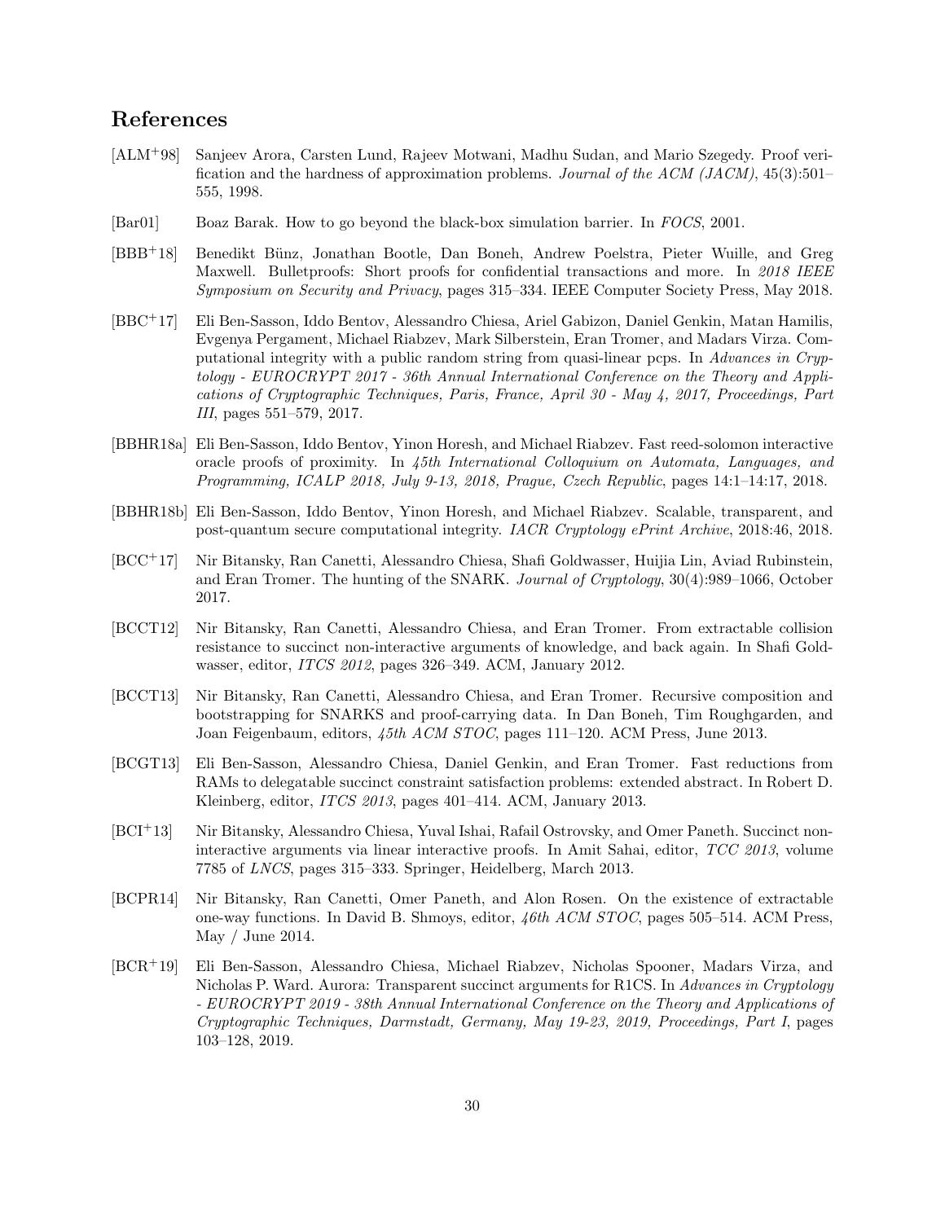# References

[ALM+98] Sanjeev Arora, Carsten Lund, Rajeev Motwani, Madhu Sudan, and Mario Szegedy. Proof verification and the hardness of approximation problems. *Journal of the ACM (JACM)*, 45(3):501–555, 1998.

[Bar01] Boaz Barak. How to go beyond the black-box simulation barrier. In *FOCS*, 2001.

[BBB+18] Benedikt Bünz, Jonathan Bootle, Dan Boneh, Andrew Poelstra, Pieter Wuille, and Greg Maxwell. Bulletproofs: Short proofs for confidential transactions and more. In *2018 IEEE Symposium on Security and Privacy*, pages 315–334. IEEE Computer Society Press, May 2018.

[BBC+17] Eli Ben-Sasson, Iddo Bentov, Alessandro Chiesa, Ariel Gabizon, Daniel Genkin, Matan Hamilis, Evgenya Pergament, Michael Riabzev, Mark Silberstein, Eran Tromer, and Madars Virza. Computational integrity with a public random string from quasi-linear pcps. In *Advances in Cryptology - EUROCRYPT 2017 - 36th Annual International Conference on the Theory and Applications of Cryptographic Techniques, Paris, France, April 30 - May 4, 2017, Proceedings, Part III*, pages 551–579, 2017.

[BBHR18a] Eli Ben-Sasson, Iddo Bentov, Yinon Horesh, and Michael Riabzev. Fast reed-solomon interactive oracle proofs of proximity. In *45th International Colloquium on Automata, Languages, and Programming, ICALP 2018, July 9-13, 2018, Prague, Czech Republic*, pages 14:1–14:17, 2018.

[BBHR18b] Eli Ben-Sasson, Iddo Bentov, Yinon Horesh, and Michael Riabzev. Scalable, transparent, and post-quantum secure computational integrity. *IACR Cryptology ePrint Archive*, 2018:46, 2018.

[BCC+17] Nir Bitansky, Ran Canetti, Alessandro Chiesa, Shafi Goldwasser, Huijia Lin, Aviad Rubinstein, and Eran Tromer. The hunting of the SNARK. *Journal of Cryptology*, 30(4):989–1066, October 2017.

[BCCT12] Nir Bitansky, Ran Canetti, Alessandro Chiesa, and Eran Tromer. From extractable collision resistance to succinct non-interactive arguments of knowledge, and back again. In Shafi Goldwasser, editor, *ITCS 2012*, pages 326–349. ACM, January 2012.

[BCCT13] Nir Bitansky, Ran Canetti, Alessandro Chiesa, and Eran Tromer. Recursive composition and bootstrapping for SNARKS and proof-carrying data. In Dan Boneh, Tim Roughgarden, and Joan Feigenbaum, editors, *45th ACM STOC*, pages 111–120. ACM Press, June 2013.

[BCGT13] Eli Ben-Sasson, Alessandro Chiesa, Daniel Genkin, and Eran Tromer. Fast reductions from RAMs to delegatable succinct constraint satisfaction problems: extended abstract. In Robert D. Kleinberg, editor, *ITCS 2013*, pages 401–414. ACM, January 2013.

[BCI+13] Nir Bitansky, Alessandro Chiesa, Yuval Ishai, Rafail Ostrovsky, and Omer Paneth. Succinct non-interactive arguments via linear interactive proofs. In Amit Sahai, editor, *TCC 2013*, volume 7785 of *LNCS*, pages 315–333. Springer, Heidelberg, March 2013.

[BCPR14] Nir Bitansky, Ran Canetti, Omer Paneth, and Alon Rosen. On the existence of extractable one-way functions. In David B. Shmoys, editor, *46th ACM STOC*, pages 505–514. ACM Press, May / June 2014.

[BCR+19] Eli Ben-Sasson, Alessandro Chiesa, Michael Riabzev, Nicholas Spooner, Madars Virza, and Nicholas P. Ward. Aurora: Transparent succinct arguments for R1CS. In *Advances in Cryptology - EUROCRYPT 2019 - 38th Annual International Conference on the Theory and Applications of Cryptographic Techniques, Darmstadt, Germany, May 19-23, 2019, Proceedings, Part I*, pages 103–128, 2019.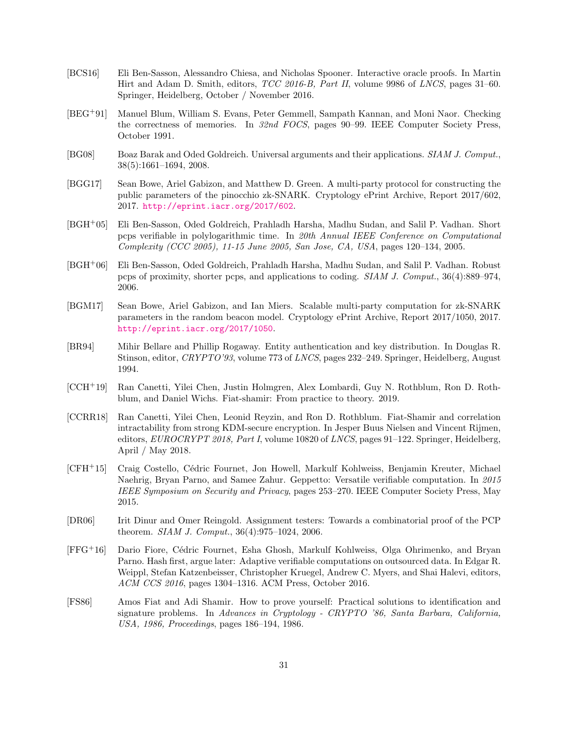[BCS16] Eli Ben-Sasson, Alessandro Chiesa, and Nicholas Spooner. Interactive oracle proofs. In Martin Hirt and Adam D. Smith, editors, *TCC 2016-B, Part II*, volume 9986 of *LNCS*, pages 31–60. Springer, Heidelberg, October / November 2016.

[BEG+91] Manuel Blum, William S. Evans, Peter Gemmell, Sampath Kannan, and Moni Naor. Checking the correctness of memories. In *32nd FOCS*, pages 90–99. IEEE Computer Society Press, October 1991.

[BG08] Boaz Barak and Oded Goldreich. Universal arguments and their applications. *SIAM J. Comput.*, 38(5):1661–1694, 2008.

[BGG17] Sean Bowe, Ariel Gabizon, and Matthew D. Green. A multi-party protocol for constructing the public parameters of the pinocchio zk-SNARK. Cryptology ePrint Archive, Report 2017/602, 2017. http://eprint.iacr.org/2017/602.

[BGH+05] Eli Ben-Sasson, Oded Goldreich, Prahladh Harsha, Madhu Sudan, and Salil P. Vadhan. Short pcps verifiable in polylogarithmic time. In *20th Annual IEEE Conference on Computational Complexity (CCC 2005), 11-15 June 2005, San Jose, CA, USA*, pages 120–134, 2005.

[BGH+06] Eli Ben-Sasson, Oded Goldreich, Prahladh Harsha, Madhu Sudan, and Salil P. Vadhan. Robust pcps of proximity, shorter pcps, and applications to coding. *SIAM J. Comput.*, 36(4):889–974, 2006.

[BGM17] Sean Bowe, Ariel Gabizon, and Ian Miers. Scalable multi-party computation for zk-SNARK parameters in the random beacon model. Cryptology ePrint Archive, Report 2017/1050, 2017. http://eprint.iacr.org/2017/1050.

[BR94] Mihir Bellare and Phillip Rogaway. Entity authentication and key distribution. In Douglas R. Stinson, editor, *CRYPTO'93*, volume 773 of *LNCS*, pages 232–249. Springer, Heidelberg, August 1994.

[CCH+19] Ran Canetti, Yilei Chen, Justin Holmgren, Alex Lombardi, Guy N. Rothblum, Ron D. Rothblum, and Daniel Wichs. Fiat-shamir: From practice to theory. 2019.

[CCRR18] Ran Canetti, Yilei Chen, Leonid Reyzin, and Ron D. Rothblum. Fiat-Shamir and correlation intractability from strong KDM-secure encryption. In Jesper Buus Nielsen and Vincent Rijmen, editors, *EUROCRYPT 2018, Part I*, volume 10820 of *LNCS*, pages 91–122. Springer, Heidelberg, April / May 2018.

[CFH+15] Craig Costello, Cédric Fournet, Jon Howell, Markulf Kohlweiss, Benjamin Kreuter, Michael Naehrig, Bryan Parno, and Samee Zahur. Geppetto: Versatile verifiable computation. In *2015 IEEE Symposium on Security and Privacy*, pages 253–270. IEEE Computer Society Press, May 2015.

[DR06] Irit Dinur and Omer Reingold. Assignment testers: Towards a combinatorial proof of the PCP theorem. *SIAM J. Comput.*, 36(4):975–1024, 2006.

[FFG+16] Dario Fiore, Cédric Fournet, Esha Ghosh, Markulf Kohlweiss, Olga Ohrimenko, and Bryan Parno. Hash first, argue later: Adaptive verifiable computations on outsourced data. In Edgar R. Weippl, Stefan Katzenbeisser, Christopher Kruegel, Andrew C. Myers, and Shai Halevi, editors, *ACM CCS 2016*, pages 1304–1316. ACM Press, October 2016.

[FS86] Amos Fiat and Adi Shamir. How to prove yourself: Practical solutions to identification and signature problems. In *Advances in Cryptology - CRYPTO '86, Santa Barbara, California, USA, 1986, Proceedings*, pages 186–194, 1986.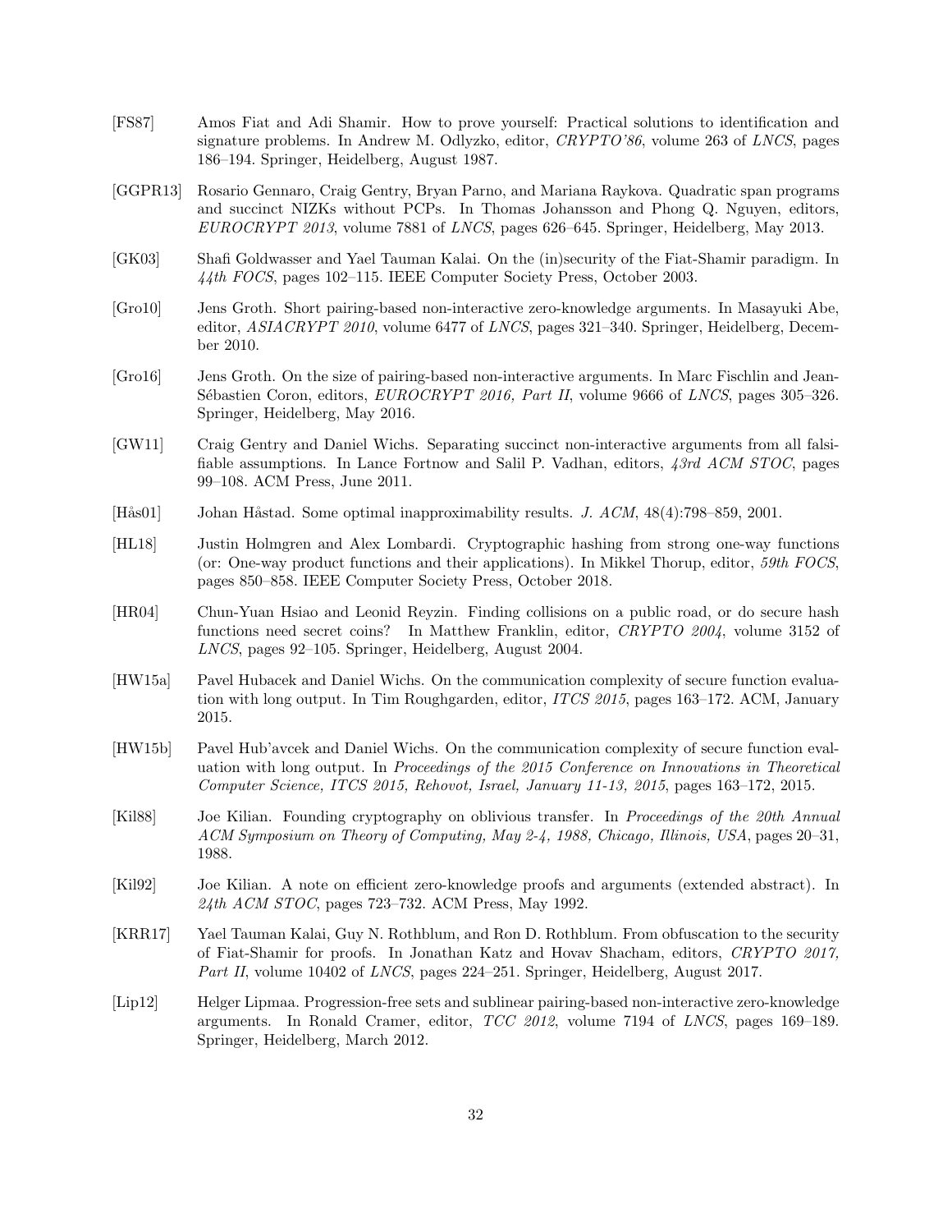[FS87] Amos Fiat and Adi Shamir. How to prove yourself: Practical solutions to identification and signature problems. In Andrew M. Odlyzko, editor, *CRYPTO'86*, volume 263 of *LNCS*, pages 186–194. Springer, Heidelberg, August 1987.

[GGPR13] Rosario Gennaro, Craig Gentry, Bryan Parno, and Mariana Raykova. Quadratic span programs and succinct NIZKs without PCPs. In Thomas Johansson and Phong Q. Nguyen, editors, *EUROCRYPT 2013*, volume 7881 of *LNCS*, pages 626–645. Springer, Heidelberg, May 2013.

[GK03] Shafi Goldwasser and Yael Tauman Kalai. On the (in)security of the Fiat-Shamir paradigm. In *44th FOCS*, pages 102–115. IEEE Computer Society Press, October 2003.

[Gro10] Jens Groth. Short pairing-based non-interactive zero-knowledge arguments. In Masayuki Abe, editor, *ASIACRYPT 2010*, volume 6477 of *LNCS*, pages 321–340. Springer, Heidelberg, December 2010.

[Gro16] Jens Groth. On the size of pairing-based non-interactive arguments. In Marc Fischlin and Jean-Sébastien Coron, editors, *EUROCRYPT 2016, Part II*, volume 9666 of *LNCS*, pages 305–326. Springer, Heidelberg, May 2016.

[GW11] Craig Gentry and Daniel Wichs. Separating succinct non-interactive arguments from all falsifiable assumptions. In Lance Fortnow and Salil P. Vadhan, editors, *43rd ACM STOC*, pages 99–108. ACM Press, June 2011.

[Hås01] Johan Håstad. Some optimal inapproximability results. *J. ACM*, 48(4):798–859, 2001.

[HL18] Justin Holmgren and Alex Lombardi. Cryptographic hashing from strong one-way functions (or: One-way product functions and their applications). In Mikkel Thorup, editor, *59th FOCS*, pages 850–858. IEEE Computer Society Press, October 2018.

[HR04] Chun-Yuan Hsiao and Leonid Reyzin. Finding collisions on a public road, or do secure hash functions need secret coins? In Matthew Franklin, editor, *CRYPTO 2004*, volume 3152 of *LNCS*, pages 92–105. Springer, Heidelberg, August 2004.

[HW15a] Pavel Hubacek and Daniel Wichs. On the communication complexity of secure function evaluation with long output. In Tim Roughgarden, editor, *ITCS 2015*, pages 163–172. ACM, January 2015.

[HW15b] Pavel Hub'avcek and Daniel Wichs. On the communication complexity of secure function evaluation with long output. In *Proceedings of the 2015 Conference on Innovations in Theoretical Computer Science, ITCS 2015, Rehovot, Israel, January 11-13, 2015*, pages 163–172, 2015.

[Kil88] Joe Kilian. Founding cryptography on oblivious transfer. In *Proceedings of the 20th Annual ACM Symposium on Theory of Computing, May 2-4, 1988, Chicago, Illinois, USA*, pages 20–31, 1988.

[Kil92] Joe Kilian. A note on efficient zero-knowledge proofs and arguments (extended abstract). In *24th ACM STOC*, pages 723–732. ACM Press, May 1992.

[KRR17] Yael Tauman Kalai, Guy N. Rothblum, and Ron D. Rothblum. From obfuscation to the security of Fiat-Shamir for proofs. In Jonathan Katz and Hovav Shacham, editors, *CRYPTO 2017, Part II*, volume 10402 of *LNCS*, pages 224–251. Springer, Heidelberg, August 2017.

[Lip12] Helger Lipmaa. Progression-free sets and sublinear pairing-based non-interactive zero-knowledge arguments. In Ronald Cramer, editor, *TCC 2012*, volume 7194 of *LNCS*, pages 169–189. Springer, Heidelberg, March 2012.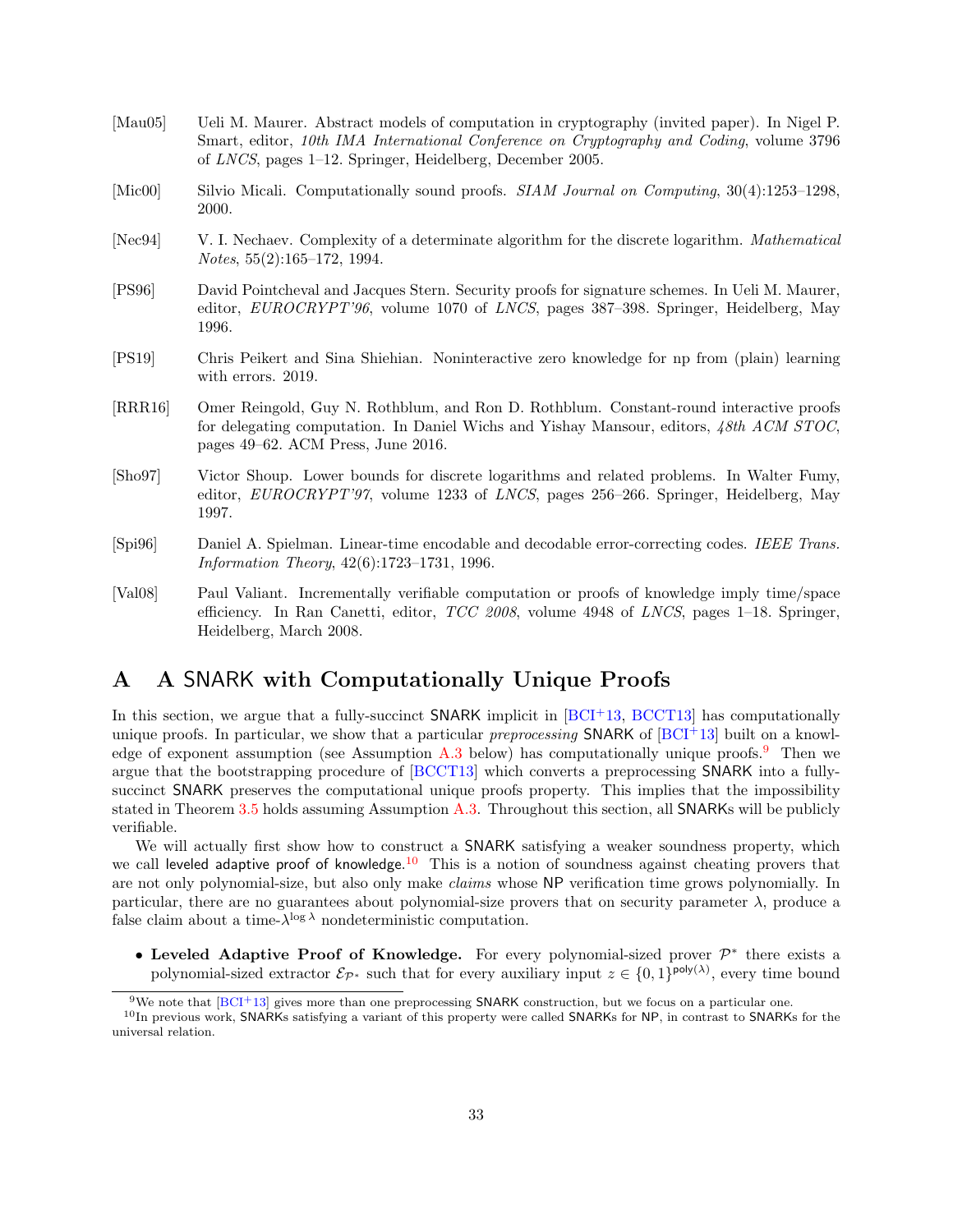[Mau05] Ueli M. Maurer. Abstract models of computation in cryptography (invited paper). In Nigel P. Smart, editor, *10th IMA International Conference on Cryptography and Coding*, volume 3796 of *LNCS*, pages 1–12. Springer, Heidelberg, December 2005.

[Mic00] Silvio Micali. Computationally sound proofs. *SIAM Journal on Computing*, 30(4):1253–1298, 2000.

[Nec94] V. I. Nechaev. Complexity of a determinate algorithm for the discrete logarithm. *Mathematical Notes*, 55(2):165–172, 1994.

[PS96] David Pointcheval and Jacques Stern. Security proofs for signature schemes. In Ueli M. Maurer, editor, *EUROCRYPT'96*, volume 1070 of *LNCS*, pages 387–398. Springer, Heidelberg, May 1996.

[PS19] Chris Peikert and Sina Shiehian. Noninteractive zero knowledge for np from (plain) learning with errors. 2019.

[RRR16] Omer Reingold, Guy N. Rothblum, and Ron D. Rothblum. Constant-round interactive proofs for delegating computation. In Daniel Wichs and Yishay Mansour, editors, *48th ACM STOC*, pages 49–62. ACM Press, June 2016.

[Sho97] Victor Shoup. Lower bounds for discrete logarithms and related problems. In Walter Fumy, editor, *EUROCRYPT'97*, volume 1233 of *LNCS*, pages 256–266. Springer, Heidelberg, May 1997.

[Spi96] Daniel A. Spielman. Linear-time encodable and decodable error-correcting codes. *IEEE Trans. Information Theory*, 42(6):1723–1731, 1996.

[Val08] Paul Valiant. Incrementally verifiable computation or proofs of knowledge imply time/space efficiency. In Ran Canetti, editor, *TCC 2008*, volume 4948 of *LNCS*, pages 1–18. Springer, Heidelberg, March 2008.

# A A SNARK with Computationally Unique Proofs

In this section, we argue that a fully-succinct SNARK implicit in [BCI+13, BCCT13] has computationally unique proofs. In particular, we show that a particular *preprocessing* SNARK of [BCI+13] built on a knowledge of exponent assumption (see Assumption A.3 below) has computationally unique proofs.[9] Then we argue that the bootstrapping procedure of [BCCT13] which converts a preprocessing SNARK into a fully-succinct SNARK preserves the computational unique proofs property. This implies that the impossibility stated in Theorem 3.5 holds assuming Assumption A.3. Throughout this section, all SNARKs will be publicly verifiable.

We will actually first show how to construct a SNARK satisfying a weaker soundness property, which we call leveled adaptive proof of knowledge.[10] This is a notion of soundness against cheating provers that are not only polynomial-size, but also only make *claims* whose NP verification time grows polynomially. In particular, there are no guarantees about polynomial-size provers that on security parameter $\lambda$, produce a false claim about a time-$\lambda^{\log \lambda}$ nondeterministic computation.

- **Leveled Adaptive Proof of Knowledge.** For every polynomial-sized prover $\mathcal{P}^*$ there exists a polynomial-sized extractor $\mathcal{E}_{\mathcal{P}^*}$ such that for every auxiliary input $z \in \{0,1\}^{\mathsf{poly}(\lambda)}$, every time bound

[9] We note that [BCI+13] gives more than one preprocessing SNARK construction, but we focus on a particular one.

[10] In previous work, SNARKs satisfying a variant of this property were called SNARKs for NP, in contrast to SNARKs for the universal relation.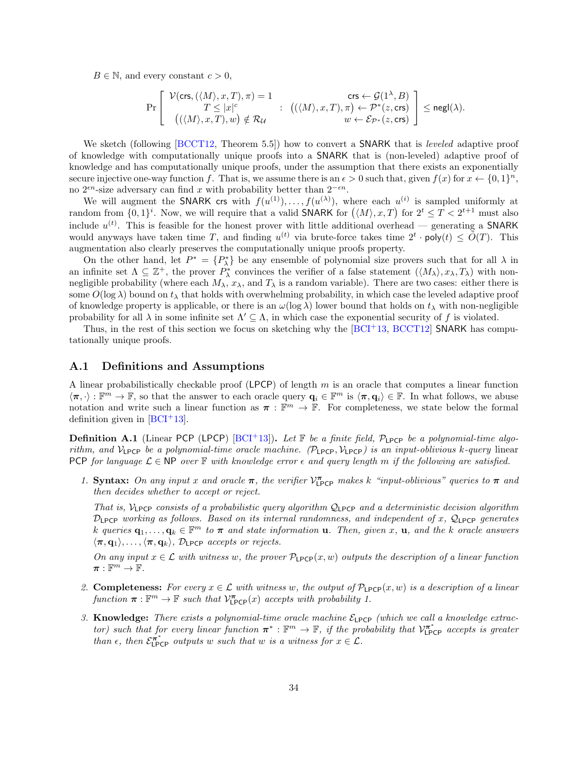$B \in \mathbb{N}$, and every constant $c > 0$,

$$\Pr\left[\begin{array}{c} \mathcal{V}(\mathsf{crs}, (\langle M\rangle, x, T), \pi) = 1 \\ T \leq |x|^c \\ \big((\langle M\rangle, x, T), w\big) \notin \mathcal{R}_{\mathcal{U}} \end{array} : \begin{array}{r} \mathsf{crs} \leftarrow \mathcal{G}(1^\lambda, B) \\ \big((\langle M\rangle, x, T), \pi\big) \leftarrow \mathcal{P}^*(z, \mathsf{crs}) \\ w \leftarrow \mathcal{E}_{\mathcal{P}^*}(z, \mathsf{crs}) \end{array}\right] \leq \mathsf{negl}(\lambda).$$

We sketch (following [BCCT12, Theorem 5.5]) how to convert a SNARK that is *leveled* adaptive proof of knowledge with computationally unique proofs into a SNARK that is (non-leveled) adaptive proof of knowledge and has computationally unique proofs, under the assumption that there exists an exponentially secure injective one-way function $f$. That is, we assume there is an $\epsilon > 0$ such that, given $f(x)$ for $x \leftarrow \{0,1\}^n$, no $2^{\epsilon n}$-size adversary can find $x$ with probability better than $2^{-\epsilon n}$.

We will augment the SNARK crs with $f(u^{(1)}), \ldots, f(u^{(\lambda)})$, where each $u^{(i)}$ is sampled uniformly at random from $\{0,1\}^i$. Now, we will require that a valid SNARK for $\big(\langle M\rangle, x, T\big)$ for $2^t \leq T < 2^{t+1}$ must also include $u^{(t)}$. This is feasible for the honest prover with little additional overhead — generating a SNARK would anyways have taken time $T$, and finding $u^{(t)}$ via brute-force takes time $2^t \cdot \mathsf{poly}(t) \leq \tilde{O}(T)$. This augmentation also clearly preserves the computationally unique proofs property.

On the other hand, let $P^* = \{P^*_\lambda\}$ be any ensemble of polynomial size provers such that for all $\lambda$ in an infinite set $\Lambda \subseteq \mathbb{Z}^+$, the prover $P^*_\lambda$ convinces the verifier of a false statement $(\langle M_\lambda\rangle, x_\lambda, T_\lambda)$ with non-negligible probability (where each $M_\lambda$, $x_\lambda$, and $T_\lambda$ is a random variable). There are two cases: either there is some $O(\log \lambda)$ bound on $t_\lambda$ that holds with overwhelming probability, in which case the leveled adaptive proof of knowledge property is applicable, or there is an $\omega(\log \lambda)$ lower bound that holds on $t_\lambda$ with non-negligible probability for all $\lambda$ in some infinite set $\Lambda' \subseteq \Lambda$, in which case the exponential security of $f$ is violated.

Thus, in the rest of this section we focus on sketching why the [BCI+13, BCCT12] SNARK has computationally unique proofs.

## A.1 Definitions and Assumptions

A linear probabilistically checkable proof (LPCP) of length $m$ is an oracle that computes a linear function $\langle \boldsymbol{\pi}, \cdot\rangle : \mathbb{F}^m \to \mathbb{F}$, so that the answer to each oracle query $\mathbf{q}_i \in \mathbb{F}^m$ is $\langle \boldsymbol{\pi}, \mathbf{q}_i\rangle \in \mathbb{F}$. In what follows, we abuse notation and write such a linear function as $\boldsymbol{\pi} : \mathbb{F}^m \to \mathbb{F}$. For completeness, we state below the formal definition given in [BCI+13].

**Definition A.1** (Linear PCP (LPCP) [BCI+13])**.** *Let $\mathbb{F}$ be a finite field, $\mathcal{P}_{\mathsf{LPCP}}$ be a polynomial-time algorithm, and $\mathcal{V}_{\mathsf{LPCP}}$ be a polynomial-time oracle machine. $(\mathcal{P}_{\mathsf{LPCP}}, \mathcal{V}_{\mathsf{LPCP}})$ is an input-oblivious $k$-query* linear PCP *for language $\mathcal{L} \in \mathsf{NP}$ over $\mathbb{F}$ with knowledge error $\epsilon$ and query length $m$ if the following are satisfied.*

1. **Syntax:** *On any input $x$ and oracle $\boldsymbol{\pi}$, the verifier $\mathcal{V}^{\boldsymbol{\pi}}_{\mathsf{LPCP}}$ makes $k$ "input-oblivious" queries to $\boldsymbol{\pi}$ and then decides whether to accept or reject.*

   *That is, $\mathcal{V}_{\mathsf{LPCP}}$ consists of a probabilistic query algorithm $\mathcal{Q}_{\mathsf{LPCP}}$ and a deterministic decision algorithm $\mathcal{D}_{\mathsf{LPCP}}$ working as follows. Based on its internal randomness, and independent of $x$, $\mathcal{Q}_{\mathsf{LPCP}}$ generates $k$ queries $\mathbf{q}_1, \ldots, \mathbf{q}_k \in \mathbb{F}^m$ to $\boldsymbol{\pi}$ and state information $\mathbf{u}$. Then, given $x$, $\mathbf{u}$, and the $k$ oracle answers $\langle \boldsymbol{\pi}, \mathbf{q}_1\rangle, \ldots, \langle \boldsymbol{\pi}, \mathbf{q}_k\rangle$, $\mathcal{D}_{\mathsf{LPCP}}$ accepts or rejects.*

   *On any input $x \in \mathcal{L}$ with witness $w$, the prover $\mathcal{P}_{\mathsf{LPCP}}(x, w)$ outputs the description of a linear function $\boldsymbol{\pi} : \mathbb{F}^m \to \mathbb{F}$.*

2. **Completeness:** *For every $x \in \mathcal{L}$ with witness $w$, the output of $\mathcal{P}_{\mathsf{LPCP}}(x, w)$ is a description of a linear function $\boldsymbol{\pi} : \mathbb{F}^m \to \mathbb{F}$ such that $\mathcal{V}^{\boldsymbol{\pi}}_{\mathsf{LPCP}}(x)$ accepts with probability 1.*

3. **Knowledge:** *There exists a polynomial-time oracle machine $\mathcal{E}_{\mathsf{LPCP}}$ (which we call a knowledge extractor) such that for every linear function $\boldsymbol{\pi}^* : \mathbb{F}^m \to \mathbb{F}$, if the probability that $\mathcal{V}^{\boldsymbol{\pi}^*}_{\mathsf{LPCP}}$ accepts is greater than $\epsilon$, then $\mathcal{E}^{\boldsymbol{\pi}^*}_{\mathsf{LPCP}}$ outputs $w$ such that $w$ is a witness for $x \in \mathcal{L}$.*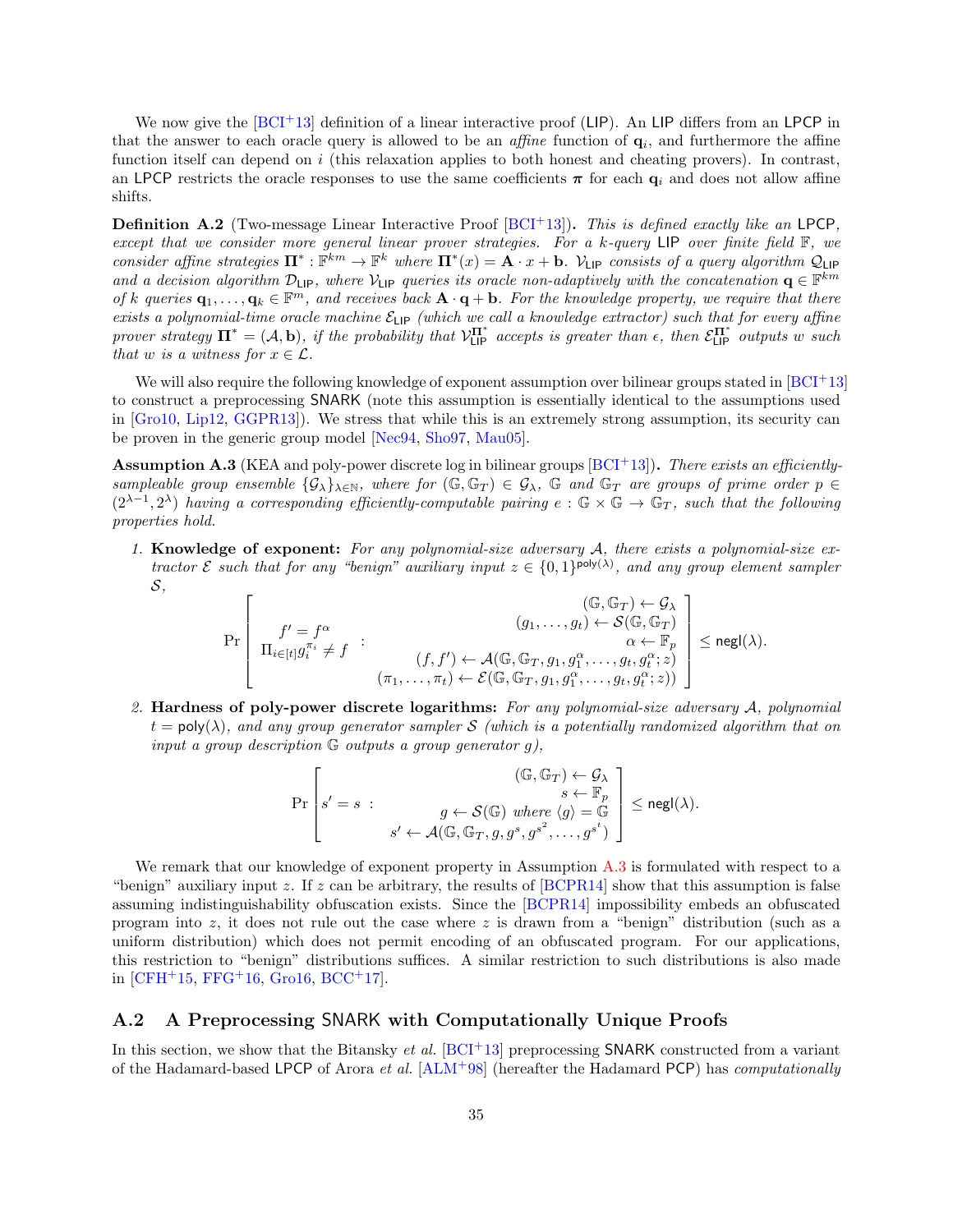We now give the [BCI+13] definition of a linear interactive proof (LIP). An LIP differs from an LPCP in that the answer to each oracle query is allowed to be an *affine* function of $\mathbf{q}_i$, and furthermore the affine function itself can depend on $i$ (this relaxation applies to both honest and cheating provers). In contrast, an LPCP restricts the oracle responses to use the same coefficients $\boldsymbol{\pi}$ for each $\mathbf{q}_i$ and does not allow affine shifts.

**Definition A.2** (Two-message Linear Interactive Proof [BCI+13])**.** *This is defined exactly like an* LPCP*, except that we consider more general linear prover strategies. For a $k$-query* LIP *over finite field $\mathbb{F}$, we consider affine strategies $\mathbf{\Pi}^* : \mathbb{F}^{km} \to \mathbb{F}^k$ where $\mathbf{\Pi}^*(x) = \mathbf{A} \cdot x + \mathbf{b}$. $\mathcal{V}_{\mathsf{LIP}}$ consists of a query algorithm $\mathcal{Q}_{\mathsf{LIP}}$ and a decision algorithm $\mathcal{D}_{\mathsf{LIP}}$, where $\mathcal{V}_{\mathsf{LIP}}$ queries its oracle non-adaptively with the concatenation $\mathbf{q} \in \mathbb{F}^{km}$ of $k$ queries $\mathbf{q}_1, \ldots, \mathbf{q}_k \in \mathbb{F}^m$, and receives back $\mathbf{A} \cdot \mathbf{q} + \mathbf{b}$. For the knowledge property, we require that there exists a polynomial-time oracle machine $\mathcal{E}_{\mathsf{LIP}}$ (which we call a knowledge extractor) such that for every affine prover strategy $\mathbf{\Pi}^* = (\mathcal{A}, \mathbf{b})$, if the probability that $\mathcal{V}_{\mathsf{LIP}}^{\mathbf{\Pi}^*}$ accepts is greater than $\epsilon$, then $\mathcal{E}_{\mathsf{LIP}}^{\mathbf{\Pi}^*}$ outputs $w$ such that $w$ is a witness for $x \in \mathcal{L}$.*

We will also require the following knowledge of exponent assumption over bilinear groups stated in [BCI+13] to construct a preprocessing SNARK (note this assumption is essentially identical to the assumptions used in [Gro10, Lip12, GGPR13]). We stress that while this is an extremely strong assumption, its security can be proven in the generic group model [Nec94, Sho97, Mau05].

**Assumption A.3** (KEA and poly-power discrete log in bilinear groups [BCI+13])**.** *There exists an efficiently-sampleable group ensemble $\{\mathcal{G}_\lambda\}_{\lambda \in \mathbb{N}}$, where for $(\mathbb{G}, \mathbb{G}_T) \in \mathcal{G}_\lambda$, $\mathbb{G}$ and $\mathbb{G}_T$ are groups of prime order $p \in (2^{\lambda-1}, 2^\lambda)$ having a corresponding efficiently-computable pairing $e : \mathbb{G} \times \mathbb{G} \to \mathbb{G}_T$, such that the following properties hold.*

1. **Knowledge of exponent:** *For any polynomial-size adversary $\mathcal{A}$, there exists a polynomial-size extractor $\mathcal{E}$ such that for any "benign" auxiliary input $z \in \{0,1\}^{\mathsf{poly}(\lambda)}$, and any group element sampler $\mathcal{S}$,*

$$\Pr\left[\begin{array}{c} f' = f^\alpha \\ \prod_{i \in [t]} g_i^{\pi_i} \neq f \end{array} : \begin{array}{r} (\mathbb{G}, \mathbb{G}_T) \leftarrow \mathcal{G}_\lambda \\ (g_1, \ldots, g_t) \leftarrow \mathcal{S}(\mathbb{G}, \mathbb{G}_T) \\ \alpha \leftarrow \mathbb{F}_p \\ (f, f') \leftarrow \mathcal{A}(\mathbb{G}, \mathbb{G}_T, g_1, g_1^\alpha, \ldots, g_t, g_t^\alpha; z) \\ (\pi_1, \ldots, \pi_t) \leftarrow \mathcal{E}(\mathbb{G}, \mathbb{G}_T, g_1, g_1^\alpha, \ldots, g_t, g_t^\alpha; z)) \end{array}\right] \leq \mathsf{negl}(\lambda).$$

2. **Hardness of poly-power discrete logarithms:** *For any polynomial-size adversary $\mathcal{A}$, polynomial $t = \mathsf{poly}(\lambda)$, and any group generator sampler $\mathcal{S}$ (which is a potentially randomized algorithm that on input a group description $\mathbb{G}$ outputs a group generator $g$),*

$$\Pr\left[ s' = s \ : \begin{array}{r} (\mathbb{G}, \mathbb{G}_T) \leftarrow \mathcal{G}_\lambda \\ s \leftarrow \mathbb{F}_p \\ g \leftarrow \mathcal{S}(\mathbb{G}) \text{ where } \langle g \rangle = \mathbb{G} \\ s' \leftarrow \mathcal{A}(\mathbb{G}, \mathbb{G}_T, g, g^s, g^{s^2}, \ldots, g^{s^t}) \end{array}\right] \leq \mathsf{negl}(\lambda).$$

We remark that our knowledge of exponent property in Assumption A.3 is formulated with respect to a "benign" auxiliary input $z$. If $z$ can be arbitrary, the results of [BCPR14] show that this assumption is false assuming indistinguishability obfuscation exists. Since the [BCPR14] impossibility embeds an obfuscated program into $z$, it does not rule out the case where $z$ is drawn from a "benign" distribution (such as a uniform distribution) which does not permit encoding of an obfuscated program. For our applications, this restriction to "benign" distributions suffices. A similar restriction to such distributions is also made in [CFH+15, FFG+16, Gro16, BCC+17].

## A.2 A Preprocessing SNARK with Computationally Unique Proofs

In this section, we show that the Bitansky *et al.* [BCI+13] preprocessing SNARK constructed from a variant of the Hadamard-based LPCP of Arora *et al.* [ALM+98] (hereafter the Hadamard PCP) has *computationally*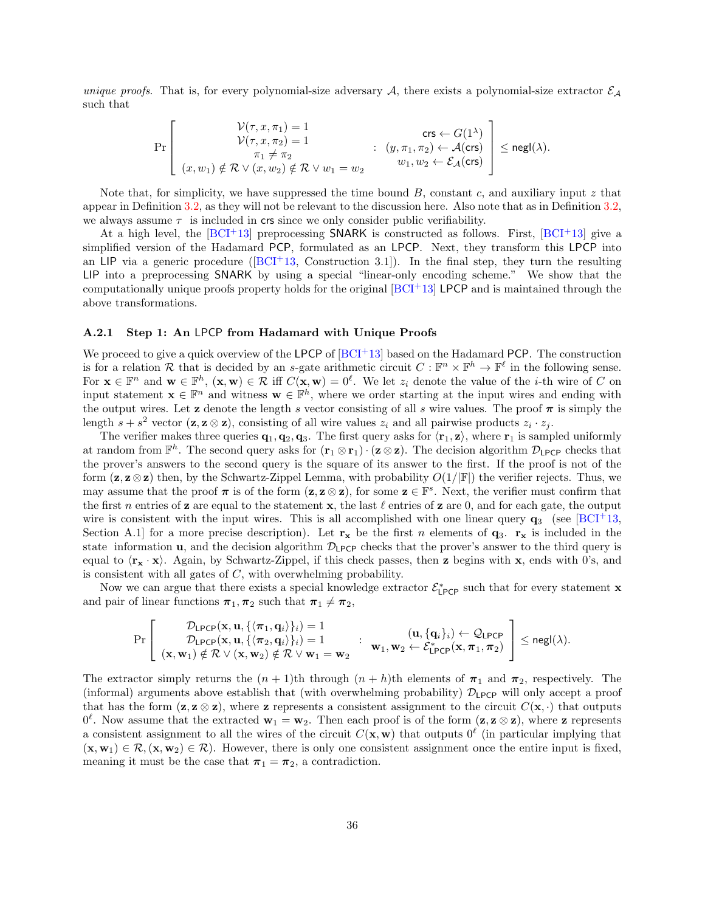*unique proofs*. That is, for every polynomial-size adversary $\mathcal{A}$, there exists a polynomial-size extractor $\mathcal{E}_\mathcal{A}$ such that

$$\Pr\left[\begin{array}{c} \mathcal{V}(\tau, x, \pi_1) = 1 \\ \mathcal{V}(\tau, x, \pi_2) = 1 \\ \pi_1 \neq \pi_2 \\ (x, w_1) \notin \mathcal{R} \vee (x, w_2) \notin \mathcal{R} \vee w_1 = w_2 \end{array} : \begin{array}{r} \mathsf{crs} \leftarrow G(1^\lambda) \\ (y, \pi_1, \pi_2) \leftarrow \mathcal{A}(\mathsf{crs}) \\ w_1, w_2 \leftarrow \mathcal{E}_\mathcal{A}(\mathsf{crs}) \end{array}\right] \leq \mathsf{negl}(\lambda).$$

Note that, for simplicity, we have suppressed the time bound $B$, constant $c$, and auxiliary input $z$ that appear in Definition 3.2, as they will not be relevant to the discussion here. Also note that as in Definition 3.2, we always assume $\tau$ is included in $\mathsf{crs}$ since we only consider public verifiability.

At a high level, the [BCI+13] preprocessing SNARK is constructed as follows. First, [BCI+13] give a simplified version of the Hadamard PCP, formulated as an LPCP. Next, they transform this LPCP into an LIP via a generic procedure ([BCI+13, Construction 3.1]). In the final step, they turn the resulting LIP into a preprocessing SNARK by using a special "linear-only encoding scheme." We show that the computationally unique proofs property holds for the original [BCI+13] LPCP and is maintained through the above transformations.

### A.2.1 Step 1: An LPCP from Hadamard with Unique Proofs

We proceed to give a quick overview of the LPCP of [BCI+13] based on the Hadamard PCP. The construction is for a relation $\mathcal{R}$ that is decided by an $s$-gate arithmetic circuit $C : \mathbb{F}^n \times \mathbb{F}^h \to \mathbb{F}^\ell$ in the following sense. For $\mathbf{x} \in \mathbb{F}^n$ and $\mathbf{w} \in \mathbb{F}^h$, $(\mathbf{x}, \mathbf{w}) \in \mathcal{R}$ iff $C(\mathbf{x}, \mathbf{w}) = 0^\ell$. We let $z_i$ denote the value of the $i$-th wire of $C$ on input statement $\mathbf{x} \in \mathbb{F}^n$ and witness $\mathbf{w} \in \mathbb{F}^h$, where we order starting at the input wires and ending with the output wires. Let $\mathbf{z}$ denote the length $s$ vector consisting of all $s$ wire values. The proof $\boldsymbol{\pi}$ is simply the length $s + s^2$ vector $(\mathbf{z}, \mathbf{z} \otimes \mathbf{z})$, consisting of all wire values $z_i$ and all pairwise products $z_i \cdot z_j$.

The verifier makes three queries $\mathbf{q}_1, \mathbf{q}_2, \mathbf{q}_3$. The first query asks for $\langle \mathbf{r}_1, \mathbf{z} \rangle$, where $\mathbf{r}_1$ is sampled uniformly at random from $\mathbb{F}^h$. The second query asks for $(\mathbf{r}_1 \otimes \mathbf{r}_1) \cdot (\mathbf{z} \otimes \mathbf{z})$. The decision algorithm $\mathcal{D}_{\mathsf{LPCP}}$ checks that the prover's answers to the second query is the square of its answer to the first. If the proof is not of the form $(\mathbf{z}, \mathbf{z} \otimes \mathbf{z})$ then, by the Schwartz-Zippel Lemma, with probability $O(1/|\mathbb{F}|)$ the verifier rejects. Thus, we may assume that the proof $\boldsymbol{\pi}$ is of the form $(\mathbf{z}, \mathbf{z} \otimes \mathbf{z})$, for some $\mathbf{z} \in \mathbb{F}^s$. Next, the verifier must confirm that the first $n$ entries of $\mathbf{z}$ are equal to the statement $\mathbf{x}$, the last $\ell$ entries of $\mathbf{z}$ are 0, and for each gate, the output wire is consistent with the input wires. This is all accomplished with one linear query $\mathbf{q}_3$ (see [BCI+13, Section A.1] for a more precise description). Let $\mathbf{r}_\mathbf{x}$ be the first $n$ elements of $\mathbf{q}_3$. $\mathbf{r}_\mathbf{x}$ is included in the state information $\mathbf{u}$, and the decision algorithm $\mathcal{D}_{\mathsf{LPCP}}$ checks that the prover's answer to the third query is equal to $\langle \mathbf{r}_\mathbf{x} \cdot \mathbf{x} \rangle$. Again, by Schwartz-Zippel, if this check passes, then $\mathbf{z}$ begins with $\mathbf{x}$, ends with 0's, and is consistent with all gates of $C$, with overwhelming probability.

Now we can argue that there exists a special knowledge extractor $\mathcal{E}^*_{\mathsf{LPCP}}$ such that for every statement $\mathbf{x}$ and pair of linear functions $\boldsymbol{\pi}_1, \boldsymbol{\pi}_2$ such that $\boldsymbol{\pi}_1 \neq \boldsymbol{\pi}_2$,

$$\Pr\left[\begin{array}{c} \mathcal{D}_{\mathsf{LPCP}}(\mathbf{x}, \mathbf{u}, \{\langle \boldsymbol{\pi}_1, \mathbf{q}_i \rangle\}_i) = 1 \\ \mathcal{D}_{\mathsf{LPCP}}(\mathbf{x}, \mathbf{u}, \{\langle \boldsymbol{\pi}_2, \mathbf{q}_i \rangle\}_i) = 1 \\ (\mathbf{x}, \mathbf{w}_1) \notin \mathcal{R} \vee (\mathbf{x}, \mathbf{w}_2) \notin \mathcal{R} \vee \mathbf{w}_1 = \mathbf{w}_2 \end{array} : \begin{array}{c} (\mathbf{u}, \{\mathbf{q}_i\}_i) \leftarrow \mathcal{Q}_{\mathsf{LPCP}} \\ \mathbf{w}_1, \mathbf{w}_2 \leftarrow \mathcal{E}^*_{\mathsf{LPCP}}(\mathbf{x}, \boldsymbol{\pi}_1, \boldsymbol{\pi}_2) \end{array}\right] \leq \mathsf{negl}(\lambda).$$

The extractor simply returns the $(n+1)$th through $(n+h)$th elements of $\boldsymbol{\pi}_1$ and $\boldsymbol{\pi}_2$, respectively. The (informal) arguments above establish that (with overwhelming probability) $\mathcal{D}_{\mathsf{LPCP}}$ will only accept a proof that has the form $(\mathbf{z}, \mathbf{z} \otimes \mathbf{z})$, where $\mathbf{z}$ represents a consistent assignment to the circuit $C(\mathbf{x}, \cdot)$ that outputs $0^\ell$. Now assume that the extracted $\mathbf{w}_1 = \mathbf{w}_2$. Then each proof is of the form $(\mathbf{z}, \mathbf{z} \otimes \mathbf{z})$, where $\mathbf{z}$ represents a consistent assignment to all the wires of the circuit $C(\mathbf{x}, \mathbf{w})$ that outputs $0^\ell$ (in particular implying that $(\mathbf{x}, \mathbf{w}_1) \in \mathcal{R}, (\mathbf{x}, \mathbf{w}_2) \in \mathcal{R}$). However, there is only one consistent assignment once the entire input is fixed, meaning it must be the case that $\boldsymbol{\pi}_1 = \boldsymbol{\pi}_2$, a contradiction.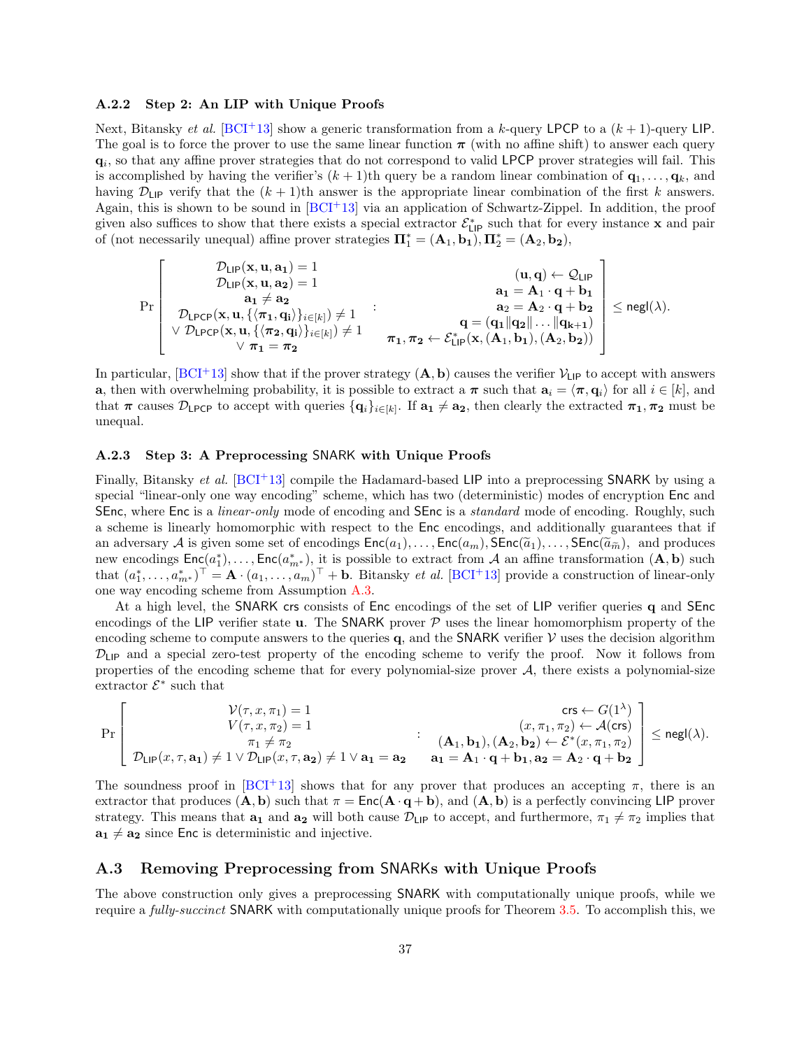### A.2.2 Step 2: An LIP with Unique Proofs

Next, Bitansky *et al.* [BCI+13] show a generic transformation from a $k$-query $\mathsf{LPCP}$ to a $(k+1)$-query $\mathsf{LIP}$. The goal is to force the prover to use the same linear function $\boldsymbol{\pi}$ (with no affine shift) to answer each query $\mathbf{q}_i$, so that any affine prover strategies that do not correspond to valid $\mathsf{LPCP}$ prover strategies will fail. This is accomplished by having the verifier's $(k+1)$th query be a random linear combination of $\mathbf{q}_1, \ldots, \mathbf{q}_k$, and having $\mathcal{D}_{\mathsf{LIP}}$ verify that the $(k+1)$th answer is the appropriate linear combination of the first $k$ answers. Again, this is shown to be sound in [BCI+13] via an application of Schwartz-Zippel. In addition, the proof given also suffices to show that there exists a special extractor $\mathcal{E}^*_{\mathsf{LIP}}$ such that for every instance $\mathbf{x}$ and pair of (not necessarily unequal) affine prover strategies $\boldsymbol{\Pi}^*_1 = (\mathbf{A}_1, \mathbf{b_1}), \boldsymbol{\Pi}^*_2 = (\mathbf{A}_2, \mathbf{b_2})$,

$$\Pr\left[\begin{array}{c} \mathcal{D}_{\mathsf{LIP}}(\mathbf{x}, \mathbf{u}, \mathbf{a_1}) = 1 \\ \mathcal{D}_{\mathsf{LIP}}(\mathbf{x}, \mathbf{u}, \mathbf{a_2}) = 1 \\ \mathbf{a_1} \neq \mathbf{a_2} \\ \mathcal{D}_{\mathsf{LPCP}}(\mathbf{x}, \mathbf{u}, \{\langle \boldsymbol{\pi_1}, \mathbf{q_i}\rangle\}_{i\in[k]}) \neq 1 \\ \vee\ \mathcal{D}_{\mathsf{LPCP}}(\mathbf{x}, \mathbf{u}, \{\langle \boldsymbol{\pi_2}, \mathbf{q_i}\rangle\}_{i\in[k]}) \neq 1 \\ \vee\ \boldsymbol{\pi_1} = \boldsymbol{\pi_2} \end{array} : \begin{array}{r} (\mathbf{u}, \mathbf{q}) \leftarrow \mathcal{Q}_{\mathsf{LIP}} \\ \mathbf{a_1} = \mathbf{A}_1 \cdot \mathbf{q} + \mathbf{b_1} \\ \mathbf{a_2} = \mathbf{A}_2 \cdot \mathbf{q} + \mathbf{b_2} \\ \mathbf{q} = (\mathbf{q_1} \| \mathbf{q_2} \| \ldots \| \mathbf{q_{k+1}}) \\ \boldsymbol{\pi_1}, \boldsymbol{\pi_2} \leftarrow \mathcal{E}^*_{\mathsf{LIP}}(\mathbf{x}, (\mathbf{A}_1, \mathbf{b_1}), (\mathbf{A}_2, \mathbf{b_2})) \end{array}\right] \leq \mathsf{negl}(\lambda).$$

In particular, [BCI+13] show that if the prover strategy $(\mathbf{A}, \mathbf{b})$ causes the verifier $\mathcal{V}_{\mathsf{LIP}}$ to accept with answers $\mathbf{a}$, then with overwhelming probability, it is possible to extract a $\boldsymbol{\pi}$ such that $\mathbf{a}_i = \langle \boldsymbol{\pi}, \mathbf{q}_i \rangle$ for all $i \in [k]$, and that $\boldsymbol{\pi}$ causes $\mathcal{D}_{\mathsf{LPCP}}$ to accept with queries $\{\mathbf{q}_i\}_{i\in[k]}$. If $\mathbf{a_1} \neq \mathbf{a_2}$, then clearly the extracted $\boldsymbol{\pi_1}, \boldsymbol{\pi_2}$ must be unequal.

### A.2.3 Step 3: A Preprocessing SNARK with Unique Proofs

Finally, Bitansky *et al.* [BCI+13] compile the Hadamard-based $\mathsf{LIP}$ into a preprocessing $\mathsf{SNARK}$ by using a special "linear-only one way encoding" scheme, which has two (deterministic) modes of encryption $\mathsf{Enc}$ and $\mathsf{SEnc}$, where $\mathsf{Enc}$ is a *linear-only* mode of encoding and $\mathsf{SEnc}$ is a *standard* mode of encoding. Roughly, such a scheme is linearly homomorphic with respect to the $\mathsf{Enc}$ encodings, and additionally guarantees that if an adversary $\mathcal{A}$ is given some set of encodings $\mathsf{Enc}(a_1), \ldots, \mathsf{Enc}(a_m), \mathsf{SEnc}(\widetilde{a}_1), \ldots, \mathsf{SEnc}(\widetilde{a}_{\widetilde{m}})$, and produces new encodings $\mathsf{Enc}(a^*_1), \ldots, \mathsf{Enc}(a^*_{m^*})$, it is possible to extract from $\mathcal{A}$ an affine transformation $(\mathbf{A}, \mathbf{b})$ such that $(a^*_1, \ldots, a^*_{m^*})^\top = \mathbf{A} \cdot (a_1, \ldots, a_m)^\top + \mathbf{b}$. Bitansky *et al.* [BCI+13] provide a construction of linear-only one way encoding scheme from Assumption A.3.

At a high level, the $\mathsf{SNARK}$ $\mathsf{crs}$ consists of $\mathsf{Enc}$ encodings of the set of $\mathsf{LIP}$ verifier queries $\mathbf{q}$ and $\mathsf{SEnc}$ encodings of the $\mathsf{LIP}$ verifier state $\mathbf{u}$. The $\mathsf{SNARK}$ prover $\mathcal{P}$ uses the linear homomorphism property of the encoding scheme to compute answers to the queries $\mathbf{q}$, and the $\mathsf{SNARK}$ verifier $\mathcal{V}$ uses the decision algorithm $\mathcal{D}_{\mathsf{LIP}}$ and a special zero-test property of the encoding scheme to verify the proof. Now it follows from properties of the encoding scheme that for every polynomial-size prover $\mathcal{A}$, there exists a polynomial-size extractor $\mathcal{E}^*$ such that

$$\Pr\left[\begin{array}{c} \mathcal{V}(\tau, x, \pi_1) = 1 \\ V(\tau, x, \pi_2) = 1 \\ \pi_1 \neq \pi_2 \\ \mathcal{D}_{\mathsf{LIP}}(x, \tau, \mathbf{a_1}) \neq 1 \vee \mathcal{D}_{\mathsf{LIP}}(x, \tau, \mathbf{a_2}) \neq 1 \vee \mathbf{a_1} = \mathbf{a_2} \end{array} : \begin{array}{r} \mathsf{crs} \leftarrow G(1^\lambda) \\ (x, \pi_1, \pi_2) \leftarrow \mathcal{A}(\mathsf{crs}) \\ (\mathbf{A}_1, \mathbf{b_1}), (\mathbf{A}_2, \mathbf{b_2}) \leftarrow \mathcal{E}^*(x, \pi_1, \pi_2) \\ \mathbf{a_1} = \mathbf{A}_1 \cdot \mathbf{q} + \mathbf{b_1}, \mathbf{a_2} = \mathbf{A}_2 \cdot \mathbf{q} + \mathbf{b_2} \end{array}\right] \leq \mathsf{negl}(\lambda).$$

The soundness proof in [BCI+13] shows that for any prover that produces an accepting $\pi$, there is an extractor that produces $(\mathbf{A}, \mathbf{b})$ such that $\pi = \mathsf{Enc}(\mathbf{A} \cdot \mathbf{q} + \mathbf{b})$, and $(\mathbf{A}, \mathbf{b})$ is a perfectly convincing $\mathsf{LIP}$ prover strategy. This means that $\mathbf{a_1}$ and $\mathbf{a_2}$ will both cause $\mathcal{D}_{\mathsf{LIP}}$ to accept, and furthermore, $\pi_1 \neq \pi_2$ implies that $\mathbf{a_1} \neq \mathbf{a_2}$ since $\mathsf{Enc}$ is deterministic and injective.

## A.3 Removing Preprocessing from SNARKs with Unique Proofs

The above construction only gives a preprocessing $\mathsf{SNARK}$ with computationally unique proofs, while we require a *fully-succinct* $\mathsf{SNARK}$ with computationally unique proofs for Theorem 3.5. To accomplish this, we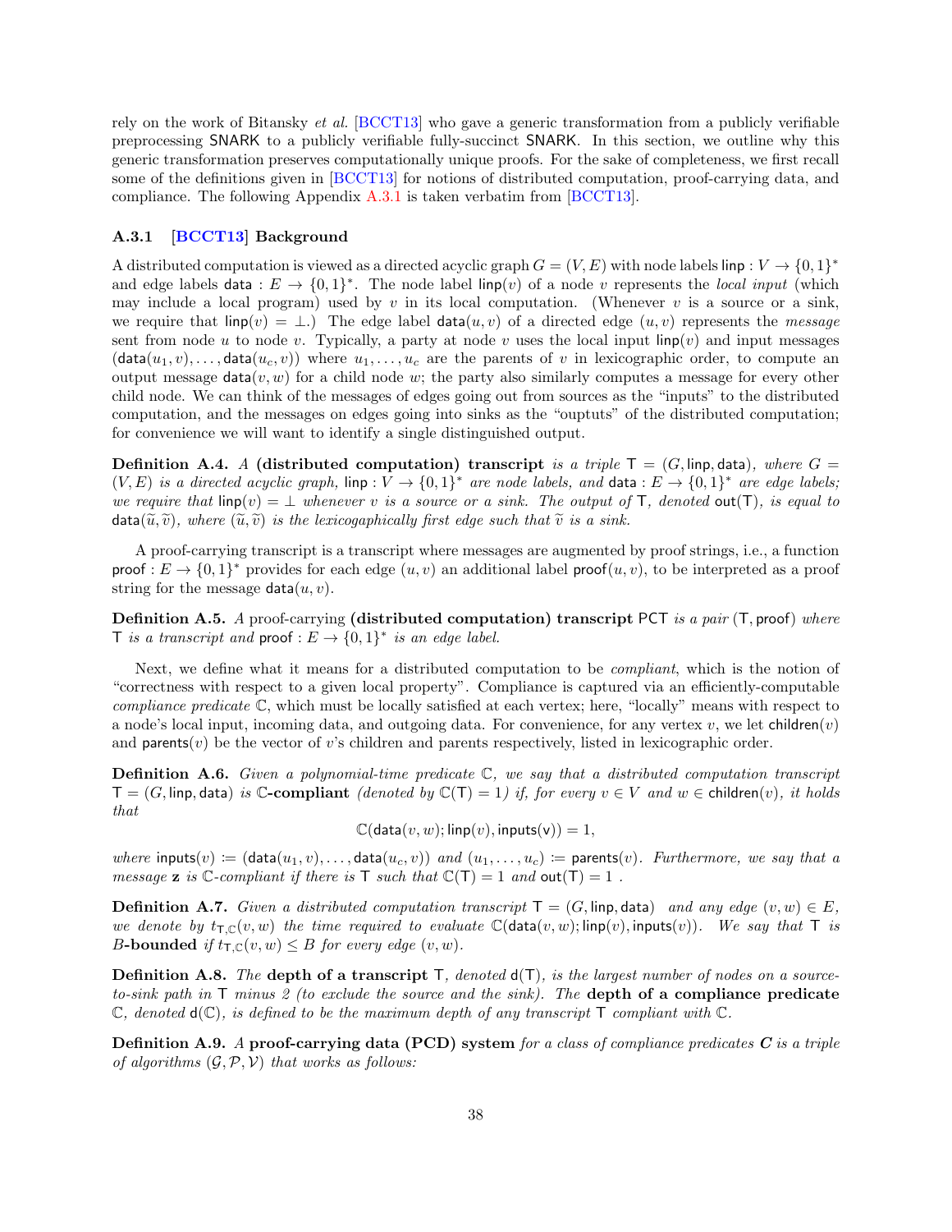rely on the work of Bitansky *et al.* [BCCT13] who gave a generic transformation from a publicly verifiable preprocessing SNARK to a publicly verifiable fully-succinct SNARK. In this section, we outline why this generic transformation preserves computationally unique proofs. For the sake of completeness, we first recall some of the definitions given in [BCCT13] for notions of distributed computation, proof-carrying data, and compliance. The following Appendix A.3.1 is taken verbatim from [BCCT13].

### A.3.1 [BCCT13] Background

A distributed computation is viewed as a directed acyclic graph $G = (V, E)$ with node labels $\mathsf{linp} : V \to \{0,1\}^*$ and edge labels $\mathsf{data} : E \to \{0,1\}^*$. The node label $\mathsf{linp}(v)$ of a node $v$ represents the *local input* (which may include a local program) used by $v$ in its local computation. (Whenever $v$ is a source or a sink, we require that $\mathsf{linp}(v) = \bot$.) The edge label $\mathsf{data}(u, v)$ of a directed edge $(u, v)$ represents the *message* sent from node $u$ to node $v$. Typically, a party at node $v$ uses the local input $\mathsf{linp}(v)$ and input messages $(\mathsf{data}(u_1, v), \ldots, \mathsf{data}(u_c, v))$ where $u_1, \ldots, u_c$ are the parents of $v$ in lexicographic order, to compute an output message $\mathsf{data}(v, w)$ for a child node $w$; the party also similarly computes a message for every other child node. We can think of the messages of edges going out from sources as the "inputs" to the distributed computation, and the messages on edges going into sinks as the "ouptuts" of the distributed computation; for convenience we will want to identify a single distinguished output.

**Definition A.4.** *A* **(distributed computation) transcript** *is a triple* $\mathsf{T} = (G, \mathsf{linp}, \mathsf{data})$*, where* $G = (V, E)$ *is a directed acyclic graph,* $\mathsf{linp} : V \to \{0,1\}^*$ *are node labels, and* $\mathsf{data} : E \to \{0,1\}^*$ *are edge labels; we require that* $\mathsf{linp}(v) = \bot$ *whenever* $v$ *is a source or a sink. The output of* $\mathsf{T}$*, denoted* $\mathsf{out}(\mathsf{T})$*, is equal to* $\mathsf{data}(\tilde{u}, \tilde{v})$*, where* $(\tilde{u}, \tilde{v})$ *is the lexicogaphically first edge such that* $\tilde{v}$ *is a sink.*

A proof-carrying transcript is a transcript where messages are augmented by proof strings, i.e., a function $\mathsf{proof} : E \to \{0,1\}^*$ provides for each edge $(u, v)$ an additional label $\mathsf{proof}(u, v)$, to be interpreted as a proof string for the message $\mathsf{data}(u, v)$.

**Definition A.5.** *A* proof-carrying **(distributed computation) transcript** $\mathsf{PCT}$ *is a pair* $(\mathsf{T}, \mathsf{proof})$ *where* $\mathsf{T}$ *is a transcript and* $\mathsf{proof} : E \to \{0,1\}^*$ *is an edge label.*

Next, we define what it means for a distributed computation to be *compliant*, which is the notion of "correctness with respect to a given local property". Compliance is captured via an efficiently-computable *compliance predicate* $\mathbb{C}$, which must be locally satisfied at each vertex; here, "locally" means with respect to a node's local input, incoming data, and outgoing data. For convenience, for any vertex $v$, we let $\mathsf{children}(v)$ and $\mathsf{parents}(v)$ be the vector of $v$'s children and parents respectively, listed in lexicographic order.

**Definition A.6.** *Given a polynomial-time predicate* $\mathbb{C}$*, we say that a distributed computation transcript* $\mathsf{T} = (G, \mathsf{linp}, \mathsf{data})$ *is* $\mathbb{C}$**-compliant** *(denoted by* $\mathbb{C}(\mathsf{T}) = 1$*) if, for every* $v \in V$ *and* $w \in \mathsf{children}(v)$*, it holds that*

$$\mathbb{C}(\mathsf{data}(v, w); \mathsf{linp}(v), \mathsf{inputs}(\mathsf{v})) = 1,$$

*where* $\mathsf{inputs}(v) := (\mathsf{data}(u_1, v), \ldots, \mathsf{data}(u_c, v))$ *and* $(u_1, \ldots, u_c) := \mathsf{parents}(v)$*. Furthermore, we say that a message* $\mathbf{z}$ *is* $\mathbb{C}$*-compliant if there is* $\mathsf{T}$ *such that* $\mathbb{C}(\mathsf{T}) = 1$ *and* $\mathsf{out}(\mathsf{T}) = 1$ *.*

**Definition A.7.** *Given a distributed computation transcript* $\mathsf{T} = (G, \mathsf{linp}, \mathsf{data})$ *and any edge* $(v, w) \in E$*, we denote by* $t_{\mathsf{T},\mathbb{C}}(v, w)$ *the time required to evaluate* $\mathbb{C}(\mathsf{data}(v, w); \mathsf{linp}(v), \mathsf{inputs}(v))$*. We say that* $\mathsf{T}$ *is* $B$**-bounded** *if* $t_{\mathsf{T},\mathbb{C}}(v, w) \le B$ *for every edge* $(v, w)$*.*

**Definition A.8.** *The* **depth of a transcript** $\mathsf{T}$*, denoted* $\mathsf{d}(\mathsf{T})$*, is the largest number of nodes on a source-to-sink path in* $\mathsf{T}$ *minus 2 (to exclude the source and the sink). The* **depth of a compliance predicate** $\mathbb{C}$*, denoted* $\mathsf{d}(\mathbb{C})$*, is defined to be the maximum depth of any transcript* $\mathsf{T}$ *compliant with* $\mathbb{C}$*.*

**Definition A.9.** *A* **proof-carrying data (PCD) system** *for a class of compliance predicates* $\boldsymbol{C}$ *is a triple of algorithms* $(\mathcal{G}, \mathcal{P}, \mathcal{V})$ *that works as follows:*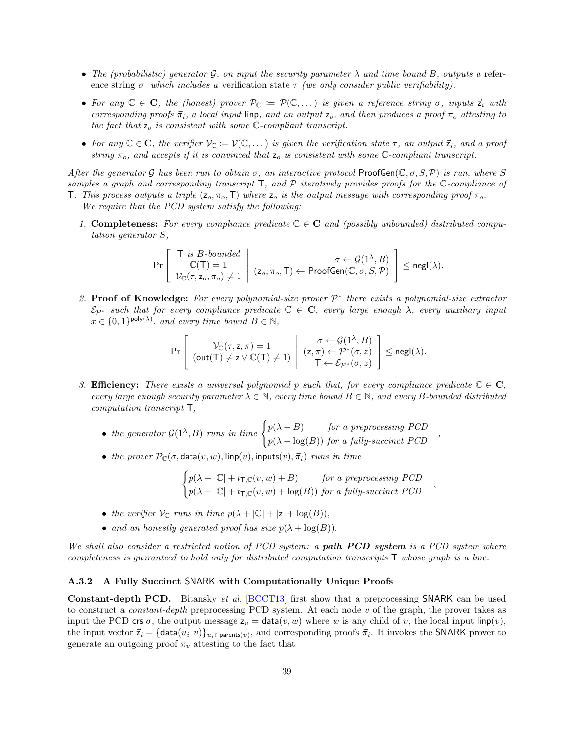- *The (probabilistic) generator $\mathcal{G}$, on input the security parameter $\lambda$ and time bound $B$, outputs a reference string $\sigma$ which includes a* verification state $\tau$ *(we only consider public verifiability).*

- *For any $\mathbb{C} \in \mathbf{C}$, the (honest) prover $\mathcal{P}_{\mathbb{C}} := \mathcal{P}(\mathbb{C}, \dots)$ is given a reference string $\sigma$, inputs $\vec{\mathsf{z}}_i$ with corresponding proofs $\vec{\pi}_i$, a local input* $\mathsf{linp}$*, and an output $\mathsf{z}_o$, and then produces a proof $\pi_o$ attesting to the fact that $\mathsf{z}_o$ is consistent with some $\mathbb{C}$-compliant transcript.*

- *For any $\mathbb{C} \in \mathbf{C}$, the verifier $\mathcal{V}_{\mathbb{C}} := \mathcal{V}(\mathbb{C}, \dots)$ is given the verification state $\tau$, an output $\vec{\mathsf{z}}_i$, and a proof string $\pi_o$, and accepts if it is convinced that $\mathsf{z}_o$ is consistent with some $\mathbb{C}$-compliant transcript.*

*After the generator $\mathcal{G}$ has been run to obtain $\sigma$, an interactive protocol* $\mathsf{ProofGen}(\mathbb{C}, \sigma, S, \mathcal{P})$ *is run, where $S$ samples a graph and corresponding transcript $\mathsf{T}$, and $\mathcal{P}$ iteratively provides proofs for the $\mathbb{C}$-compliance of $\mathsf{T}$. This process outputs a triple $(\mathsf{z}_o, \pi_o, \mathsf{T})$ where $\mathsf{z}_o$ is the output message with corresponding proof $\pi_o$.*

*We require that the PCD system satisfy the following:*

1. **Completeness:** *For every compliance predicate $\mathbb{C} \in \mathbf{C}$ and (possibly unbounded) distributed computation generator $S$,*

$$\Pr\left[\begin{array}{c} \mathsf{T} \text{ is } B\text{-bounded} \\ \mathbb{C}(\mathsf{T}) = 1 \\ \mathcal{V}_{\mathbb{C}}(\tau, \mathsf{z}_o, \pi_o) \neq 1 \end{array} \;\middle|\; \begin{array}{r} \sigma \leftarrow \mathcal{G}(1^\lambda, B) \\ (\mathsf{z}_o, \pi_o, \mathsf{T}) \leftarrow \mathsf{ProofGen}(\mathbb{C}, \sigma, S, \mathcal{P}) \end{array}\right] \leq \mathsf{negl}(\lambda).$$

2. **Proof of Knowledge:** *For every polynomial-size prover $\mathcal{P}^*$ there exists a polynomial-size extractor $\mathcal{E}_{\mathcal{P}^*}$ such that for every compliance predicate $\mathbb{C} \in \mathbf{C}$, every large enough $\lambda$, every auxiliary input $x \in \{0,1\}^{\mathsf{poly}(\lambda)}$, and every time bound $B \in \mathbb{N}$,*

$$\Pr\left[\begin{array}{c} \mathcal{V}_{\mathbb{C}}(\tau, \mathsf{z}, \pi) = 1 \\ (\mathsf{out}(\mathsf{T}) \neq \mathsf{z} \vee \mathbb{C}(\mathsf{T}) \neq 1) \end{array} \;\middle|\; \begin{array}{c} \sigma \leftarrow \mathcal{G}(1^\lambda, B) \\ (\mathsf{z}, \pi) \leftarrow \mathcal{P}^*(\sigma, z) \\ \mathsf{T} \leftarrow \mathcal{E}_{\mathcal{P}^*}(\sigma, z) \end{array}\right] \leq \mathsf{negl}(\lambda).$$

3. **Efficiency:** *There exists a universal polynomial $p$ such that, for every compliance predicate $\mathbb{C} \in \mathbf{C}$, every large enough security parameter $\lambda \in \mathbb{N}$, every time bound $B \in \mathbb{N}$, and every $B$-bounded distributed computation transcript $\mathsf{T}$,*

   - *the generator $\mathcal{G}(1^\lambda, B)$ runs in time* $\begin{cases} p(\lambda + B) & \text{for a preprocessing PCD} \\ p(\lambda + \log(B)) & \text{for a fully-succinct PCD} \end{cases}$,

   - *the prover $\mathcal{P}_{\mathbb{C}}(\sigma, \mathsf{data}(v, w), \mathsf{linp}(v), \mathsf{inputs}(v), \vec{\pi}_i)$ runs in time*

   $$\begin{cases} p(\lambda + |\mathbb{C}| + t_{\mathsf{T},\mathbb{C}}(v, w) + B) & \text{for a preprocessing PCD} \\ p(\lambda + |\mathbb{C}| + t_{\mathsf{T},\mathbb{C}}(v, w) + \log(B)) & \text{for a fully-succinct PCD} \end{cases},$$

   - *the verifier $\mathcal{V}_{\mathbb{C}}$ runs in time $p(\lambda + |\mathbb{C}| + |\mathsf{z}| + \log(B))$,*

   - *and an honestly generated proof has size $p(\lambda + \log(B))$.*

*We shall also consider a restricted notion of PCD system: a* ***path PCD system*** *is a PCD system where completeness is guaranteed to hold only for distributed computation transcripts $\mathsf{T}$ whose graph is a line.*

#### A.3.2 A Fully Succinct SNARK with Computationally Unique Proofs

**Constant-depth PCD.** Bitansky *et al.* [BCCT13] first show that a preprocessing SNARK can be used to construct a *constant-depth* preprocessing PCD system. At each node $v$ of the graph, the prover takes as input the PCD crs $\sigma$, the output message $\mathsf{z}_v = \mathsf{data}(v, w)$ where $w$ is any child of $v$, the local input $\mathsf{linp}(v)$, the input vector $\vec{\mathsf{z}}_i = \{\mathsf{data}(u_i, v)\}_{u_i \in \mathsf{parents}(v)}$, and corresponding proofs $\vec{\pi}_i$. It invokes the SNARK prover to generate an outgoing proof $\pi_v$ attesting to the fact that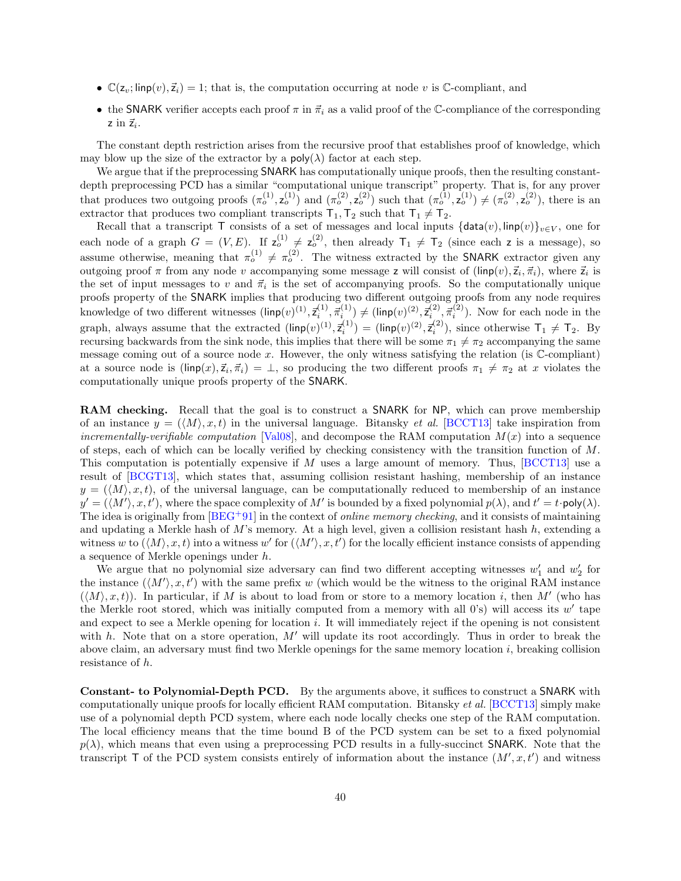- $\mathbb{C}(\mathsf{z}_v; \mathsf{linp}(v), \vec{\mathsf{z}}_i) = 1$; that is, the computation occurring at node $v$ is $\mathbb{C}$-compliant, and
- the SNARK verifier accepts each proof $\pi$ in $\vec{\pi}_i$ as a valid proof of the $\mathbb{C}$-compliance of the corresponding $\mathsf{z}$ in $\vec{\mathsf{z}}_i$.

The constant depth restriction arises from the recursive proof that establishes proof of knowledge, which may blow up the size of the extractor by a $\mathsf{poly}(\lambda)$ factor at each step.

We argue that if the preprocessing SNARK has computationally unique proofs, then the resulting constant-depth preprocessing PCD has a similar "computational unique transcript" property. That is, for any prover that produces two outgoing proofs $(\pi_o^{(1)}, \mathsf{z}_o^{(1)})$ and $(\pi_o^{(2)}, \mathsf{z}_o^{(2)})$ such that $(\pi_o^{(1)}, \mathsf{z}_o^{(1)}) \neq (\pi_o^{(2)}, \mathsf{z}_o^{(2)})$, there is an extractor that produces two compliant transcripts $\mathsf{T}_1, \mathsf{T}_2$ such that $\mathsf{T}_1 \neq \mathsf{T}_2$.

Recall that a transcript $\mathsf{T}$ consists of a set of messages and local inputs $\{\mathsf{data}(v), \mathsf{linp}(v)\}_{v \in V}$, one for each node of a graph $G = (V, E)$. If $\mathsf{z}_o^{(1)} \neq \mathsf{z}_o^{(2)}$, then already $\mathsf{T}_1 \neq \mathsf{T}_2$ (since each $\mathsf{z}$ is a message), so assume otherwise, meaning that $\pi_o^{(1)} \neq \pi_o^{(2)}$. The witness extracted by the SNARK extractor given any outgoing proof $\pi$ from any node $v$ accompanying some message $\mathsf{z}$ will consist of $(\mathsf{linp}(v), \vec{\mathsf{z}}_i, \vec{\pi}_i)$, where $\vec{\mathsf{z}}_i$ is the set of input messages to $v$ and $\vec{\pi}_i$ is the set of accompanying proofs. So the computationally unique proofs property of the SNARK implies that producing two different outgoing proofs from any node requires knowledge of two different witnesses $(\mathsf{linp}(v)^{(1)}, \vec{\mathsf{z}}_i^{(1)}, \vec{\pi}_i^{(1)}) \neq (\mathsf{linp}(v)^{(2)}, \vec{\mathsf{z}}_i^{(2)}, \vec{\pi}_i^{(2)})$. Now for each node in the graph, always assume that the extracted $(\mathsf{linp}(v)^{(1)}, \vec{\mathsf{z}}_i^{(1)}) = (\mathsf{linp}(v)^{(2)}, \vec{\mathsf{z}}_i^{(2)})$, since otherwise $\mathsf{T}_1 \neq \mathsf{T}_2$. By recursing backwards from the sink node, this implies that there will be some $\pi_1 \neq \pi_2$ accompanying the same message coming out of a source node $x$. However, the only witness satisfying the relation (is $\mathbb{C}$-compliant) at a source node is $(\mathsf{linp}(x), \vec{\mathsf{z}}_i, \vec{\pi}_i) = \perp$, so producing the two different proofs $\pi_1 \neq \pi_2$ at $x$ violates the computationally unique proofs property of the SNARK.

**RAM checking.** Recall that the goal is to construct a SNARK for NP, which can prove membership of an instance $y = (\langle M \rangle, x, t)$ in the universal language. Bitansky *et al.* [BCCT13] take inspiration from *incrementally-verifiable computation* [Val08], and decompose the RAM computation $M(x)$ into a sequence of steps, each of which can be locally verified by checking consistency with the transition function of $M$. This computation is potentially expensive if $M$ uses a large amount of memory. Thus, [BCCT13] use a result of [BCGT13], which states that, assuming collision resistant hashing, membership of an instance $y = (\langle M \rangle, x, t)$, of the universal language, can be computationally reduced to membership of an instance $y' = (\langle M' \rangle, x, t')$, where the space complexity of $M'$ is bounded by a fixed polynomial $p(\lambda)$, and $t' = t \cdot \mathsf{poly}(\lambda)$. The idea is originally from [BEG+91] in the context of *online memory checking*, and it consists of maintaining and updating a Merkle hash of $M$'s memory. At a high level, given a collision resistant hash $h$, extending a witness $w$ to $(\langle M \rangle, x, t)$ into a witness $w'$ for $(\langle M' \rangle, x, t')$ for the locally efficient instance consists of appending a sequence of Merkle openings under $h$.

We argue that no polynomial size adversary can find two different accepting witnesses $w_1'$ and $w_2'$ for the instance $(\langle M' \rangle, x, t')$ with the same prefix $w$ (which would be the witness to the original RAM instance $(\langle M \rangle, x, t)$). In particular, if $M$ is about to load from or store to a memory location $i$, then $M'$ (who has the Merkle root stored, which was initially computed from a memory with all 0's) will access its $w'$ tape and expect to see a Merkle opening for location $i$. It will immediately reject if the opening is not consistent with $h$. Note that on a store operation, $M'$ will update its root accordingly. Thus in order to break the above claim, an adversary must find two Merkle openings for the same memory location $i$, breaking collision resistance of $h$.

**Constant- to Polynomial-Depth PCD.** By the arguments above, it suffices to construct a SNARK with computationally unique proofs for locally efficient RAM computation. Bitansky *et al.* [BCCT13] simply make use of a polynomial depth PCD system, where each node locally checks one step of the RAM computation. The local efficiency means that the time bound B of the PCD system can be set to a fixed polynomial $p(\lambda)$, which means that even using a preprocessing PCD results in a fully-succinct SNARK. Note that the transcript $\mathsf{T}$ of the PCD system consists entirely of information about the instance $(M', x, t')$ and witness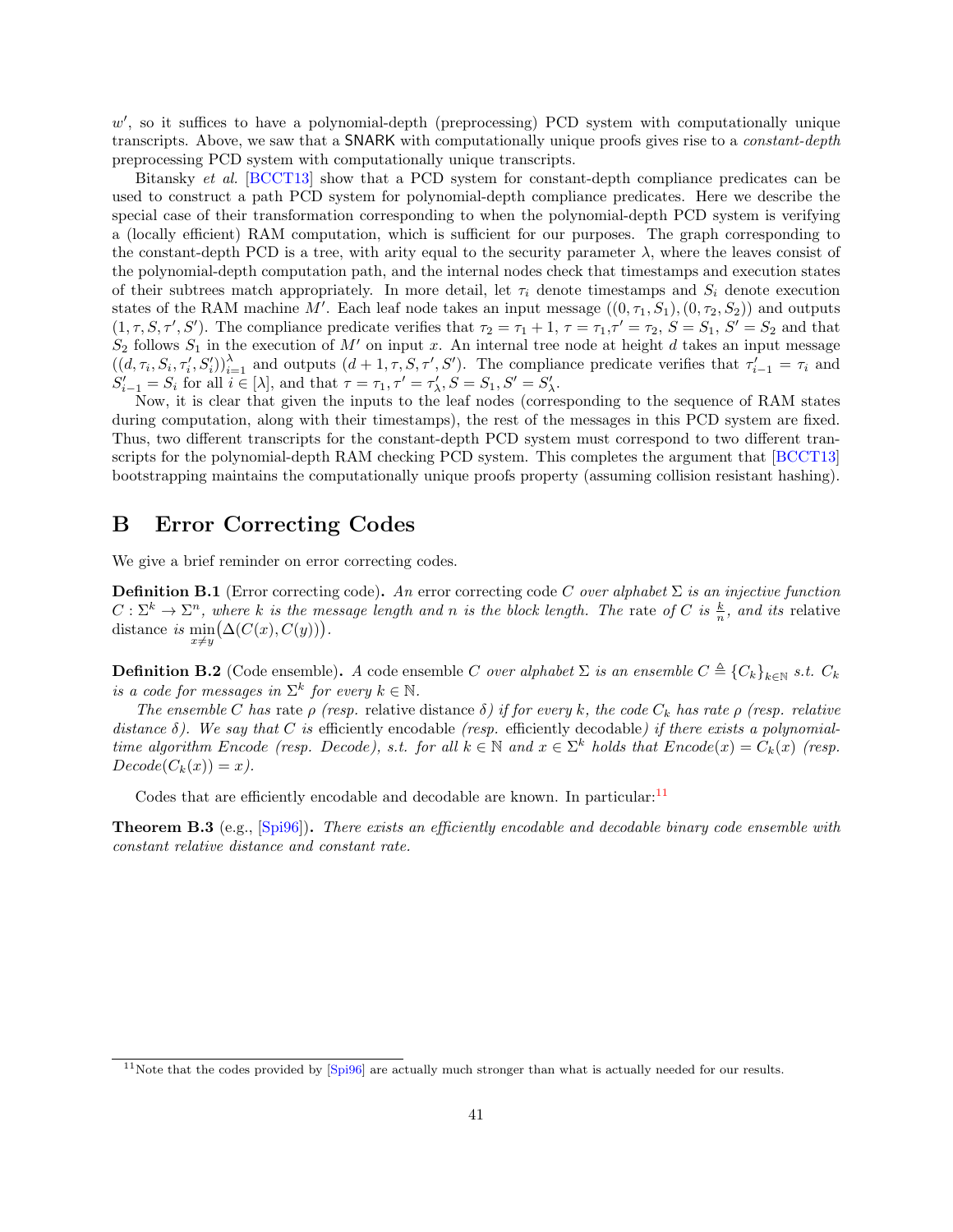$w'$, so it suffices to have a polynomial-depth (preprocessing) PCD system with computationally unique transcripts. Above, we saw that a SNARK with computationally unique proofs gives rise to a *constant-depth* preprocessing PCD system with computationally unique transcripts.

Bitansky *et al.* [BCCT13] show that a PCD system for constant-depth compliance predicates can be used to construct a path PCD system for polynomial-depth compliance predicates. Here we describe the special case of their transformation corresponding to when the polynomial-depth PCD system is verifying a (locally efficient) RAM computation, which is sufficient for our purposes. The graph corresponding to the constant-depth PCD is a tree, with arity equal to the security parameter $\lambda$, where the leaves consist of the polynomial-depth computation path, and the internal nodes check that timestamps and execution states of their subtrees match appropriately. In more detail, let $\tau_i$ denote timestamps and $S_i$ denote execution states of the RAM machine $M'$. Each leaf node takes an input message $((0, \tau_1, S_1), (0, \tau_2, S_2))$ and outputs $(1, \tau, S, \tau', S')$. The compliance predicate verifies that $\tau_2 = \tau_1 + 1$, $\tau = \tau_1, \tau' = \tau_2$, $S = S_1$, $S' = S_2$ and that $S_2$ follows $S_1$ in the execution of $M'$ on input $x$. An internal tree node at height $d$ takes an input message $((d, \tau_i, S_i, \tau_i', S_i'))_{i=1}^{\lambda}$ and outputs $(d+1, \tau, S, \tau', S')$. The compliance predicate verifies that $\tau_{i-1}' = \tau_i$ and $S_{i-1}' = S_i$ for all $i \in [\lambda]$, and that $\tau = \tau_1, \tau' = \tau_\lambda', S = S_1, S' = S_\lambda'$.

Now, it is clear that given the inputs to the leaf nodes (corresponding to the sequence of RAM states during computation, along with their timestamps), the rest of the messages in this PCD system are fixed. Thus, two different transcripts for the constant-depth PCD system must correspond to two different transcripts for the polynomial-depth RAM checking PCD system. This completes the argument that [BCCT13] bootstrapping maintains the computationally unique proofs property (assuming collision resistant hashing).

# B Error Correcting Codes

We give a brief reminder on error correcting codes.

**Definition B.1** (Error correcting code)**.** *An* error correcting code $C$ *over alphabet* $\Sigma$ *is an injective function* $C : \Sigma^k \to \Sigma^n$*, where* $k$ *is the message length and* $n$ *is the block length. The* rate *of* $C$ *is* $\frac{k}{n}$*, and its* relative distance *is* $\min_{x \neq y}\big(\Delta(C(x), C(y))\big)$.

**Definition B.2** (Code ensemble)**.** *A* code ensemble $C$ *over alphabet* $\Sigma$ *is an ensemble* $C \triangleq \{C_k\}_{k \in \mathbb{N}}$ *s.t.* $C_k$ *is a code for messages in* $\Sigma^k$ *for every* $k \in \mathbb{N}$.

*The ensemble* $C$ *has* rate $\rho$ *(resp.* relative distance $\delta$*) if for every* $k$*, the code* $C_k$ *has rate* $\rho$ *(resp. relative distance* $\delta$*). We say that* $C$ *is* efficiently encodable *(resp.* efficiently decodable*) if there exists a polynomial-time algorithm Encode (resp. Decode), s.t. for all* $k \in \mathbb{N}$ *and* $x \in \Sigma^k$ *holds that* $Encode(x) = C_k(x)$ *(resp.* $Decode(C_k(x)) = x$*).*

Codes that are efficiently encodable and decodable are known. In particular:[11]

**Theorem B.3** (e.g., [Spi96])**.** *There exists an efficiently encodable and decodable binary code ensemble with constant relative distance and constant rate.*

[11] Note that the codes provided by [Spi96] are actually much stronger than what is actually needed for our results.